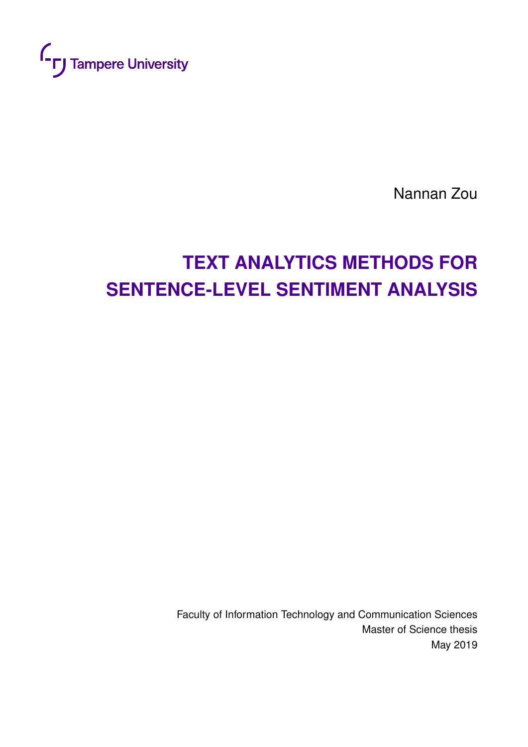Tampere University

Nannan Zou

# TEXT ANALYTICS METHODS FOR SENTENCE-LEVEL SENTIMENT ANALYSIS

Faculty of Information Technology and Communication Sciences
Master of Science thesis
May 2019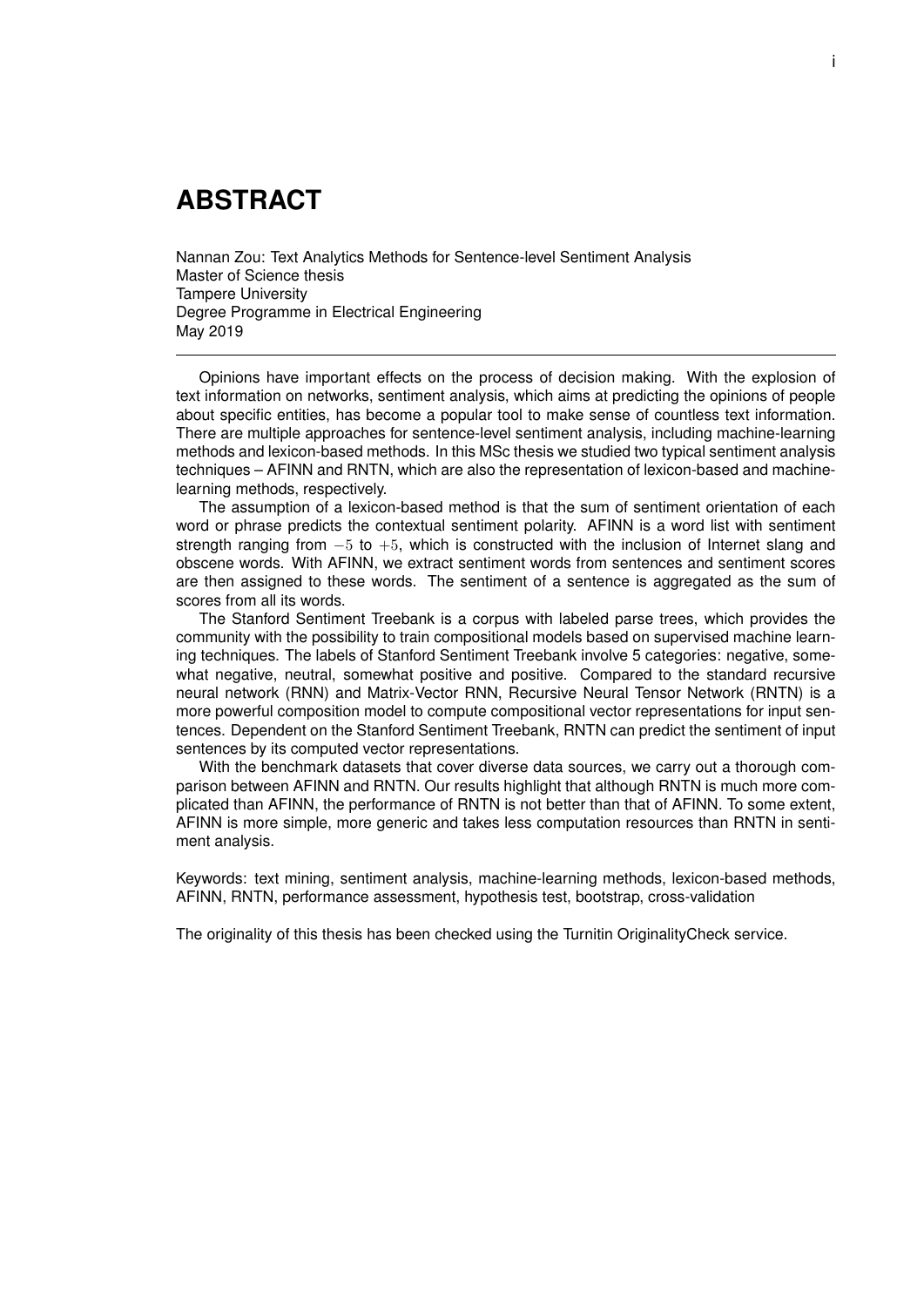# ABSTRACT

Nannan Zou: Text Analytics Methods for Sentence-level Sentiment Analysis
Master of Science thesis
Tampere University
Degree Programme in Electrical Engineering
May 2019

---

Opinions have important effects on the process of decision making. With the explosion of text information on networks, sentiment analysis, which aims at predicting the opinions of people about specific entities, has become a popular tool to make sense of countless text information. There are multiple approaches for sentence-level sentiment analysis, including machine-learning methods and lexicon-based methods. In this MSc thesis we studied two typical sentiment analysis techniques – AFINN and RNTN, which are also the representation of lexicon-based and machine-learning methods, respectively.

The assumption of a lexicon-based method is that the sum of sentiment orientation of each word or phrase predicts the contextual sentiment polarity. AFINN is a word list with sentiment strength ranging from $-5$ to $+5$, which is constructed with the inclusion of Internet slang and obscene words. With AFINN, we extract sentiment words from sentences and sentiment scores are then assigned to these words. The sentiment of a sentence is aggregated as the sum of scores from all its words.

The Stanford Sentiment Treebank is a corpus with labeled parse trees, which provides the community with the possibility to train compositional models based on supervised machine learning techniques. The labels of Stanford Sentiment Treebank involve 5 categories: negative, somewhat negative, neutral, somewhat positive and positive. Compared to the standard recursive neural network (RNN) and Matrix-Vector RNN, Recursive Neural Tensor Network (RNTN) is a more powerful composition model to compute compositional vector representations for input sentences. Dependent on the Stanford Sentiment Treebank, RNTN can predict the sentiment of input sentences by its computed vector representations.

With the benchmark datasets that cover diverse data sources, we carry out a thorough comparison between AFINN and RNTN. Our results highlight that although RNTN is much more complicated than AFINN, the performance of RNTN is not better than that of AFINN. To some extent, AFINN is more simple, more generic and takes less computation resources than RNTN in sentiment analysis.

Keywords: text mining, sentiment analysis, machine-learning methods, lexicon-based methods, AFINN, RNTN, performance assessment, hypothesis test, bootstrap, cross-validation

The originality of this thesis has been checked using the Turnitin OriginalityCheck service.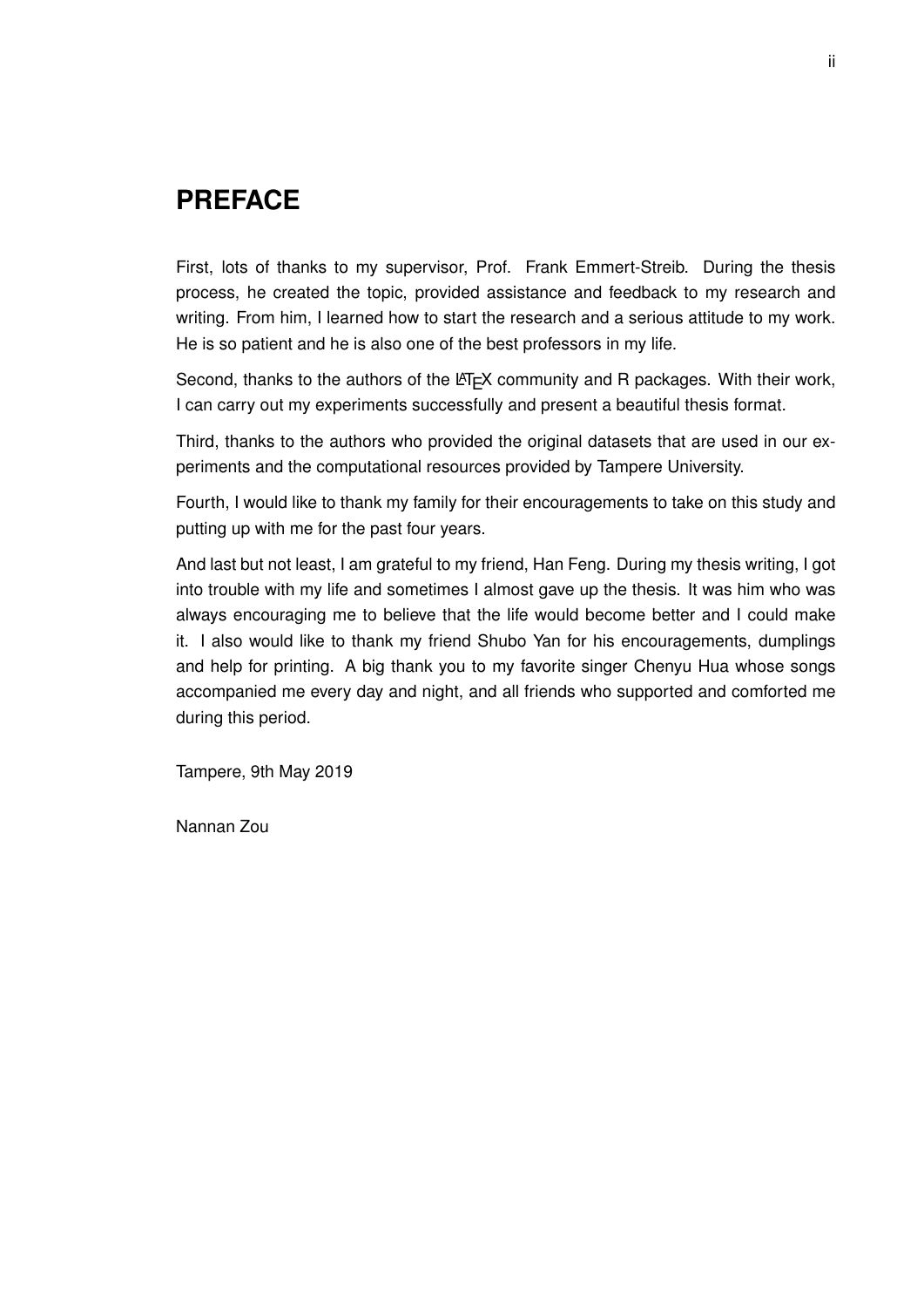# PREFACE

First, lots of thanks to my supervisor, Prof. Frank Emmert-Streib. During the thesis process, he created the topic, provided assistance and feedback to my research and writing. From him, I learned how to start the research and a serious attitude to my work. He is so patient and he is also one of the best professors in my life.

Second, thanks to the authors of the LaTeX community and R packages. With their work, I can carry out my experiments successfully and present a beautiful thesis format.

Third, thanks to the authors who provided the original datasets that are used in our experiments and the computational resources provided by Tampere University.

Fourth, I would like to thank my family for their encouragements to take on this study and putting up with me for the past four years.

And last but not least, I am grateful to my friend, Han Feng. During my thesis writing, I got into trouble with my life and sometimes I almost gave up the thesis. It was him who was always encouraging me to believe that the life would become better and I could make it. I also would like to thank my friend Shubo Yan for his encouragements, dumplings and help for printing. A big thank you to my favorite singer Chenyu Hua whose songs accompanied me every day and night, and all friends who supported and comforted me during this period.

Tampere, 9th May 2019

Nannan Zou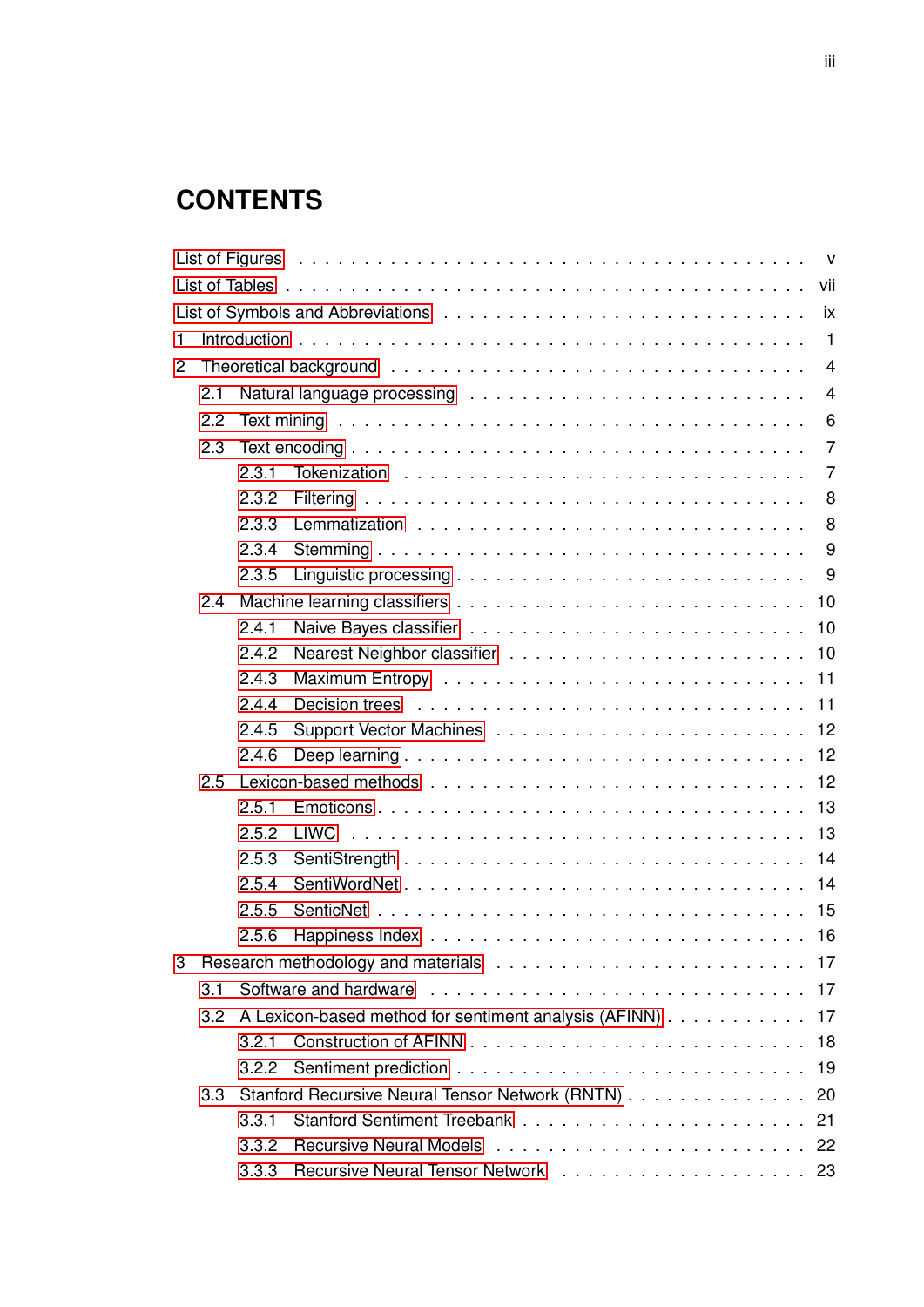# CONTENTS

- List of Figures . . . . . . . . . . . . . . . . . . . . . . . . . . . . . . . . . v
- List of Tables . . . . . . . . . . . . . . . . . . . . . . . . . . . . . . . . . vii
- List of Symbols and Abbreviations . . . . . . . . . . . . . . . . . . . . . . . ix
- 1 Introduction . . . . . . . . . . . . . . . . . . . . . . . . . . . . . . . . . 1
- 2 Theoretical background . . . . . . . . . . . . . . . . . . . . . . . . . . . 4
  - 2.1 Natural language processing . . . . . . . . . . . . . . . . . . . . . 4
  - 2.2 Text mining . . . . . . . . . . . . . . . . . . . . . . . . . . . . . . 6
  - 2.3 Text encoding . . . . . . . . . . . . . . . . . . . . . . . . . . . . . 7
    - 2.3.1 Tokenization . . . . . . . . . . . . . . . . . . . . . . . . . . 7
    - 2.3.2 Filtering . . . . . . . . . . . . . . . . . . . . . . . . . . . . 8
    - 2.3.3 Lemmatization . . . . . . . . . . . . . . . . . . . . . . . . . 8
    - 2.3.4 Stemming . . . . . . . . . . . . . . . . . . . . . . . . . . . 9
    - 2.3.5 Linguistic processing . . . . . . . . . . . . . . . . . . . . . 9
  - 2.4 Machine learning classifiers . . . . . . . . . . . . . . . . . . . . . 10
    - 2.4.1 Naive Bayes classifier . . . . . . . . . . . . . . . . . . . . . 10
    - 2.4.2 Nearest Neighbor classifier . . . . . . . . . . . . . . . . . . 10
    - 2.4.3 Maximum Entropy . . . . . . . . . . . . . . . . . . . . . . . 11
    - 2.4.4 Decision trees . . . . . . . . . . . . . . . . . . . . . . . . . 11
    - 2.4.5 Support Vector Machines . . . . . . . . . . . . . . . . . . . 12
    - 2.4.6 Deep learning . . . . . . . . . . . . . . . . . . . . . . . . . 12
  - 2.5 Lexicon-based methods . . . . . . . . . . . . . . . . . . . . . . . . 12
    - 2.5.1 Emoticons . . . . . . . . . . . . . . . . . . . . . . . . . . . 13
    - 2.5.2 LIWC . . . . . . . . . . . . . . . . . . . . . . . . . . . . . 13
    - 2.5.3 SentiStrength . . . . . . . . . . . . . . . . . . . . . . . . . 14
    - 2.5.4 SentiWordNet . . . . . . . . . . . . . . . . . . . . . . . . . 14
    - 2.5.5 SenticNet . . . . . . . . . . . . . . . . . . . . . . . . . . . 15
    - 2.5.6 Happiness Index . . . . . . . . . . . . . . . . . . . . . . . . 16
- 3 Research methodology and materials . . . . . . . . . . . . . . . . . . . . 17
  - 3.1 Software and hardware . . . . . . . . . . . . . . . . . . . . . . . . 17
  - 3.2 A Lexicon-based method for sentiment analysis (AFINN) . . . . . . . . . . 17
    - 3.2.1 Construction of AFINN . . . . . . . . . . . . . . . . . . . . . 18
    - 3.2.2 Sentiment prediction . . . . . . . . . . . . . . . . . . . . . . 19
  - 3.3 Stanford Recursive Neural Tensor Network (RNTN) . . . . . . . . . . . . . 20
    - 3.3.1 Stanford Sentiment Treebank . . . . . . . . . . . . . . . . . . 21
    - 3.3.2 Recursive Neural Models . . . . . . . . . . . . . . . . . . . . 22
    - 3.3.3 Recursive Neural Tensor Network . . . . . . . . . . . . . . . . 23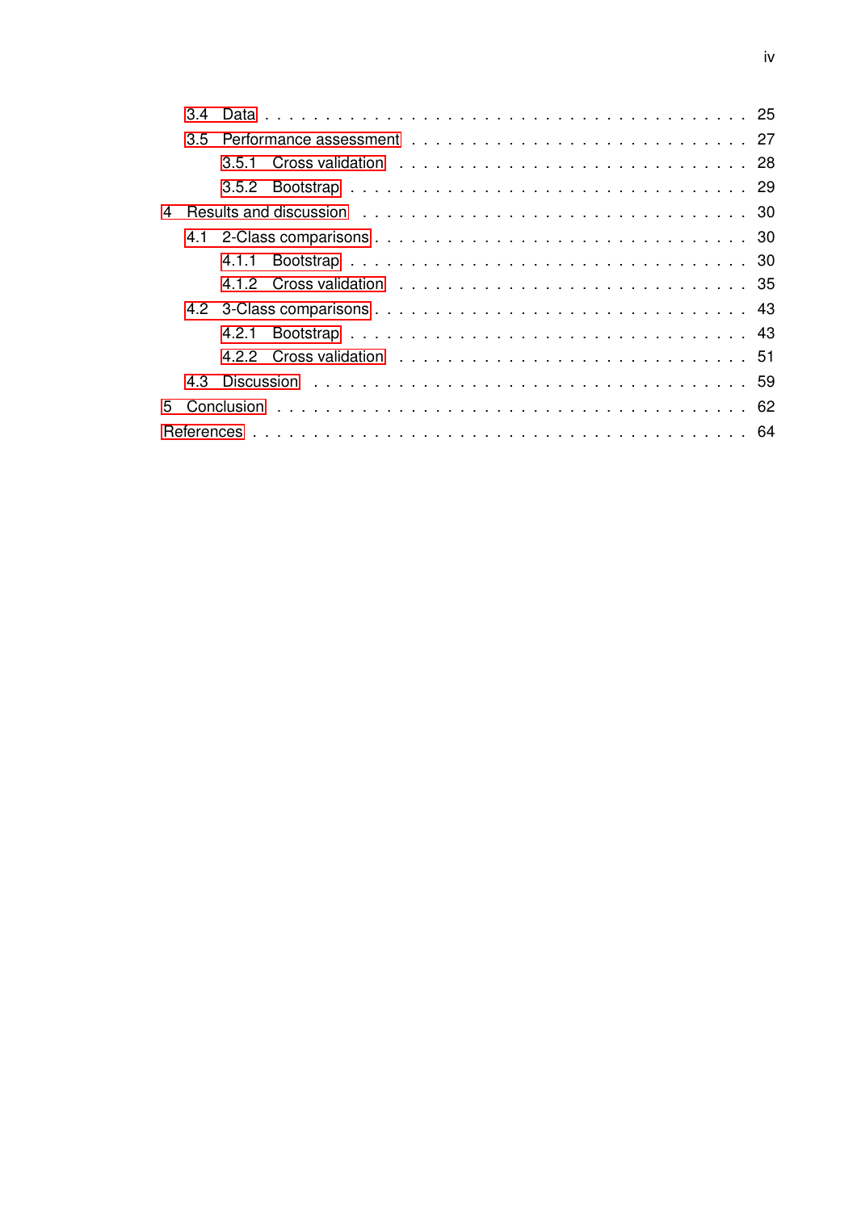3.4 Data . . . . . . . . . . . . . . . . . . . . . . . . . . . . . . . . . . . . . 25

3.5 Performance assessment . . . . . . . . . . . . . . . . . . . . . . . . . . 27

3.5.1 Cross validation . . . . . . . . . . . . . . . . . . . . . . . . . 28

3.5.2 Bootstrap . . . . . . . . . . . . . . . . . . . . . . . . . . . . 29

4 Results and discussion . . . . . . . . . . . . . . . . . . . . . . . . . . . . 30

4.1 2-Class comparisons . . . . . . . . . . . . . . . . . . . . . . . . . . . . 30

4.1.1 Bootstrap . . . . . . . . . . . . . . . . . . . . . . . . . . . . 30

4.1.2 Cross validation . . . . . . . . . . . . . . . . . . . . . . . . . 35

4.2 3-Class comparisons . . . . . . . . . . . . . . . . . . . . . . . . . . . . 43

4.2.1 Bootstrap . . . . . . . . . . . . . . . . . . . . . . . . . . . . 43

4.2.2 Cross validation . . . . . . . . . . . . . . . . . . . . . . . . . 51

4.3 Discussion . . . . . . . . . . . . . . . . . . . . . . . . . . . . . . . . . 59

5 Conclusion . . . . . . . . . . . . . . . . . . . . . . . . . . . . . . . . . . 62

References . . . . . . . . . . . . . . . . . . . . . . . . . . . . . . . . . . . 64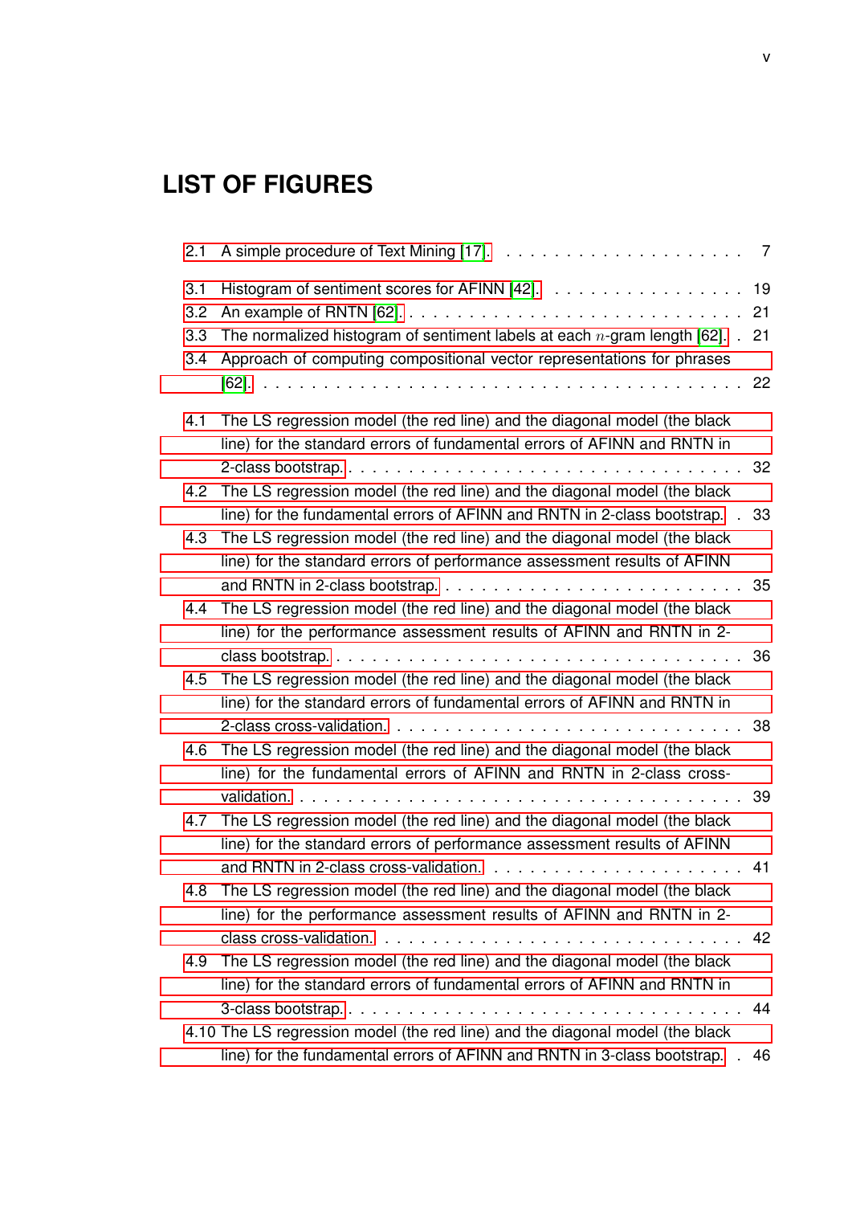# LIST OF FIGURES

2.1 A simple procedure of Text Mining [17]. . . . . . . . . . . . . . . . . . . . 7

3.1 Histogram of sentiment scores for AFINN [42]. . . . . . . . . . . . . . . . 19

3.2 An example of RNTN [62]. . . . . . . . . . . . . . . . . . . . . . . . . . . . 21

3.3 The normalized histogram of sentiment labels at each $n$-gram length [62]. . 21

3.4 Approach of computing compositional vector representations for phrases [62]. . . . . . . . . . . . . . . . . . . . . . . . . . . . . . . . . . . . . . 22

4.1 The LS regression model (the red line) and the diagonal model (the black line) for the standard errors of fundamental errors of AFINN and RNTN in 2-class bootstrap. . . . . . . . . . . . . . . . . . . . . . . . . . . . . . . 32

4.2 The LS regression model (the red line) and the diagonal model (the black line) for the fundamental errors of AFINN and RNTN in 2-class bootstrap. . 33

4.3 The LS regression model (the red line) and the diagonal model (the black line) for the standard errors of performance assessment results of AFINN and RNTN in 2-class bootstrap. . . . . . . . . . . . . . . . . . . . . . . . 35

4.4 The LS regression model (the red line) and the diagonal model (the black line) for the performance assessment results of AFINN and RNTN in 2-class bootstrap. . . . . . . . . . . . . . . . . . . . . . . . . . . . . . . . 36

4.5 The LS regression model (the red line) and the diagonal model (the black line) for the standard errors of fundamental errors of AFINN and RNTN in 2-class cross-validation. . . . . . . . . . . . . . . . . . . . . . . . . . . . 38

4.6 The LS regression model (the red line) and the diagonal model (the black line) for the fundamental errors of AFINN and RNTN in 2-class cross-validation. . . . . . . . . . . . . . . . . . . . . . . . . . . . . . . . . . . 39

4.7 The LS regression model (the red line) and the diagonal model (the black line) for the standard errors of performance assessment results of AFINN and RNTN in 2-class cross-validation. . . . . . . . . . . . . . . . . . . . 41

4.8 The LS regression model (the red line) and the diagonal model (the black line) for the performance assessment results of AFINN and RNTN in 2-class cross-validation. . . . . . . . . . . . . . . . . . . . . . . . . . . . . 42

4.9 The LS regression model (the red line) and the diagonal model (the black line) for the standard errors of fundamental errors of AFINN and RNTN in 3-class bootstrap. . . . . . . . . . . . . . . . . . . . . . . . . . . . . . . 44

4.10 The LS regression model (the red line) and the diagonal model (the black line) for the fundamental errors of AFINN and RNTN in 3-class bootstrap. . 46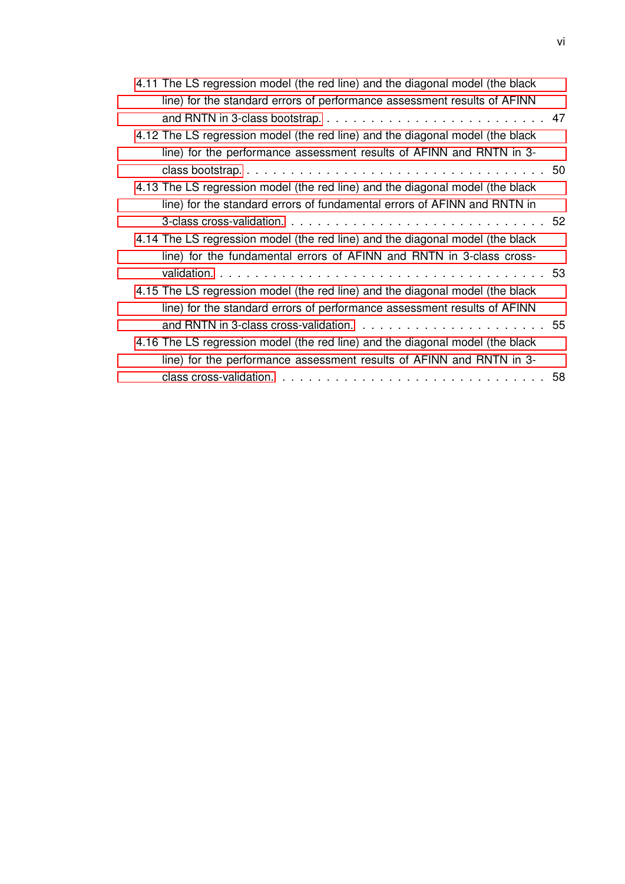4.11 The LS regression model (the red line) and the diagonal model (the black line) for the standard errors of performance assessment results of AFINN and RNTN in 3-class bootstrap. . . . . . . . . . . . . . . . . . . . . . . . . 47

4.12 The LS regression model (the red line) and the diagonal model (the black line) for the performance assessment results of AFINN and RNTN in 3-class bootstrap. . . . . . . . . . . . . . . . . . . . . . . . . . . . . . . . . 50

4.13 The LS regression model (the red line) and the diagonal model (the black line) for the standard errors of fundamental errors of AFINN and RNTN in 3-class cross-validation. . . . . . . . . . . . . . . . . . . . . . . . . . . 52

4.14 The LS regression model (the red line) and the diagonal model (the black line) for the fundamental errors of AFINN and RNTN in 3-class cross-validation. . . . . . . . . . . . . . . . . . . . . . . . . . . . . . . . . . . . 53

4.15 The LS regression model (the red line) and the diagonal model (the black line) for the standard errors of performance assessment results of AFINN and RNTN in 3-class cross-validation. . . . . . . . . . . . . . . . . . . . . 55

4.16 The LS regression model (the red line) and the diagonal model (the black line) for the performance assessment results of AFINN and RNTN in 3-class cross-validation. . . . . . . . . . . . . . . . . . . . . . . . . . . . . . 58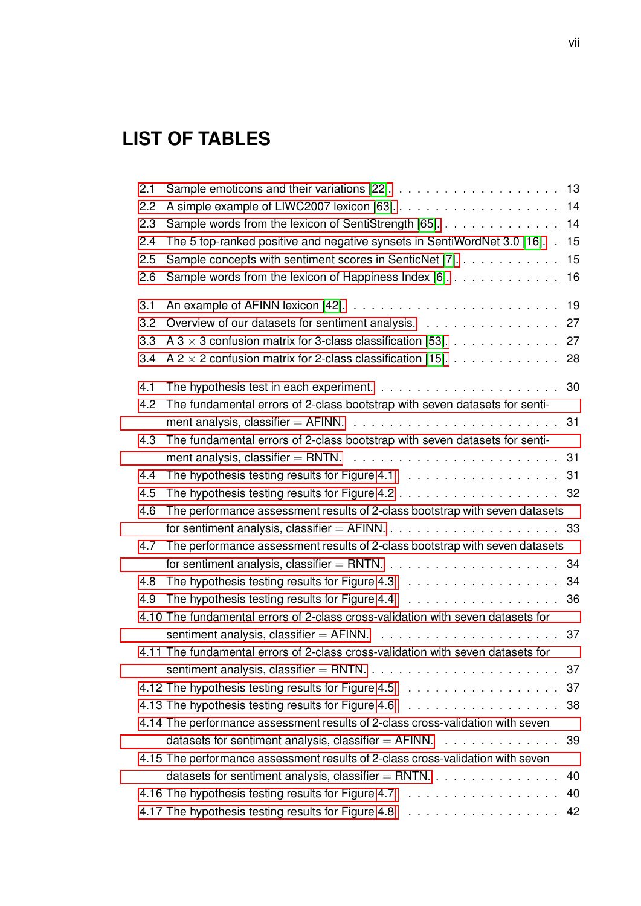# LIST OF TABLES

2.1 Sample emoticons and their variations [22]. . . . . . . . . . . . . . . . . . 13
2.2 A simple example of LIWC2007 lexicon [63]. . . . . . . . . . . . . . . . . . 14
2.3 Sample words from the lexicon of SentiStrength [65]. . . . . . . . . . . . . 14
2.4 The 5 top-ranked positive and negative synsets in SentiWordNet 3.0 [16]. . 15
2.5 Sample concepts with sentiment scores in SenticNet [7]. . . . . . . . . . . 15
2.6 Sample words from the lexicon of Happiness Index [6]. . . . . . . . . . . . 16

3.1 An example of AFINN lexicon [42]. . . . . . . . . . . . . . . . . . . . . . 19
3.2 Overview of our datasets for sentiment analysis. . . . . . . . . . . . . . . 27
3.3 A 3 $\times$ 3 confusion matrix for 3-class classification [53]. . . . . . . . . . . 27
3.4 A 2 $\times$ 2 confusion matrix for 2-class classification [15]. . . . . . . . . . . 28

4.1 The hypothesis test in each experiment. . . . . . . . . . . . . . . . . . . 30
4.2 The fundamental errors of 2-class bootstrap with seven datasets for sentiment analysis, classifier = AFINN. . . . . . . . . . . . . . . . . . . . . . 31
4.3 The fundamental errors of 2-class bootstrap with seven datasets for sentiment analysis, classifier = RNTN. . . . . . . . . . . . . . . . . . . . . . 31
4.4 The hypothesis testing results for Figure 4.1. . . . . . . . . . . . . . . . . 31
4.5 The hypothesis testing results for Figure 4.2 . . . . . . . . . . . . . . . . . 32
4.6 The performance assessment results of 2-class bootstrap with seven datasets for sentiment analysis, classifier = AFINN. . . . . . . . . . . . . . . . . . 33
4.7 The performance assessment results of 2-class bootstrap with seven datasets for sentiment analysis, classifier = RNTN. . . . . . . . . . . . . . . . . . 34
4.8 The hypothesis testing results for Figure 4.3. . . . . . . . . . . . . . . . . 34
4.9 The hypothesis testing results for Figure 4.4. . . . . . . . . . . . . . . . . 36
4.10 The fundamental errors of 2-class cross-validation with seven datasets for sentiment analysis, classifier = AFINN. . . . . . . . . . . . . . . . . . . . 37
4.11 The fundamental errors of 2-class cross-validation with seven datasets for sentiment analysis, classifier = RNTN. . . . . . . . . . . . . . . . . . . . 37
4.12 The hypothesis testing results for Figure 4.5. . . . . . . . . . . . . . . . . 37
4.13 The hypothesis testing results for Figure 4.6. . . . . . . . . . . . . . . . . 38
4.14 The performance assessment results of 2-class cross-validation with seven datasets for sentiment analysis, classifier = AFINN. . . . . . . . . . . . . 39
4.15 The performance assessment results of 2-class cross-validation with seven datasets for sentiment analysis, classifier = RNTN. . . . . . . . . . . . . . 40
4.16 The hypothesis testing results for Figure 4.7. . . . . . . . . . . . . . . . . 40
4.17 The hypothesis testing results for Figure 4.8. . . . . . . . . . . . . . . . . 42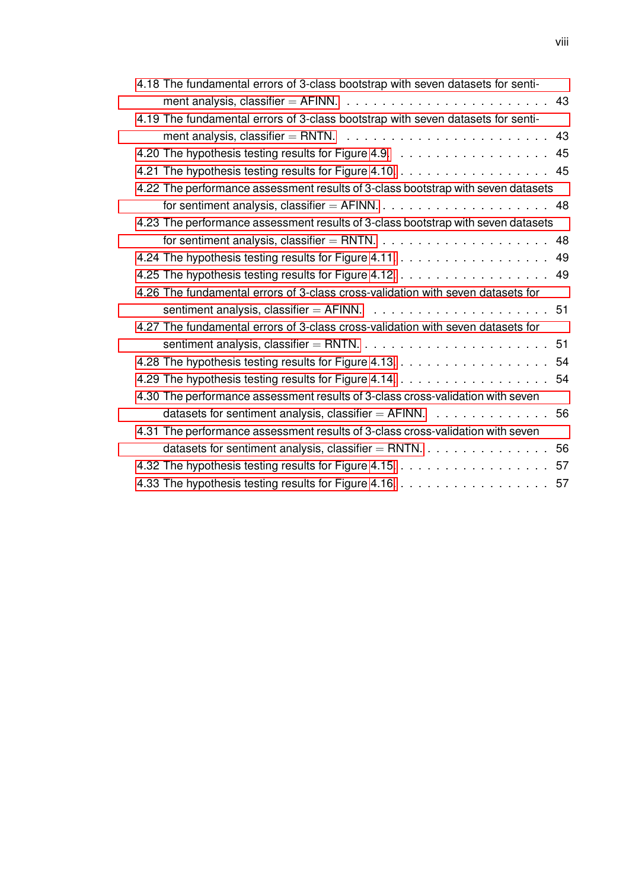4.18 The fundamental errors of 3-class bootstrap with seven datasets for sentiment analysis, classifier = AFINN. . . . . . . . . . . . . . . . . . . . . . . 43

4.19 The fundamental errors of 3-class bootstrap with seven datasets for sentiment analysis, classifier = RNTN. . . . . . . . . . . . . . . . . . . . . . 43

4.20 The hypothesis testing results for Figure 4.9. . . . . . . . . . . . . . . . . 45

4.21 The hypothesis testing results for Figure 4.10. . . . . . . . . . . . . . . . . 45

4.22 The performance assessment results of 3-class bootstrap with seven datasets for sentiment analysis, classifier = AFINN. . . . . . . . . . . . . . . . . . . 48

4.23 The performance assessment results of 3-class bootstrap with seven datasets for sentiment analysis, classifier = RNTN. . . . . . . . . . . . . . . . . . . 48

4.24 The hypothesis testing results for Figure 4.11. . . . . . . . . . . . . . . . . 49

4.25 The hypothesis testing results for Figure 4.12. . . . . . . . . . . . . . . . . 49

4.26 The fundamental errors of 3-class cross-validation with seven datasets for sentiment analysis, classifier = AFINN. . . . . . . . . . . . . . . . . . . . 51

4.27 The fundamental errors of 3-class cross-validation with seven datasets for sentiment analysis, classifier = RNTN. . . . . . . . . . . . . . . . . . . . . 51

4.28 The hypothesis testing results for Figure 4.13. . . . . . . . . . . . . . . . . 54

4.29 The hypothesis testing results for Figure 4.14. . . . . . . . . . . . . . . . . 54

4.30 The performance assessment results of 3-class cross-validation with seven datasets for sentiment analysis, classifier = AFINN. . . . . . . . . . . . . 56

4.31 The performance assessment results of 3-class cross-validation with seven datasets for sentiment analysis, classifier = RNTN. . . . . . . . . . . . . . 56

4.32 The hypothesis testing results for Figure 4.15. . . . . . . . . . . . . . . . . 57

4.33 The hypothesis testing results for Figure 4.16. . . . . . . . . . . . . . . . . 57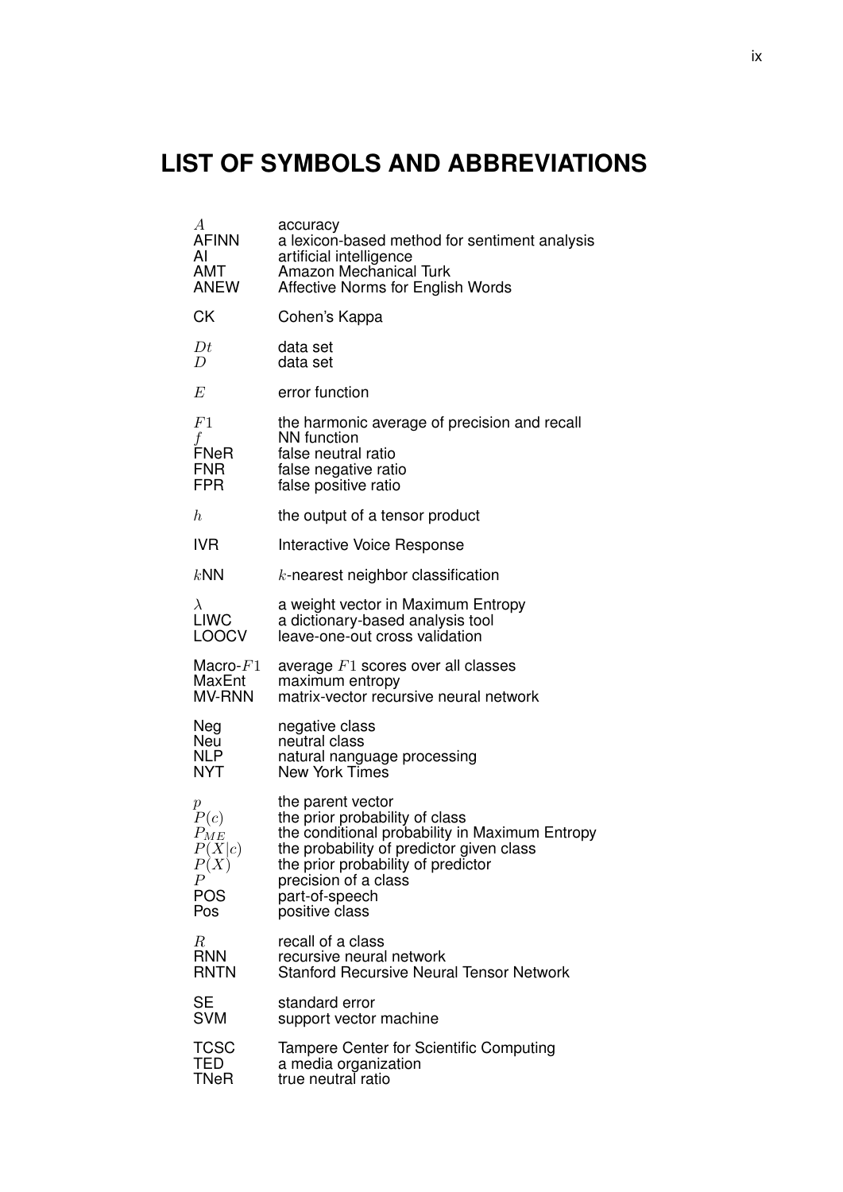# LIST OF SYMBOLS AND ABBREVIATIONS

| | |
|---|---|
| $A$ | accuracy |
| AFINN | a lexicon-based method for sentiment analysis |
| AI | artificial intelligence |
| AMT | Amazon Mechanical Turk |
| ANEW | Affective Norms for English Words |
| CK | Cohen's Kappa |
| $Dt$ | data set |
| $D$ | data set |
| $E$ | error function |
| $F1$ | the harmonic average of precision and recall |
| $f$ | NN function |
| FNeR | false neutral ratio |
| FNR | false negative ratio |
| FPR | false positive ratio |
| $h$ | the output of a tensor product |
| IVR | Interactive Voice Response |
| $k$NN | $k$-nearest neighbor classification |
| $\lambda$ | a weight vector in Maximum Entropy |
| LIWC | a dictionary-based analysis tool |
| LOOCV | leave-one-out cross validation |
| Macro-$F1$ | average $F1$ scores over all classes |
| MaxEnt | maximum entropy |
| MV-RNN | matrix-vector recursive neural network |
| Neg | negative class |
| Neu | neutral class |
| NLP | natural nanguage processing |
| NYT | New York Times |
| $p$ | the parent vector |
| $P(c)$ | the prior probability of class |
| $P_{ME}$ | the conditional probability in Maximum Entropy |
| $P(X\|c)$ | the probability of predictor given class |
| $P(X)$ | the prior probability of predictor |
| $P$ | precision of a class |
| POS | part-of-speech |
| Pos | positive class |
| $R$ | recall of a class |
| RNN | recursive neural network |
| RNTN | Stanford Recursive Neural Tensor Network |
| SE | standard error |
| SVM | support vector machine |
| TCSC | Tampere Center for Scientific Computing |
| TED | a media organization |
| TNeR | true neutral ratio |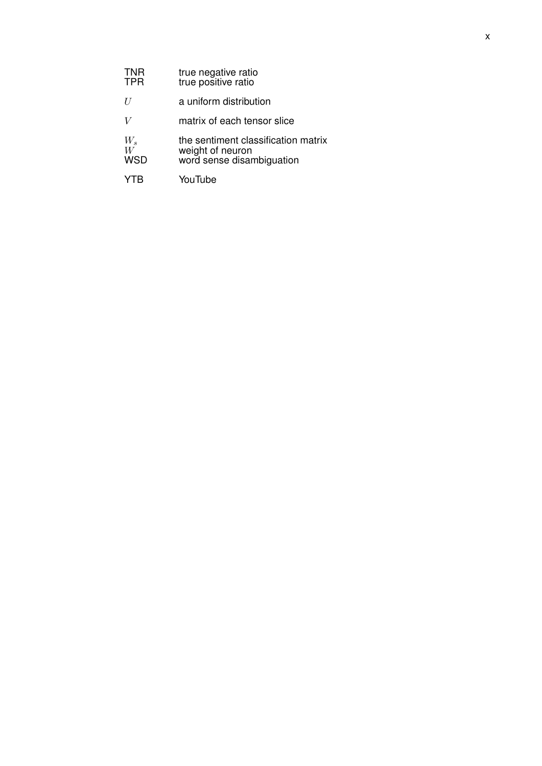| | |
|---|---|
| TNR | true negative ratio |
| TPR | true positive ratio |
| $U$ | a uniform distribution |
| $V$ | matrix of each tensor slice |
| $W_s$ | the sentiment classification matrix |
| $W$ | weight of neuron |
| WSD | word sense disambiguation |
| YTB | YouTube |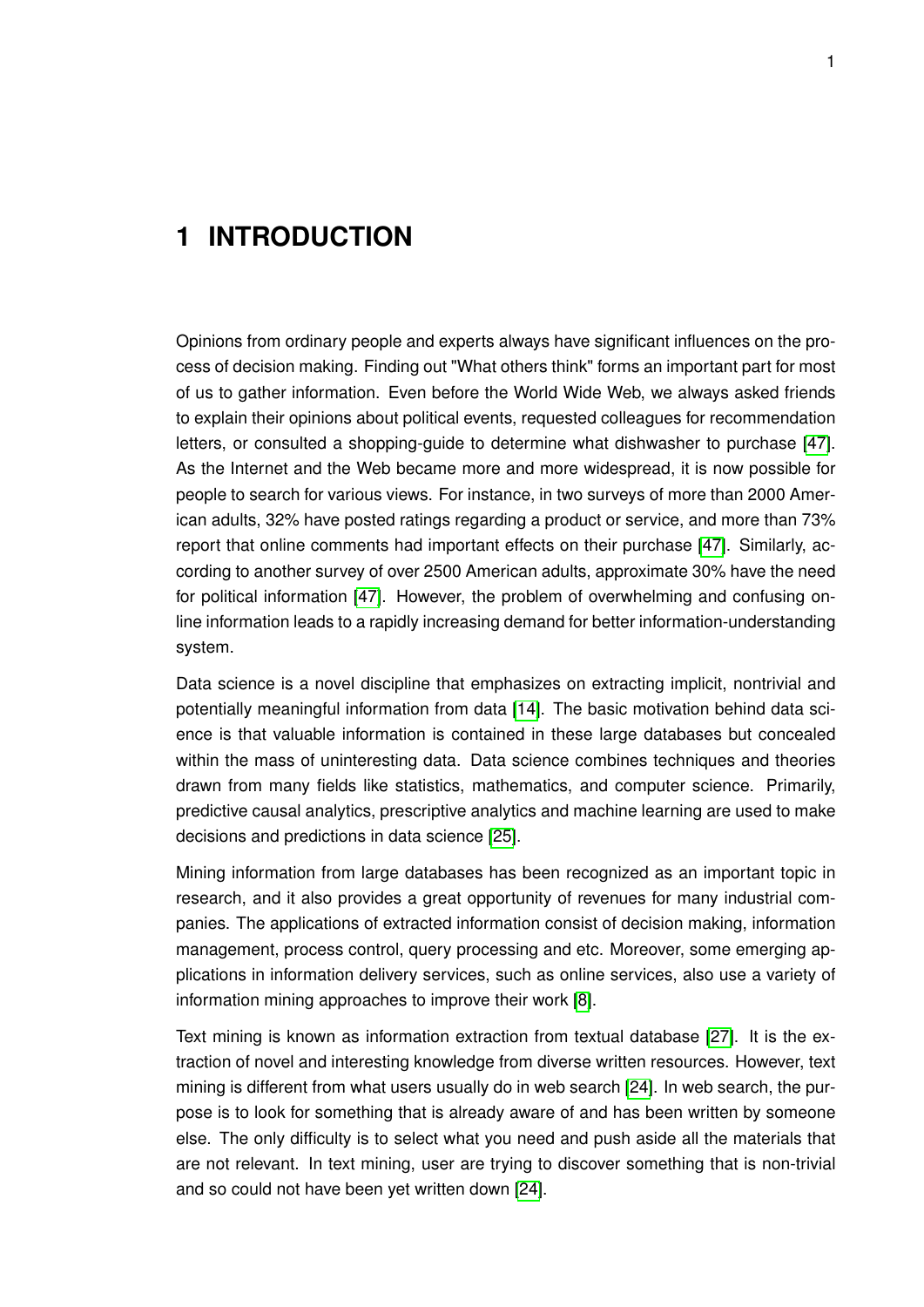# 1 INTRODUCTION

Opinions from ordinary people and experts always have significant influences on the process of decision making. Finding out "What others think" forms an important part for most of us to gather information. Even before the World Wide Web, we always asked friends to explain their opinions about political events, requested colleagues for recommendation letters, or consulted a shopping-guide to determine what dishwasher to purchase [47]. As the Internet and the Web became more and more widespread, it is now possible for people to search for various views. For instance, in two surveys of more than 2000 American adults, 32% have posted ratings regarding a product or service, and more than 73% report that online comments had important effects on their purchase [47]. Similarly, according to another survey of over 2500 American adults, approximate 30% have the need for political information [47]. However, the problem of overwhelming and confusing online information leads to a rapidly increasing demand for better information-understanding system.

Data science is a novel discipline that emphasizes on extracting implicit, nontrivial and potentially meaningful information from data [14]. The basic motivation behind data science is that valuable information is contained in these large databases but concealed within the mass of uninteresting data. Data science combines techniques and theories drawn from many fields like statistics, mathematics, and computer science. Primarily, predictive causal analytics, prescriptive analytics and machine learning are used to make decisions and predictions in data science [25].

Mining information from large databases has been recognized as an important topic in research, and it also provides a great opportunity of revenues for many industrial companies. The applications of extracted information consist of decision making, information management, process control, query processing and etc. Moreover, some emerging applications in information delivery services, such as online services, also use a variety of information mining approaches to improve their work [8].

Text mining is known as information extraction from textual database [27]. It is the extraction of novel and interesting knowledge from diverse written resources. However, text mining is different from what users usually do in web search [24]. In web search, the purpose is to look for something that is already aware of and has been written by someone else. The only difficulty is to select what you need and push aside all the materials that are not relevant. In text mining, user are trying to discover something that is non-trivial and so could not have been yet written down [24].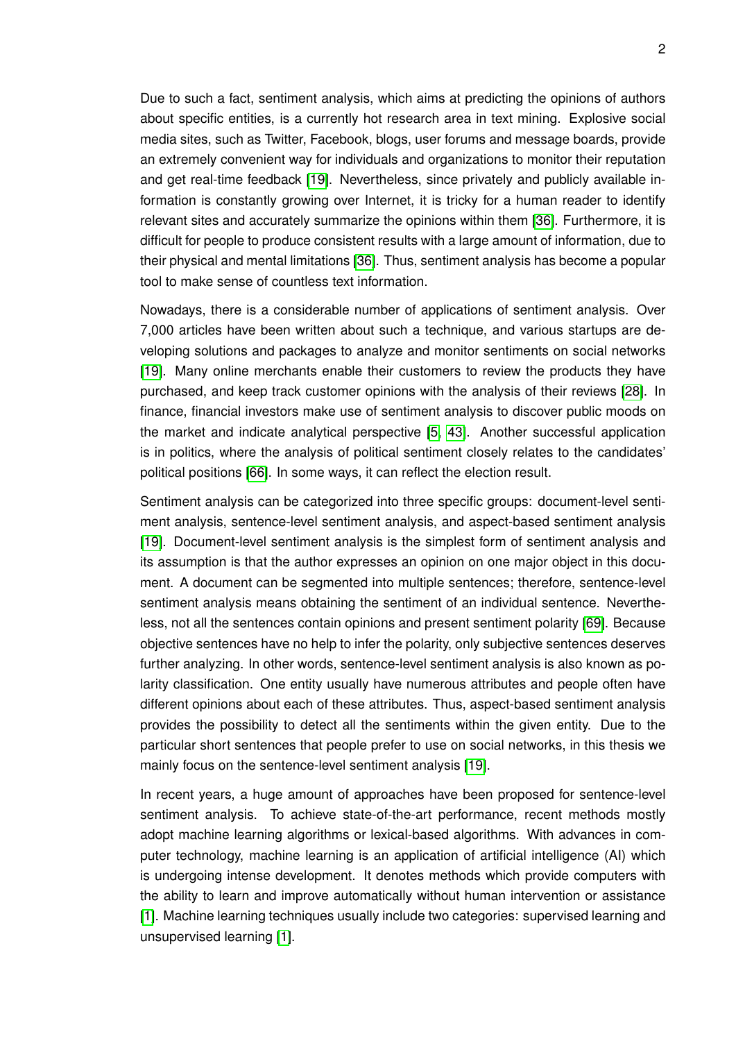Due to such a fact, sentiment analysis, which aims at predicting the opinions of authors about specific entities, is a currently hot research area in text mining. Explosive social media sites, such as Twitter, Facebook, blogs, user forums and message boards, provide an extremely convenient way for individuals and organizations to monitor their reputation and get real-time feedback [19]. Nevertheless, since privately and publicly available information is constantly growing over Internet, it is tricky for a human reader to identify relevant sites and accurately summarize the opinions within them [36]. Furthermore, it is difficult for people to produce consistent results with a large amount of information, due to their physical and mental limitations [36]. Thus, sentiment analysis has become a popular tool to make sense of countless text information.

Nowadays, there is a considerable number of applications of sentiment analysis. Over 7,000 articles have been written about such a technique, and various startups are developing solutions and packages to analyze and monitor sentiments on social networks [19]. Many online merchants enable their customers to review the products they have purchased, and keep track customer opinions with the analysis of their reviews [28]. In finance, financial investors make use of sentiment analysis to discover public moods on the market and indicate analytical perspective [5, 43]. Another successful application is in politics, where the analysis of political sentiment closely relates to the candidates' political positions [66]. In some ways, it can reflect the election result.

Sentiment analysis can be categorized into three specific groups: document-level sentiment analysis, sentence-level sentiment analysis, and aspect-based sentiment analysis [19]. Document-level sentiment analysis is the simplest form of sentiment analysis and its assumption is that the author expresses an opinion on one major object in this document. A document can be segmented into multiple sentences; therefore, sentence-level sentiment analysis means obtaining the sentiment of an individual sentence. Nevertheless, not all the sentences contain opinions and present sentiment polarity [69]. Because objective sentences have no help to infer the polarity, only subjective sentences deserves further analyzing. In other words, sentence-level sentiment analysis is also known as polarity classification. One entity usually have numerous attributes and people often have different opinions about each of these attributes. Thus, aspect-based sentiment analysis provides the possibility to detect all the sentiments within the given entity. Due to the particular short sentences that people prefer to use on social networks, in this thesis we mainly focus on the sentence-level sentiment analysis [19].

In recent years, a huge amount of approaches have been proposed for sentence-level sentiment analysis. To achieve state-of-the-art performance, recent methods mostly adopt machine learning algorithms or lexical-based algorithms. With advances in computer technology, machine learning is an application of artificial intelligence (AI) which is undergoing intense development. It denotes methods which provide computers with the ability to learn and improve automatically without human intervention or assistance [1]. Machine learning techniques usually include two categories: supervised learning and unsupervised learning [1].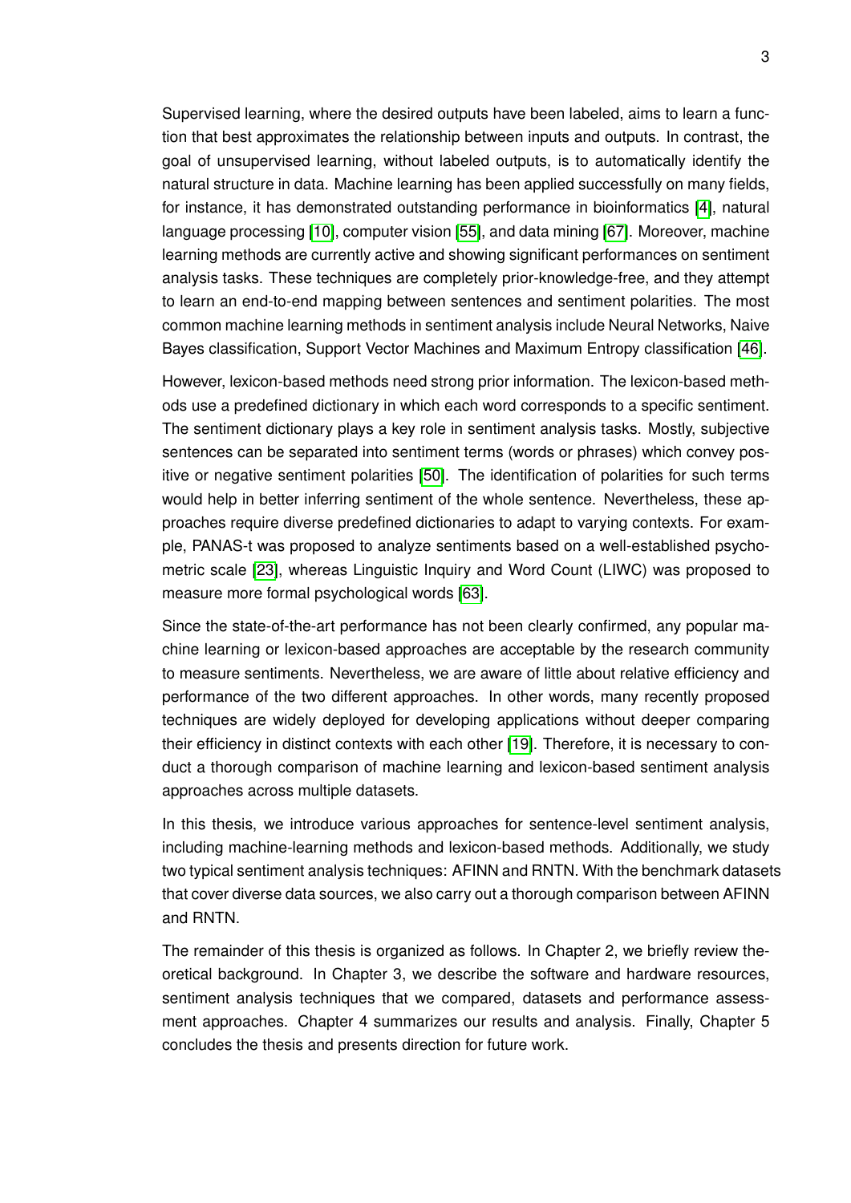Supervised learning, where the desired outputs have been labeled, aims to learn a function that best approximates the relationship between inputs and outputs. In contrast, the goal of unsupervised learning, without labeled outputs, is to automatically identify the natural structure in data. Machine learning has been applied successfully on many fields, for instance, it has demonstrated outstanding performance in bioinformatics [4], natural language processing [10], computer vision [55], and data mining [67]. Moreover, machine learning methods are currently active and showing significant performances on sentiment analysis tasks. These techniques are completely prior-knowledge-free, and they attempt to learn an end-to-end mapping between sentences and sentiment polarities. The most common machine learning methods in sentiment analysis include Neural Networks, Naive Bayes classification, Support Vector Machines and Maximum Entropy classification [46].

However, lexicon-based methods need strong prior information. The lexicon-based methods use a predefined dictionary in which each word corresponds to a specific sentiment. The sentiment dictionary plays a key role in sentiment analysis tasks. Mostly, subjective sentences can be separated into sentiment terms (words or phrases) which convey positive or negative sentiment polarities [50]. The identification of polarities for such terms would help in better inferring sentiment of the whole sentence. Nevertheless, these approaches require diverse predefined dictionaries to adapt to varying contexts. For example, PANAS-t was proposed to analyze sentiments based on a well-established psychometric scale [23], whereas Linguistic Inquiry and Word Count (LIWC) was proposed to measure more formal psychological words [63].

Since the state-of-the-art performance has not been clearly confirmed, any popular machine learning or lexicon-based approaches are acceptable by the research community to measure sentiments. Nevertheless, we are aware of little about relative efficiency and performance of the two different approaches. In other words, many recently proposed techniques are widely deployed for developing applications without deeper comparing their efficiency in distinct contexts with each other [19]. Therefore, it is necessary to conduct a thorough comparison of machine learning and lexicon-based sentiment analysis approaches across multiple datasets.

In this thesis, we introduce various approaches for sentence-level sentiment analysis, including machine-learning methods and lexicon-based methods. Additionally, we study two typical sentiment analysis techniques: AFINN and RNTN. With the benchmark datasets that cover diverse data sources, we also carry out a thorough comparison between AFINN and RNTN.

The remainder of this thesis is organized as follows. In Chapter 2, we briefly review theoretical background. In Chapter 3, we describe the software and hardware resources, sentiment analysis techniques that we compared, datasets and performance assessment approaches. Chapter 4 summarizes our results and analysis. Finally, Chapter 5 concludes the thesis and presents direction for future work.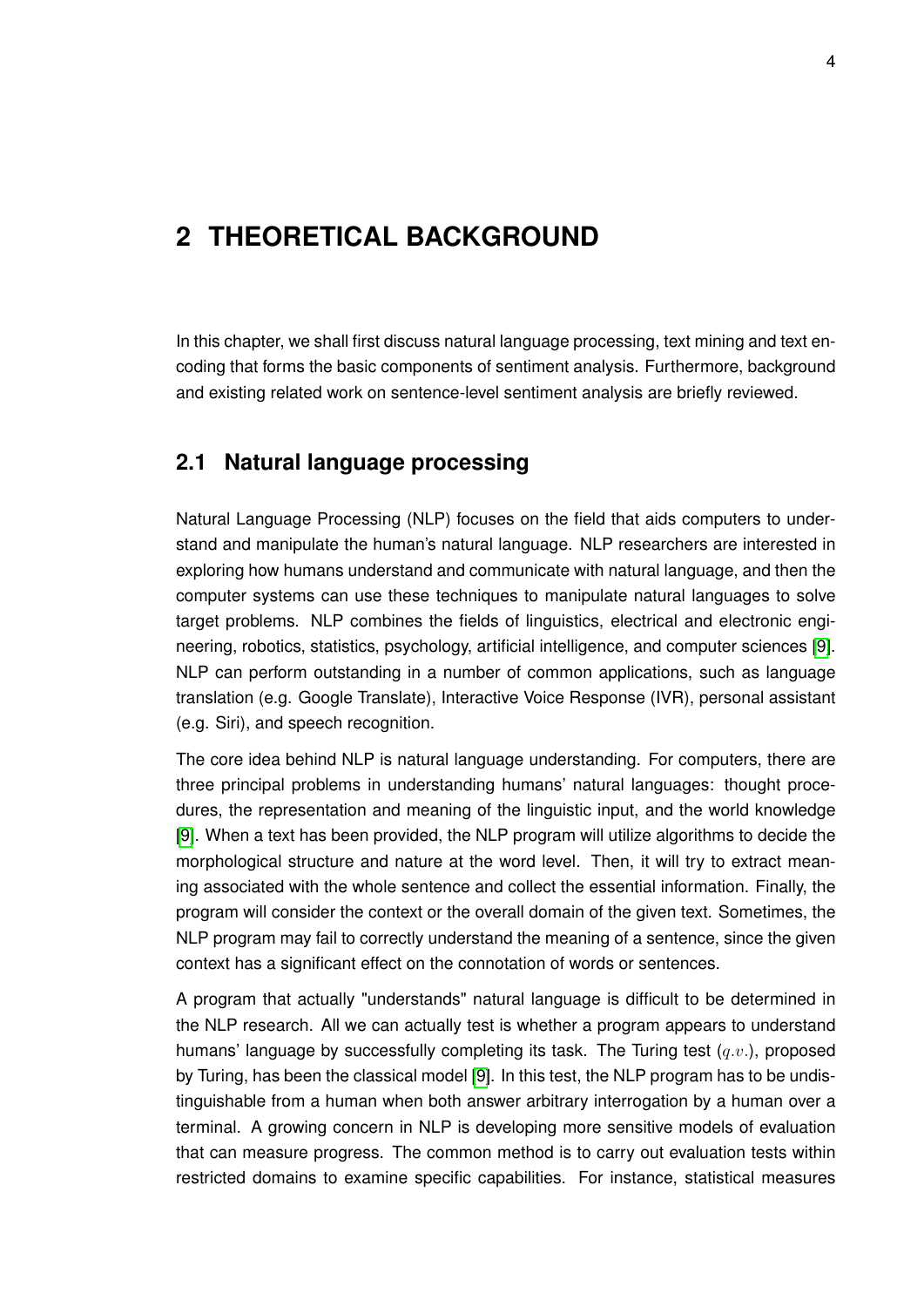# 2 THEORETICAL BACKGROUND

In this chapter, we shall first discuss natural language processing, text mining and text encoding that forms the basic components of sentiment analysis. Furthermore, background and existing related work on sentence-level sentiment analysis are briefly reviewed.

## 2.1 Natural language processing

Natural Language Processing (NLP) focuses on the field that aids computers to understand and manipulate the human's natural language. NLP researchers are interested in exploring how humans understand and communicate with natural language, and then the computer systems can use these techniques to manipulate natural languages to solve target problems. NLP combines the fields of linguistics, electrical and electronic engineering, robotics, statistics, psychology, artificial intelligence, and computer sciences [9]. NLP can perform outstanding in a number of common applications, such as language translation (e.g. Google Translate), Interactive Voice Response (IVR), personal assistant (e.g. Siri), and speech recognition.

The core idea behind NLP is natural language understanding. For computers, there are three principal problems in understanding humans' natural languages: thought procedures, the representation and meaning of the linguistic input, and the world knowledge [9]. When a text has been provided, the NLP program will utilize algorithms to decide the morphological structure and nature at the word level. Then, it will try to extract meaning associated with the whole sentence and collect the essential information. Finally, the program will consider the context or the overall domain of the given text. Sometimes, the NLP program may fail to correctly understand the meaning of a sentence, since the given context has a significant effect on the connotation of words or sentences.

A program that actually "understands" natural language is difficult to be determined in the NLP research. All we can actually test is whether a program appears to understand humans' language by successfully completing its task. The Turing test ($q.v.$), proposed by Turing, has been the classical model [9]. In this test, the NLP program has to be undistinguishable from a human when both answer arbitrary interrogation by a human over a terminal. A growing concern in NLP is developing more sensitive models of evaluation that can measure progress. The common method is to carry out evaluation tests within restricted domains to examine specific capabilities. For instance, statistical measures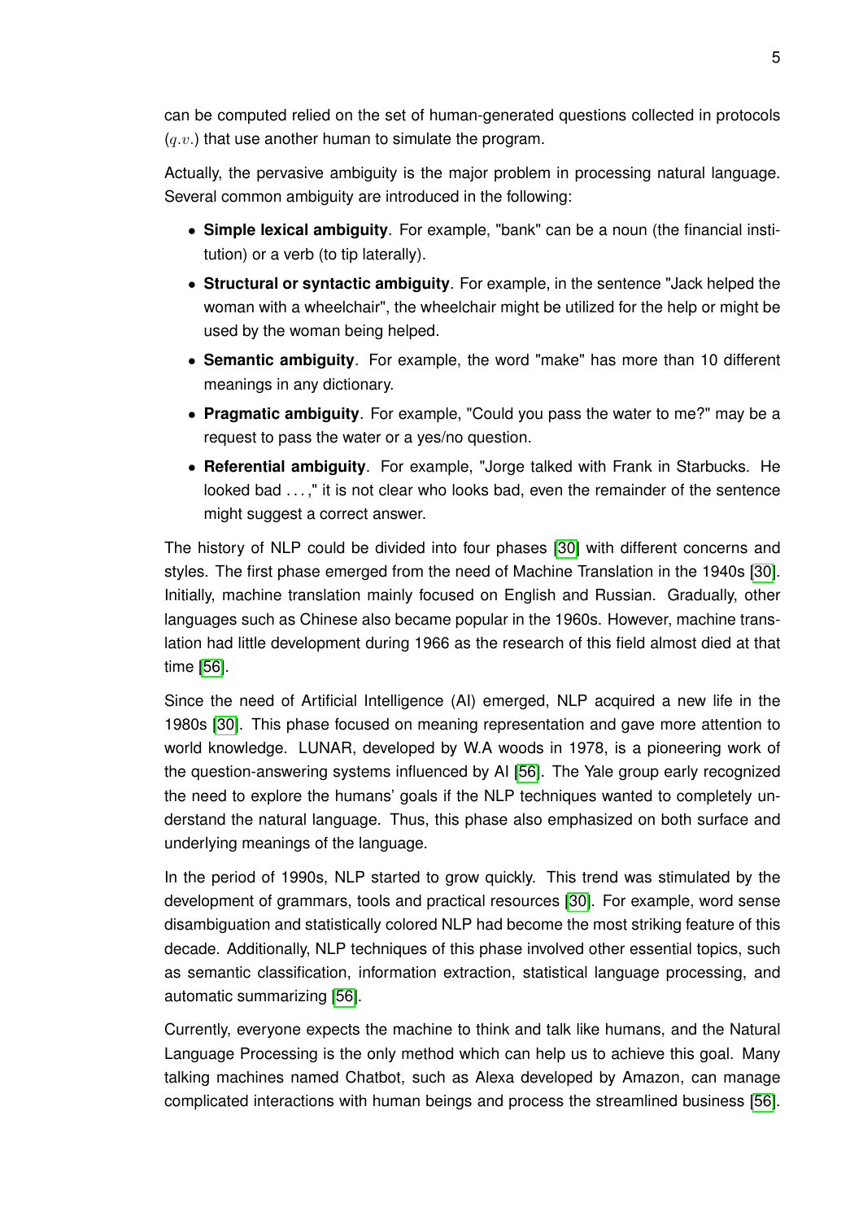can be computed relied on the set of human-generated questions collected in protocols ($q.v.$) that use another human to simulate the program.

Actually, the pervasive ambiguity is the major problem in processing natural language. Several common ambiguity are introduced in the following:

- **Simple lexical ambiguity**. For example, "bank" can be a noun (the financial institution) or a verb (to tip laterally).
- **Structural or syntactic ambiguity**. For example, in the sentence "Jack helped the woman with a wheelchair", the wheelchair might be utilized for the help or might be used by the woman being helped.
- **Semantic ambiguity**. For example, the word "make" has more than 10 different meanings in any dictionary.
- **Pragmatic ambiguity**. For example, "Could you pass the water to me?" may be a request to pass the water or a yes/no question.
- **Referential ambiguity**. For example, "Jorge talked with Frank in Starbucks. He looked bad . . . ," it is not clear who looks bad, even the remainder of the sentence might suggest a correct answer.

The history of NLP could be divided into four phases [30] with different concerns and styles. The first phase emerged from the need of Machine Translation in the 1940s [30]. Initially, machine translation mainly focused on English and Russian. Gradually, other languages such as Chinese also became popular in the 1960s. However, machine translation had little development during 1966 as the research of this field almost died at that time [56].

Since the need of Artificial Intelligence (AI) emerged, NLP acquired a new life in the 1980s [30]. This phase focused on meaning representation and gave more attention to world knowledge. LUNAR, developed by W.A woods in 1978, is a pioneering work of the question-answering systems influenced by AI [56]. The Yale group early recognized the need to explore the humans' goals if the NLP techniques wanted to completely understand the natural language. Thus, this phase also emphasized on both surface and underlying meanings of the language.

In the period of 1990s, NLP started to grow quickly. This trend was stimulated by the development of grammars, tools and practical resources [30]. For example, word sense disambiguation and statistically colored NLP had become the most striking feature of this decade. Additionally, NLP techniques of this phase involved other essential topics, such as semantic classification, information extraction, statistical language processing, and automatic summarizing [56].

Currently, everyone expects the machine to think and talk like humans, and the Natural Language Processing is the only method which can help us to achieve this goal. Many talking machines named Chatbot, such as Alexa developed by Amazon, can manage complicated interactions with human beings and process the streamlined business [56].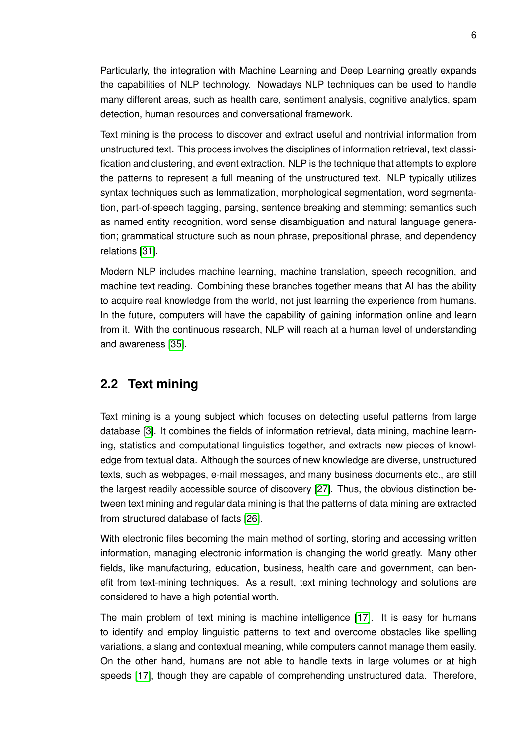Particularly, the integration with Machine Learning and Deep Learning greatly expands the capabilities of NLP technology. Nowadays NLP techniques can be used to handle many different areas, such as health care, sentiment analysis, cognitive analytics, spam detection, human resources and conversational framework.

Text mining is the process to discover and extract useful and nontrivial information from unstructured text. This process involves the disciplines of information retrieval, text classification and clustering, and event extraction. NLP is the technique that attempts to explore the patterns to represent a full meaning of the unstructured text. NLP typically utilizes syntax techniques such as lemmatization, morphological segmentation, word segmentation, part-of-speech tagging, parsing, sentence breaking and stemming; semantics such as named entity recognition, word sense disambiguation and natural language generation; grammatical structure such as noun phrase, prepositional phrase, and dependency relations [31].

Modern NLP includes machine learning, machine translation, speech recognition, and machine text reading. Combining these branches together means that AI has the ability to acquire real knowledge from the world, not just learning the experience from humans. In the future, computers will have the capability of gaining information online and learn from it. With the continuous research, NLP will reach at a human level of understanding and awareness [35].

## 2.2 Text mining

Text mining is a young subject which focuses on detecting useful patterns from large database [3]. It combines the fields of information retrieval, data mining, machine learning, statistics and computational linguistics together, and extracts new pieces of knowledge from textual data. Although the sources of new knowledge are diverse, unstructured texts, such as webpages, e-mail messages, and many business documents etc., are still the largest readily accessible source of discovery [27]. Thus, the obvious distinction between text mining and regular data mining is that the patterns of data mining are extracted from structured database of facts [26].

With electronic files becoming the main method of sorting, storing and accessing written information, managing electronic information is changing the world greatly. Many other fields, like manufacturing, education, business, health care and government, can benefit from text-mining techniques. As a result, text mining technology and solutions are considered to have a high potential worth.

The main problem of text mining is machine intelligence [17]. It is easy for humans to identify and employ linguistic patterns to text and overcome obstacles like spelling variations, a slang and contextual meaning, while computers cannot manage them easily. On the other hand, humans are not able to handle texts in large volumes or at high speeds [17], though they are capable of comprehending unstructured data. Therefore,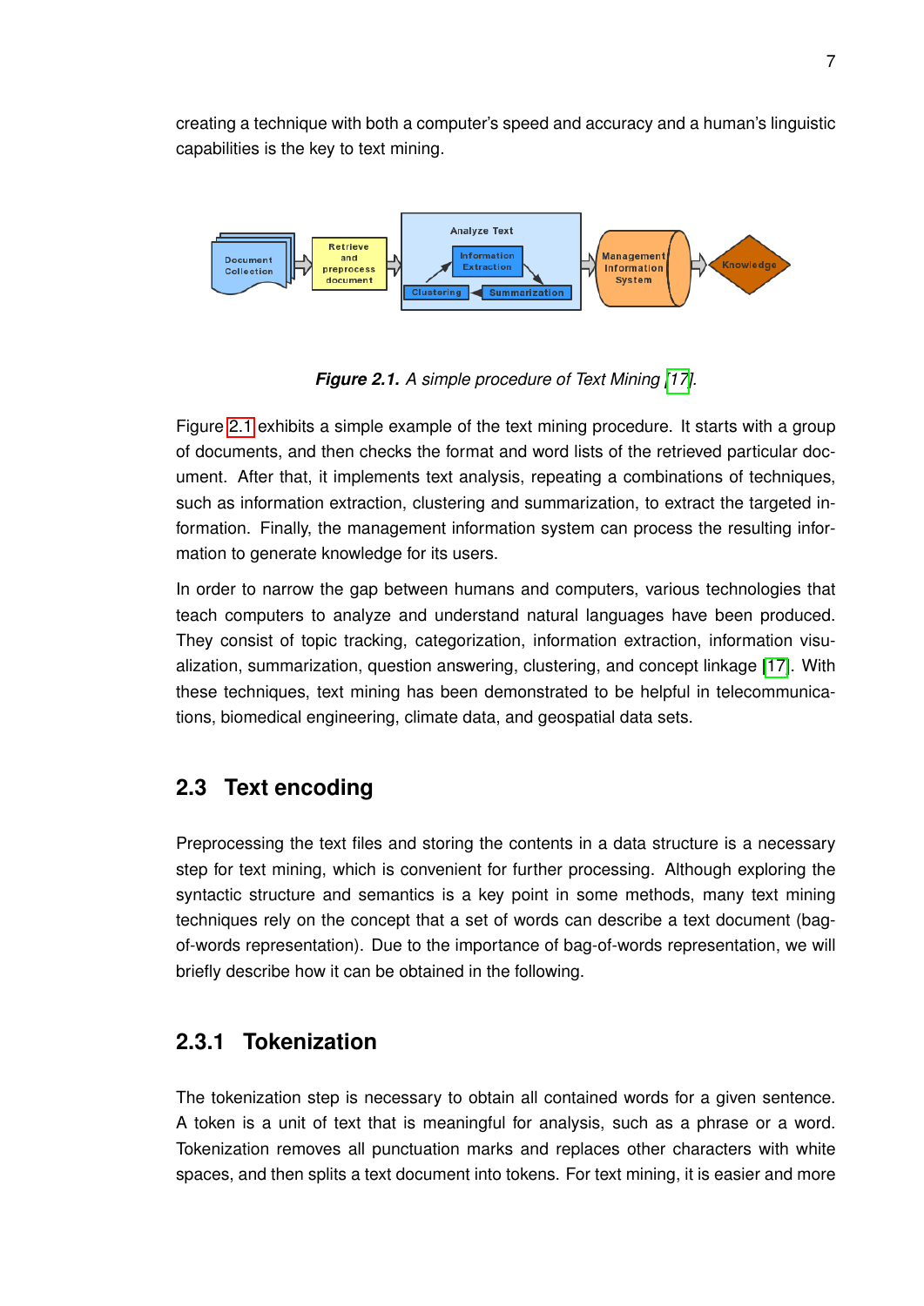creating a technique with both a computer's speed and accuracy and a human's linguistic capabilities is the key to text mining.

***Figure 2.1.*** *A simple procedure of Text Mining [17].*

Figure 2.1 exhibits a simple example of the text mining procedure. It starts with a group of documents, and then checks the format and word lists of the retrieved particular document. After that, it implements text analysis, repeating a combinations of techniques, such as information extraction, clustering and summarization, to extract the targeted information. Finally, the management information system can process the resulting information to generate knowledge for its users.

In order to narrow the gap between humans and computers, various technologies that teach computers to analyze and understand natural languages have been produced. They consist of topic tracking, categorization, information extraction, information visualization, summarization, question answering, clustering, and concept linkage [17]. With these techniques, text mining has been demonstrated to be helpful in telecommunications, biomedical engineering, climate data, and geospatial data sets.

## 2.3 Text encoding

Preprocessing the text files and storing the contents in a data structure is a necessary step for text mining, which is convenient for further processing. Although exploring the syntactic structure and semantics is a key point in some methods, many text mining techniques rely on the concept that a set of words can describe a text document (bag-of-words representation). Due to the importance of bag-of-words representation, we will briefly describe how it can be obtained in the following.

### 2.3.1 Tokenization

The tokenization step is necessary to obtain all contained words for a given sentence. A token is a unit of text that is meaningful for analysis, such as a phrase or a word. Tokenization removes all punctuation marks and replaces other characters with white spaces, and then splits a text document into tokens. For text mining, it is easier and more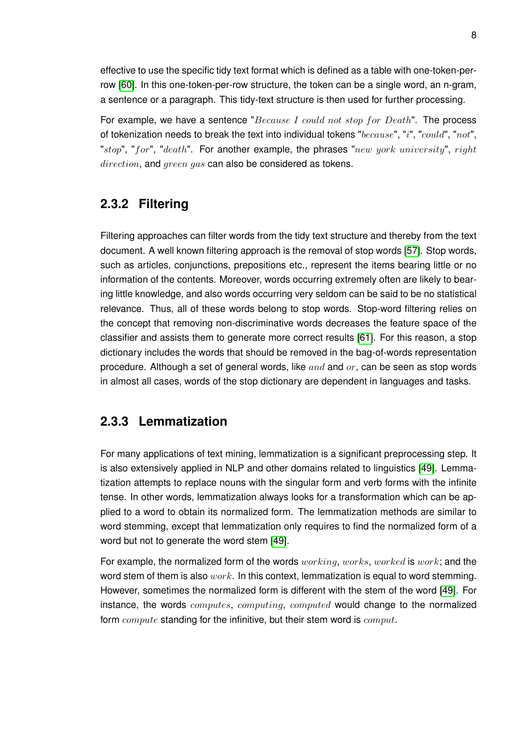effective to use the specific tidy text format which is defined as a table with one-token-per-row [60]. In this one-token-per-row structure, the token can be a single word, an n-gram, a sentence or a paragraph. This tidy-text structure is then used for further processing.

For example, we have a sentence "$Because\ I\ could\ not\ stop\ for\ Death$". The process of tokenization needs to break the text into individual tokens "$because$", "$i$", "$could$", "$not$", "$stop$", "$for$", "$death$". For another example, the phrases "$new\ york\ university$", $right\ direction$, and $green\ gas$ can also be considered as tokens.

### 2.3.2 Filtering

Filtering approaches can filter words from the tidy text structure and thereby from the text document. A well known filtering approach is the removal of stop words [57]. Stop words, such as articles, conjunctions, prepositions etc., represent the items bearing little or no information of the contents. Moreover, words occurring extremely often are likely to bearing little knowledge, and also words occurring very seldom can be said to be no statistical relevance. Thus, all of these words belong to stop words. Stop-word filtering relies on the concept that removing non-discriminative words decreases the feature space of the classifier and assists them to generate more correct results [61]. For this reason, a stop dictionary includes the words that should be removed in the bag-of-words representation procedure. Although a set of general words, like $and$ and $or$, can be seen as stop words in almost all cases, words of the stop dictionary are dependent in languages and tasks.

### 2.3.3 Lemmatization

For many applications of text mining, lemmatization is a significant preprocessing step. It is also extensively applied in NLP and other domains related to linguistics [49]. Lemmatization attempts to replace nouns with the singular form and verb forms with the infinite tense. In other words, lemmatization always looks for a transformation which can be applied to a word to obtain its normalized form. The lemmatization methods are similar to word stemming, except that lemmatization only requires to find the normalized form of a word but not to generate the word stem [49].

For example, the normalized form of the words $working$, $works$, $worked$ is $work$; and the word stem of them is also $work$. In this context, lemmatization is equal to word stemming. However, sometimes the normalized form is different with the stem of the word [49]. For instance, the words $computes$, $computing$, $computed$ would change to the normalized form $compute$ standing for the infinitive, but their stem word is $comput$.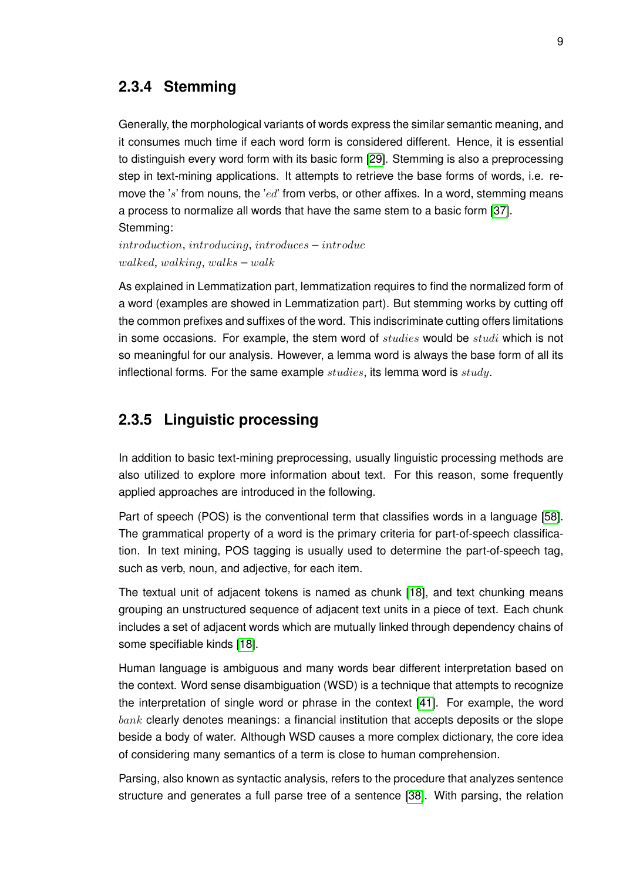### 2.3.4 Stemming

Generally, the morphological variants of words express the similar semantic meaning, and it consumes much time if each word form is considered different. Hence, it is essential to distinguish every word form with its basic form [29]. Stemming is also a preprocessing step in text-mining applications. It attempts to retrieve the base forms of words, i.e. remove the '$s$' from nouns, the '$ed$' from verbs, or other affixes. In a word, stemming means a process to normalize all words that have the same stem to a basic form [37].

Stemming:

$introduction, introducing, introduces - introduc$

$walked, walking, walks - walk$

As explained in Lemmatization part, lemmatization requires to find the normalized form of a word (examples are showed in Lemmatization part). But stemming works by cutting off the common prefixes and suffixes of the word. This indiscriminate cutting offers limitations in some occasions. For example, the stem word of $studies$ would be $studi$ which is not so meaningful for our analysis. However, a lemma word is always the base form of all its inflectional forms. For the same example $studies$, its lemma word is $study$.

### 2.3.5 Linguistic processing

In addition to basic text-mining preprocessing, usually linguistic processing methods are also utilized to explore more information about text. For this reason, some frequently applied approaches are introduced in the following.

Part of speech (POS) is the conventional term that classifies words in a language [58]. The grammatical property of a word is the primary criteria for part-of-speech classification. In text mining, POS tagging is usually used to determine the part-of-speech tag, such as verb, noun, and adjective, for each item.

The textual unit of adjacent tokens is named as chunk [18], and text chunking means grouping an unstructured sequence of adjacent text units in a piece of text. Each chunk includes a set of adjacent words which are mutually linked through dependency chains of some specifiable kinds [18].

Human language is ambiguous and many words bear different interpretation based on the context. Word sense disambiguation (WSD) is a technique that attempts to recognize the interpretation of single word or phrase in the context [41]. For example, the word $bank$ clearly denotes meanings: a financial institution that accepts deposits or the slope beside a body of water. Although WSD causes a more complex dictionary, the core idea of considering many semantics of a term is close to human comprehension.

Parsing, also known as syntactic analysis, refers to the procedure that analyzes sentence structure and generates a full parse tree of a sentence [38]. With parsing, the relation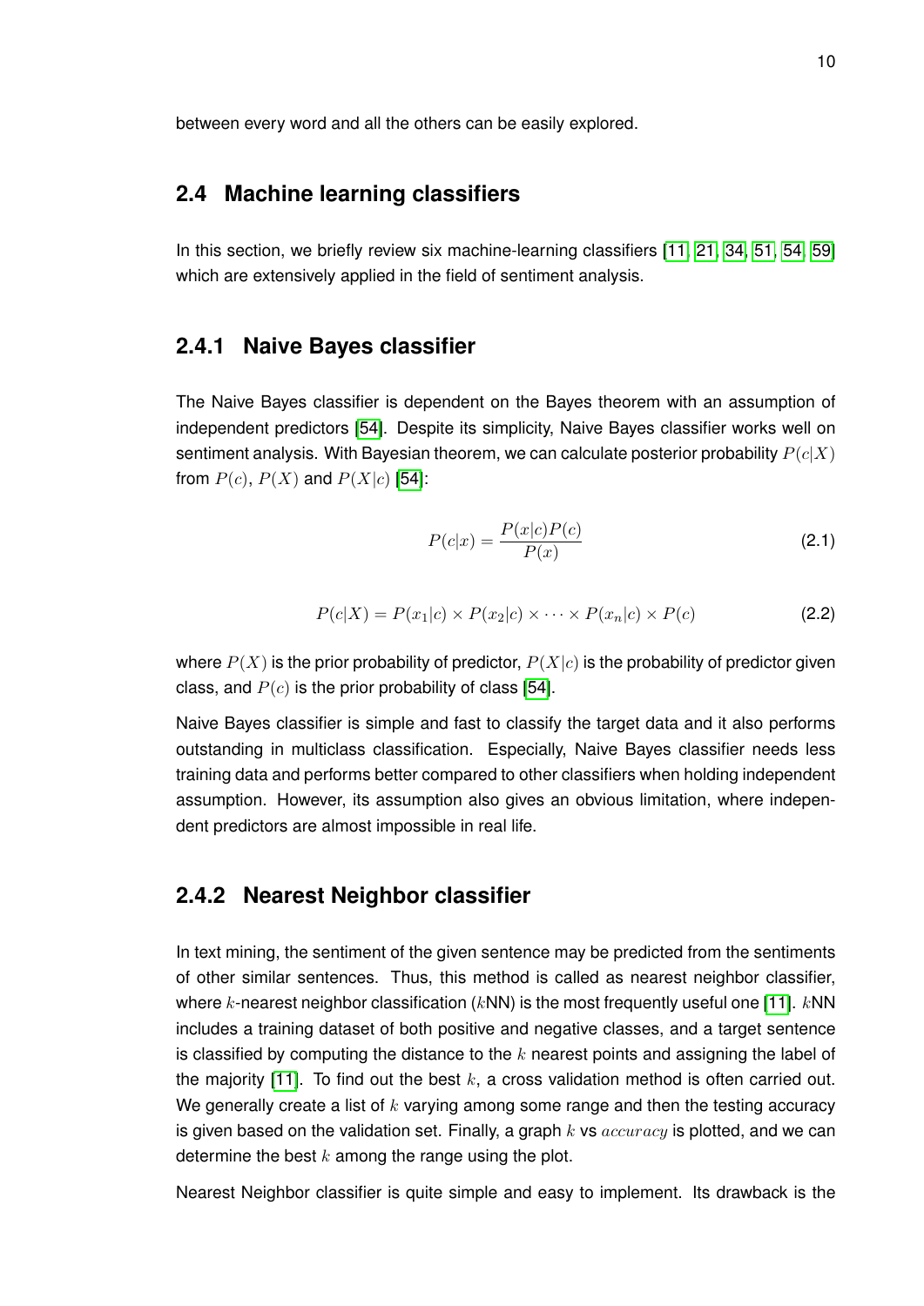between every word and all the others can be easily explored.

## 2.4 Machine learning classifiers

In this section, we briefly review six machine-learning classifiers [11, 21, 34, 51, 54, 59] which are extensively applied in the field of sentiment analysis.

### 2.4.1 Naive Bayes classifier

The Naive Bayes classifier is dependent on the Bayes theorem with an assumption of independent predictors [54]. Despite its simplicity, Naive Bayes classifier works well on sentiment analysis. With Bayesian theorem, we can calculate posterior probability $P(c|X)$ from $P(c)$, $P(X)$ and $P(X|c)$ [54]:

$$P(c|x) = \frac{P(x|c)P(c)}{P(x)} \tag{2.1}$$

$$P(c|X) = P(x_1|c) \times P(x_2|c) \times \cdots \times P(x_n|c) \times P(c) \tag{2.2}$$

where $P(X)$ is the prior probability of predictor, $P(X|c)$ is the probability of predictor given class, and $P(c)$ is the prior probability of class [54].

Naive Bayes classifier is simple and fast to classify the target data and it also performs outstanding in multiclass classification. Especially, Naive Bayes classifier needs less training data and performs better compared to other classifiers when holding independent assumption. However, its assumption also gives an obvious limitation, where independent predictors are almost impossible in real life.

### 2.4.2 Nearest Neighbor classifier

In text mining, the sentiment of the given sentence may be predicted from the sentiments of other similar sentences. Thus, this method is called as nearest neighbor classifier, where $k$-nearest neighbor classification ($k$NN) is the most frequently useful one [11]. $k$NN includes a training dataset of both positive and negative classes, and a target sentence is classified by computing the distance to the $k$ nearest points and assigning the label of the majority [11]. To find out the best $k$, a cross validation method is often carried out. We generally create a list of $k$ varying among some range and then the testing accuracy is given based on the validation set. Finally, a graph $k$ vs $accuracy$ is plotted, and we can determine the best $k$ among the range using the plot.

Nearest Neighbor classifier is quite simple and easy to implement. Its drawback is the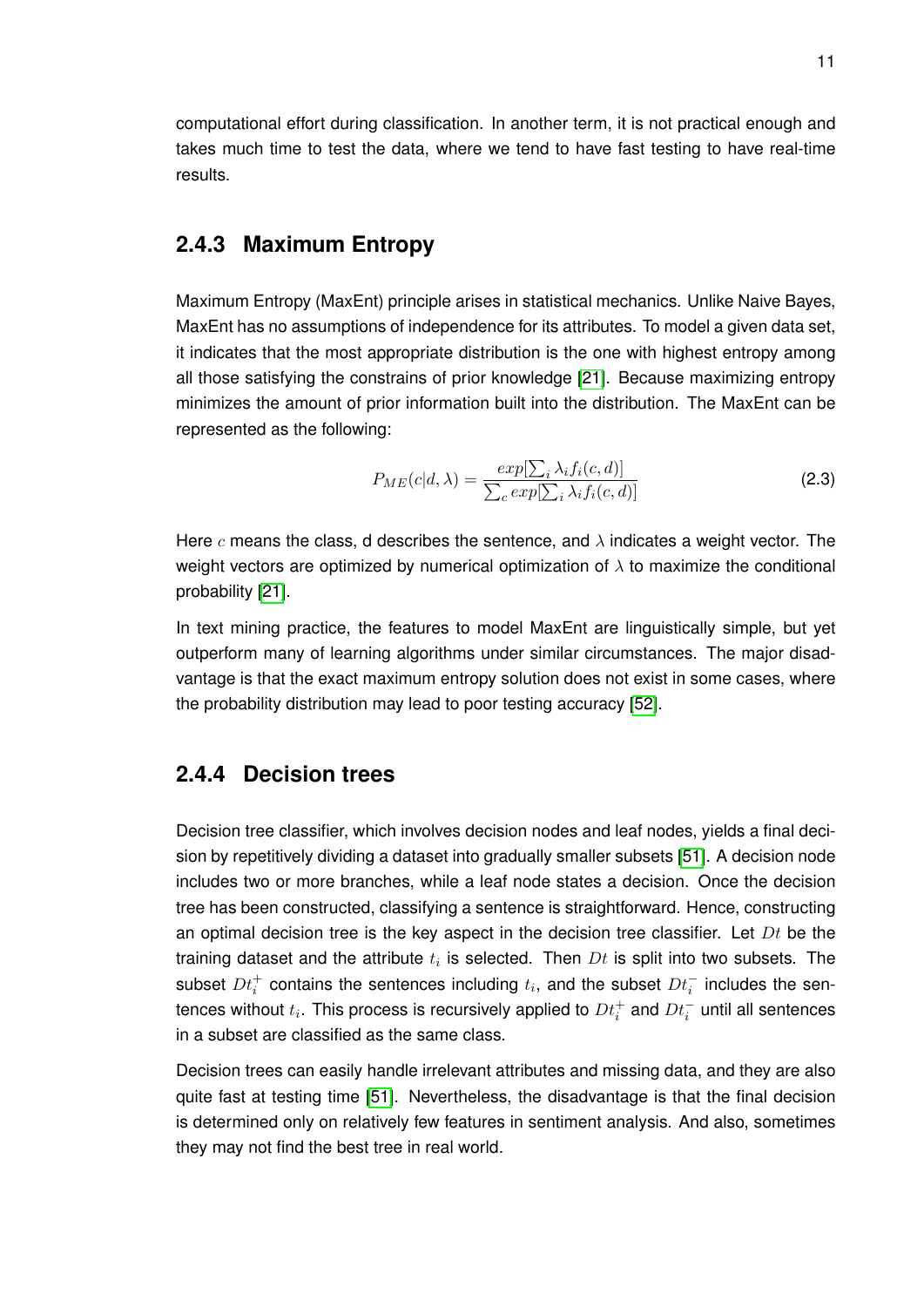computational effort during classification. In another term, it is not practical enough and takes much time to test the data, where we tend to have fast testing to have real-time results.

### 2.4.3 Maximum Entropy

Maximum Entropy (MaxEnt) principle arises in statistical mechanics. Unlike Naive Bayes, MaxEnt has no assumptions of independence for its attributes. To model a given data set, it indicates that the most appropriate distribution is the one with highest entropy among all those satisfying the constrains of prior knowledge [21]. Because maximizing entropy minimizes the amount of prior information built into the distribution. The MaxEnt can be represented as the following:

$$P_{ME}(c|d,\lambda) = \frac{exp[\sum_i \lambda_i f_i(c,d)]}{\sum_c exp[\sum_i \lambda_i f_i(c,d)]} \tag{2.3}$$

Here $c$ means the class, d describes the sentence, and $\lambda$ indicates a weight vector. The weight vectors are optimized by numerical optimization of $\lambda$ to maximize the conditional probability [21].

In text mining practice, the features to model MaxEnt are linguistically simple, but yet outperform many of learning algorithms under similar circumstances. The major disadvantage is that the exact maximum entropy solution does not exist in some cases, where the probability distribution may lead to poor testing accuracy [52].

### 2.4.4 Decision trees

Decision tree classifier, which involves decision nodes and leaf nodes, yields a final decision by repetitively dividing a dataset into gradually smaller subsets [51]. A decision node includes two or more branches, while a leaf node states a decision. Once the decision tree has been constructed, classifying a sentence is straightforward. Hence, constructing an optimal decision tree is the key aspect in the decision tree classifier. Let $Dt$ be the training dataset and the attribute $t_i$ is selected. Then $Dt$ is split into two subsets. The subset $Dt_i^+$ contains the sentences including $t_i$, and the subset $Dt_i^-$ includes the sentences without $t_i$. This process is recursively applied to $Dt_i^+$ and $Dt_i^-$ until all sentences in a subset are classified as the same class.

Decision trees can easily handle irrelevant attributes and missing data, and they are also quite fast at testing time [51]. Nevertheless, the disadvantage is that the final decision is determined only on relatively few features in sentiment analysis. And also, sometimes they may not find the best tree in real world.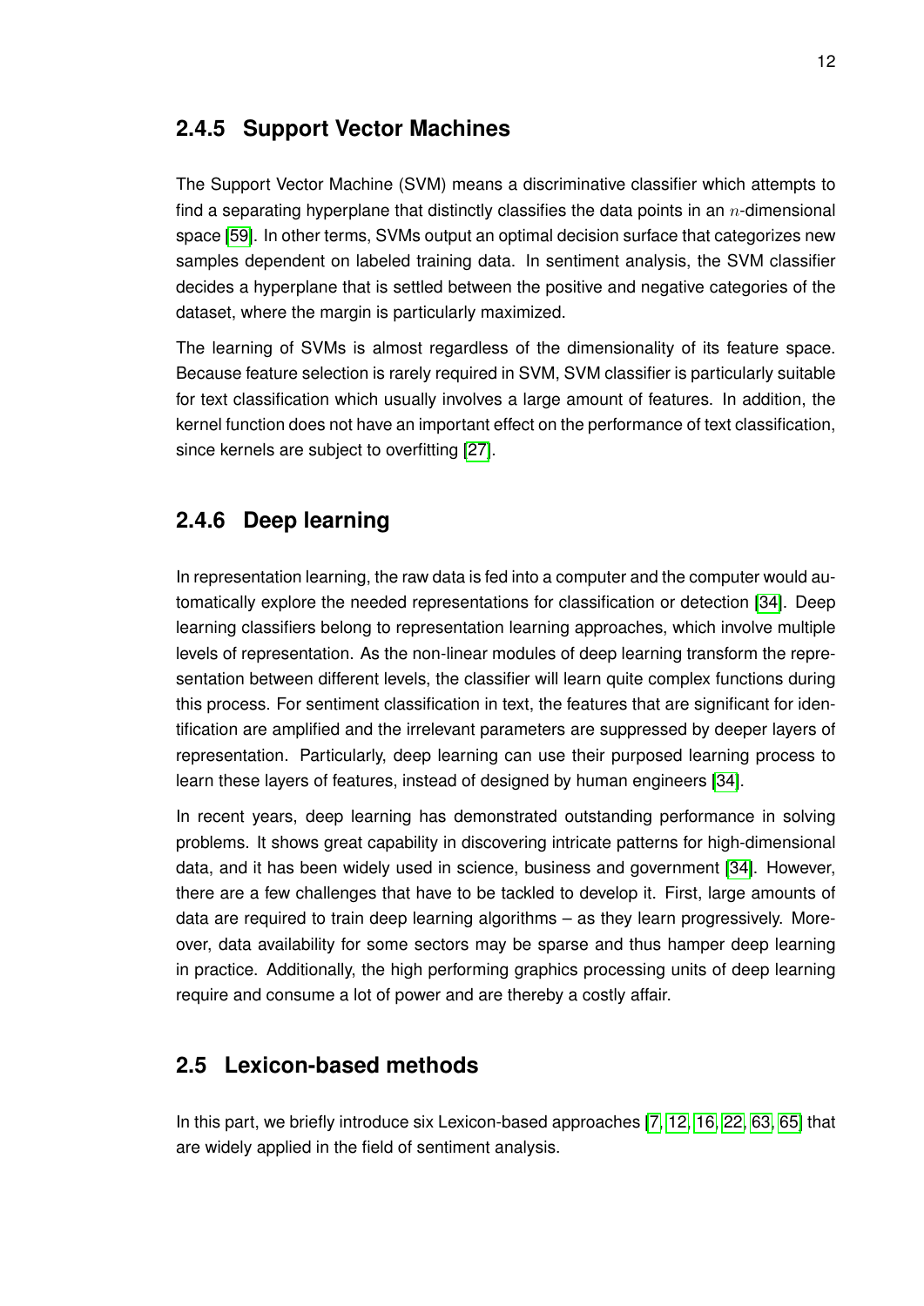### 2.4.5 Support Vector Machines

The Support Vector Machine (SVM) means a discriminative classifier which attempts to find a separating hyperplane that distinctly classifies the data points in an $n$-dimensional space [59]. In other terms, SVMs output an optimal decision surface that categorizes new samples dependent on labeled training data. In sentiment analysis, the SVM classifier decides a hyperplane that is settled between the positive and negative categories of the dataset, where the margin is particularly maximized.

The learning of SVMs is almost regardless of the dimensionality of its feature space. Because feature selection is rarely required in SVM, SVM classifier is particularly suitable for text classification which usually involves a large amount of features. In addition, the kernel function does not have an important effect on the performance of text classification, since kernels are subject to overfitting [27].

### 2.4.6 Deep learning

In representation learning, the raw data is fed into a computer and the computer would automatically explore the needed representations for classification or detection [34]. Deep learning classifiers belong to representation learning approaches, which involve multiple levels of representation. As the non-linear modules of deep learning transform the representation between different levels, the classifier will learn quite complex functions during this process. For sentiment classification in text, the features that are significant for identification are amplified and the irrelevant parameters are suppressed by deeper layers of representation. Particularly, deep learning can use their purposed learning process to learn these layers of features, instead of designed by human engineers [34].

In recent years, deep learning has demonstrated outstanding performance in solving problems. It shows great capability in discovering intricate patterns for high-dimensional data, and it has been widely used in science, business and government [34]. However, there are a few challenges that have to be tackled to develop it. First, large amounts of data are required to train deep learning algorithms – as they learn progressively. Moreover, data availability for some sectors may be sparse and thus hamper deep learning in practice. Additionally, the high performing graphics processing units of deep learning require and consume a lot of power and are thereby a costly affair.

## 2.5 Lexicon-based methods

In this part, we briefly introduce six Lexicon-based approaches [7, 12, 16, 22, 63, 65] that are widely applied in the field of sentiment analysis.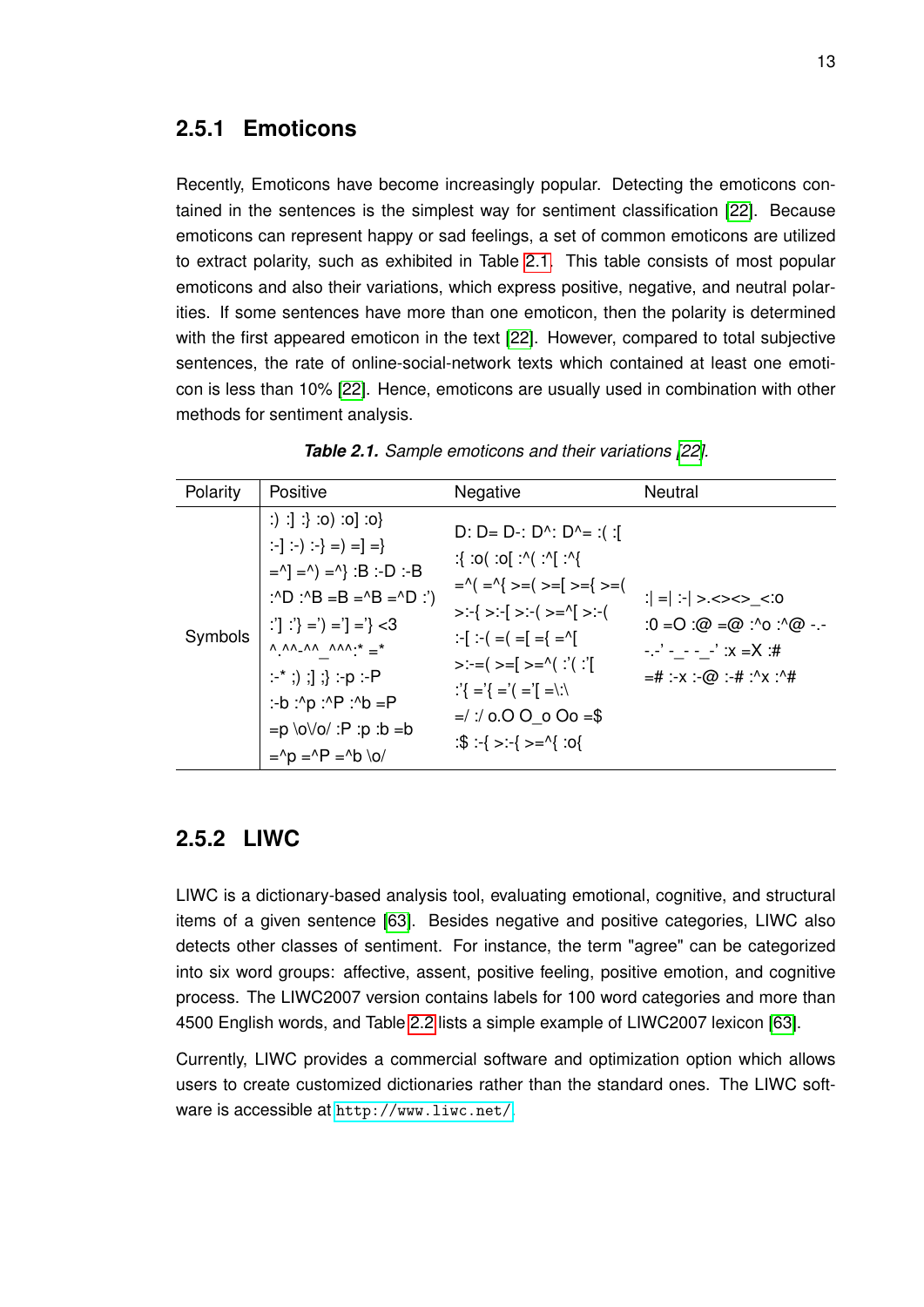### 2.5.1 Emoticons

Recently, Emoticons have become increasingly popular. Detecting the emoticons contained in the sentences is the simplest way for sentiment classification [22]. Because emoticons can represent happy or sad feelings, a set of common emoticons are utilized to extract polarity, such as exhibited in Table 2.1. This table consists of most popular emoticons and also their variations, which express positive, negative, and neutral polarities. If some sentences have more than one emoticon, then the polarity is determined with the first appeared emoticon in the text [22]. However, compared to total subjective sentences, the rate of online-social-network texts which contained at least one emoticon is less than 10% [22]. Hence, emoticons are usually used in combination with other methods for sentiment analysis.

***Table 2.1.*** *Sample emoticons and their variations [22].*

| Polarity | Positive | Negative | Neutral |
|---|---|---|---|
| Symbols | :) :] :} :o) :o] :o} :-] :-) :-} =) =] =} =^] =^) =^} :B :-D :-B :^D :^B =B =^B =^D :') :'] :'} =') ='] ='} <3 ^.^ ^-^ ^_^ ^^ :* =* :-* ;) ;] ;} :-p :-P :-b :^p :^P :^b =P =p \o\/o/ :P :p :b =b =^p =^P =^b \o/ | D: D= D-: D^: D^= :( :[ :{ :o( :o[ :^( :^[ :^{ =^( =^{ >=( >=[ >={ >=( >:-{ >:-[ >:-( >=^[ >:-( :-[ :-( =( =[ ={ =^[ >:-=( >=[ >=^( :'( :'[ :'{ ='{ ='( ='[ =\:\ =/ :/ o.O O_o Oo =$ :$ :-{ >:-{ >=^{ :o{ | :\| =\| :-\| >.<><>_<:o :0 =O :@ =@ :^o :^@ -.- -.-' -_- -_-' :x =X :# =# :-x :-@ :-# :^x :^# |

### 2.5.2 LIWC

LIWC is a dictionary-based analysis tool, evaluating emotional, cognitive, and structural items of a given sentence [63]. Besides negative and positive categories, LIWC also detects other classes of sentiment. For instance, the term "agree" can be categorized into six word groups: affective, assent, positive feeling, positive emotion, and cognitive process. The LIWC2007 version contains labels for 100 word categories and more than 4500 English words, and Table 2.2 lists a simple example of LIWC2007 lexicon [63].

Currently, LIWC provides a commercial software and optimization option which allows users to create customized dictionaries rather than the standard ones. The LIWC software is accessible at http://www.liwc.net/.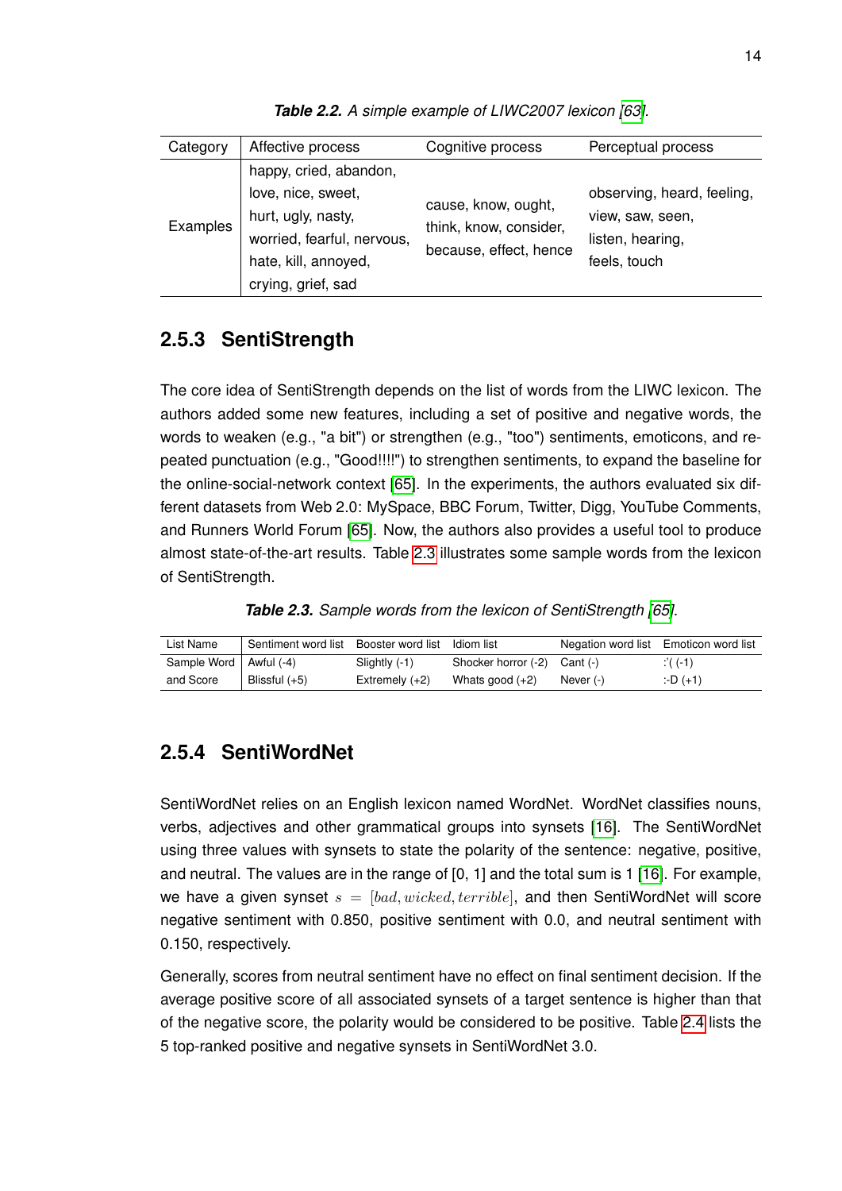***Table 2.2.*** *A simple example of LIWC2007 lexicon [63].*

| Category | Affective process | Cognitive process | Perceptual process |
|---|---|---|---|
| Examples | happy, cried, abandon, love, nice, sweet, hurt, ugly, nasty, worried, fearful, nervous, hate, kill, annoyed, crying, grief, sad | cause, know, ought, think, know, consider, because, effect, hence | observing, heard, feeling, view, saw, seen, listen, hearing, feels, touch |

### 2.5.3 SentiStrength

The core idea of SentiStrength depends on the list of words from the LIWC lexicon. The authors added some new features, including a set of positive and negative words, the words to weaken (e.g., "a bit") or strengthen (e.g., "too") sentiments, emoticons, and repeated punctuation (e.g., "Good!!!!") to strengthen sentiments, to expand the baseline for the online-social-network context [65]. In the experiments, the authors evaluated six different datasets from Web 2.0: MySpace, BBC Forum, Twitter, Digg, YouTube Comments, and Runners World Forum [65]. Now, the authors also provides a useful tool to produce almost state-of-the-art results. Table 2.3 illustrates some sample words from the lexicon of SentiStrength.

***Table 2.3.*** *Sample words from the lexicon of SentiStrength [65].*

| List Name | Sentiment word list | Booster word list | Idiom list | Negation word list | Emoticon word list |
|---|---|---|---|---|---|
| Sample Word | Awful (-4) | Slightly (-1) | Shocker horror (-2) | Cant (-) | :'( (-1) |
| and Score | Blissful (+5) | Extremely (+2) | Whats good (+2) | Never (-) | :-D (+1) |

### 2.5.4 SentiWordNet

SentiWordNet relies on an English lexicon named WordNet. WordNet classifies nouns, verbs, adjectives and other grammatical groups into synsets [16]. The SentiWordNet using three values with synsets to state the polarity of the sentence: negative, positive, and neutral. The values are in the range of [0, 1] and the total sum is 1 [16]. For example, we have a given synset $s = [bad, wicked, terrible]$, and then SentiWordNet will score negative sentiment with 0.850, positive sentiment with 0.0, and neutral sentiment with 0.150, respectively.

Generally, scores from neutral sentiment have no effect on final sentiment decision. If the average positive score of all associated synsets of a target sentence is higher than that of the negative score, the polarity would be considered to be positive. Table 2.4 lists the 5 top-ranked positive and negative synsets in SentiWordNet 3.0.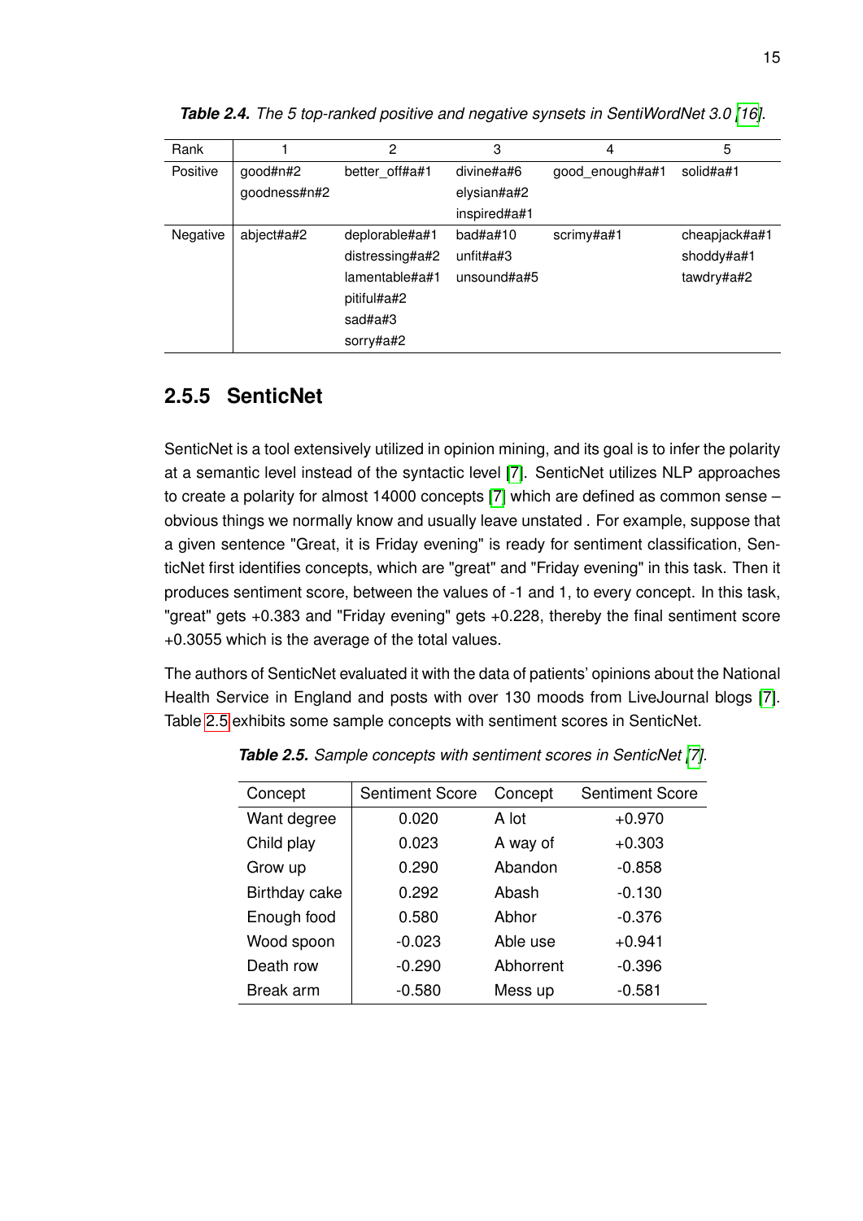*Table 2.4. The 5 top-ranked positive and negative synsets in SentiWordNet 3.0 [16].*

| Rank | 1 | 2 | 3 | 4 | 5 |
|---|---|---|---|---|---|
| Positive | good#n#2<br>goodness#n#2 | better_off#a#1 | divine#a#6<br>elysian#a#2<br>inspired#a#1 | good_enough#a#1 | solid#a#1 |
| Negative | abject#a#2 | deplorable#a#1<br>distressing#a#2<br>lamentable#a#1<br>pitiful#a#2<br>sad#a#3<br>sorry#a#2 | bad#a#10<br>unfit#a#3<br>unsound#a#5 | scrimy#a#1 | cheapjack#a#1<br>shoddy#a#1<br>tawdry#a#2 |

### 2.5.5 SenticNet

SenticNet is a tool extensively utilized in opinion mining, and its goal is to infer the polarity at a semantic level instead of the syntactic level [7]. SenticNet utilizes NLP approaches to create a polarity for almost 14000 concepts [7] which are defined as common sense – obvious things we normally know and usually leave unstated . For example, suppose that a given sentence "Great, it is Friday evening" is ready for sentiment classification, SenticNet first identifies concepts, which are "great" and "Friday evening" in this task. Then it produces sentiment score, between the values of -1 and 1, to every concept. In this task, "great" gets +0.383 and "Friday evening" gets +0.228, thereby the final sentiment score +0.3055 which is the average of the total values.

The authors of SenticNet evaluated it with the data of patients' opinions about the National Health Service in England and posts with over 130 moods from LiveJournal blogs [7]. Table 2.5 exhibits some sample concepts with sentiment scores in SenticNet.

*Table 2.5. Sample concepts with sentiment scores in SenticNet [7].*

| Concept | Sentiment Score | Concept | Sentiment Score |
|---|---|---|---|
| Want degree | 0.020 | A lot | +0.970 |
| Child play | 0.023 | A way of | +0.303 |
| Grow up | 0.290 | Abandon | -0.858 |
| Birthday cake | 0.292 | Abash | -0.130 |
| Enough food | 0.580 | Abhor | -0.376 |
| Wood spoon | -0.023 | Able use | +0.941 |
| Death row | -0.290 | Abhorrent | -0.396 |
| Break arm | -0.580 | Mess up | -0.581 |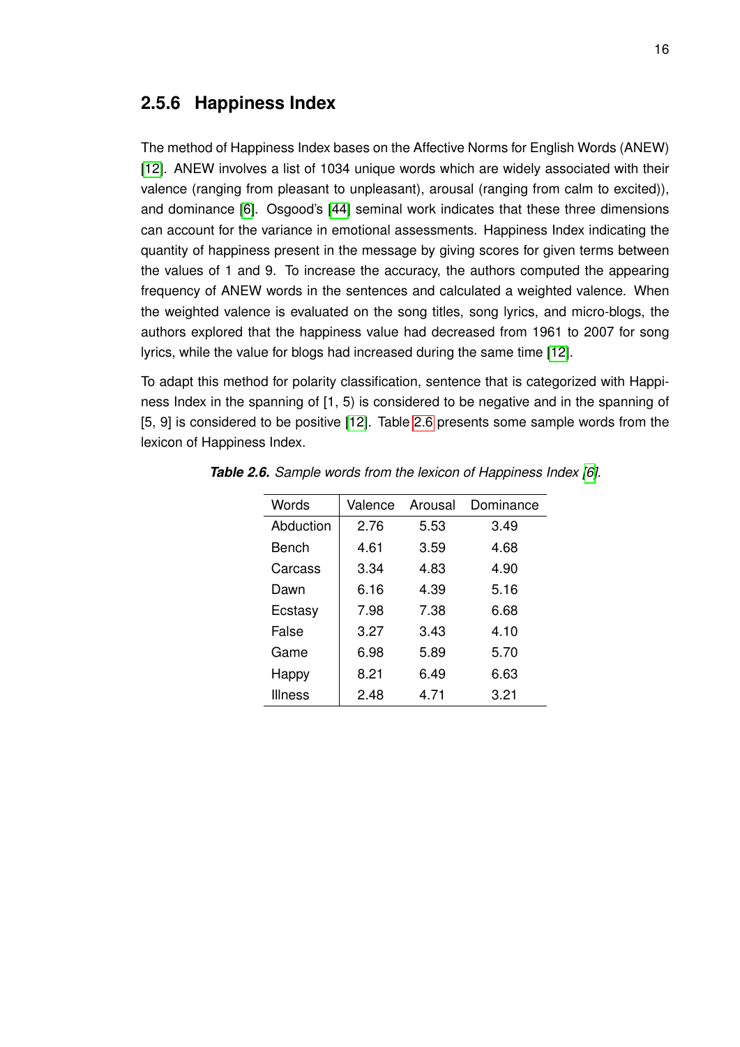### 2.5.6 Happiness Index

The method of Happiness Index bases on the Affective Norms for English Words (ANEW) [12]. ANEW involves a list of 1034 unique words which are widely associated with their valence (ranging from pleasant to unpleasant), arousal (ranging from calm to excited)), and dominance [6]. Osgood's [44] seminal work indicates that these three dimensions can account for the variance in emotional assessments. Happiness Index indicating the quantity of happiness present in the message by giving scores for given terms between the values of 1 and 9. To increase the accuracy, the authors computed the appearing frequency of ANEW words in the sentences and calculated a weighted valence. When the weighted valence is evaluated on the song titles, song lyrics, and micro-blogs, the authors explored that the happiness value had decreased from 1961 to 2007 for song lyrics, while the value for blogs had increased during the same time [12].

To adapt this method for polarity classification, sentence that is categorized with Happiness Index in the spanning of [1, 5) is considered to be negative and in the spanning of [5, 9] is considered to be positive [12]. Table 2.6 presents some sample words from the lexicon of Happiness Index.

***Table 2.6.*** *Sample words from the lexicon of Happiness Index [6].*

| Words | Valence | Arousal | Dominance |
|---|---|---|---|
| Abduction | 2.76 | 5.53 | 3.49 |
| Bench | 4.61 | 3.59 | 4.68 |
| Carcass | 3.34 | 4.83 | 4.90 |
| Dawn | 6.16 | 4.39 | 5.16 |
| Ecstasy | 7.98 | 7.38 | 6.68 |
| False | 3.27 | 3.43 | 4.10 |
| Game | 6.98 | 5.89 | 5.70 |
| Happy | 8.21 | 6.49 | 6.63 |
| Illness | 2.48 | 4.71 | 3.21 |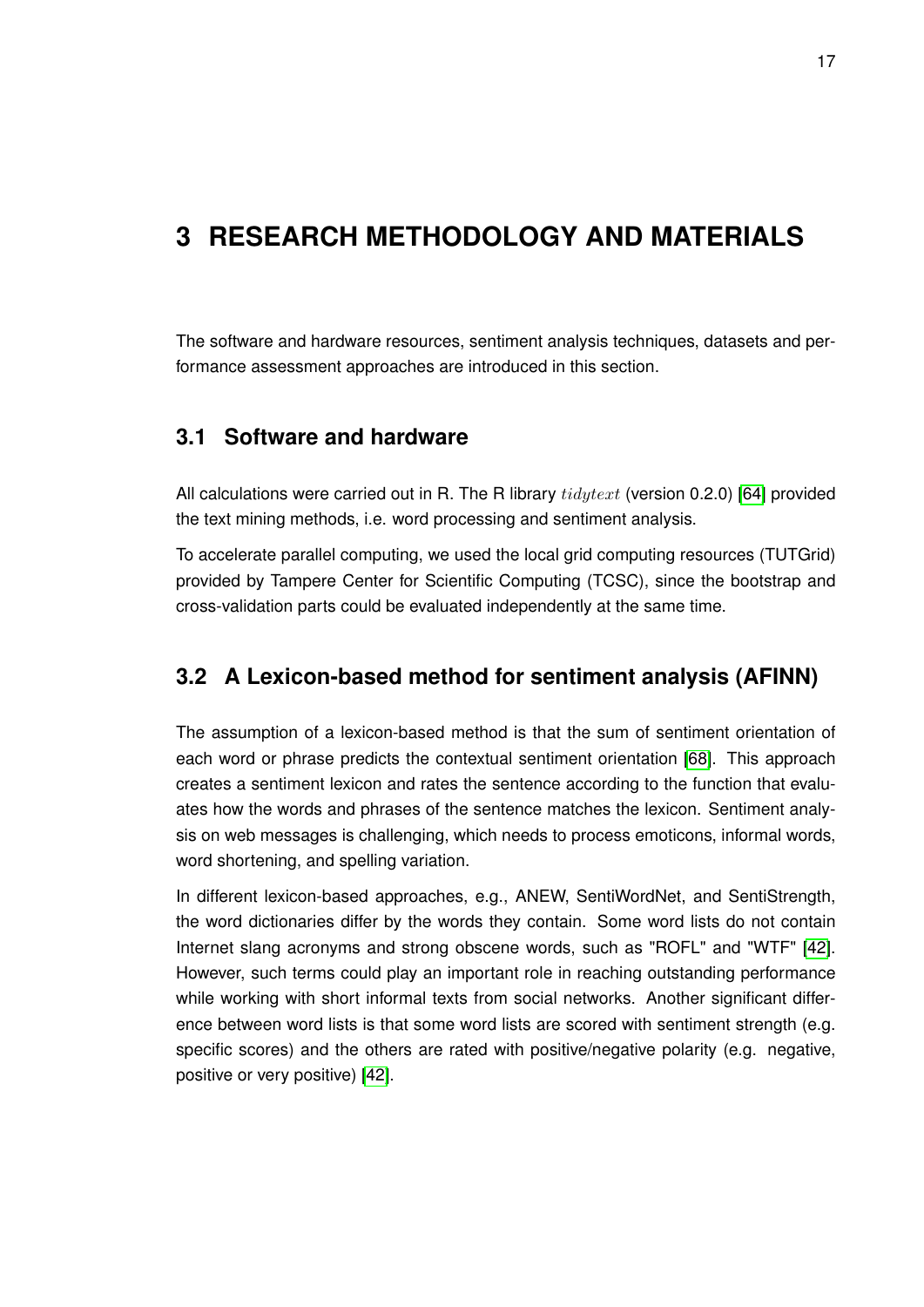# 3 RESEARCH METHODOLOGY AND MATERIALS

The software and hardware resources, sentiment analysis techniques, datasets and performance assessment approaches are introduced in this section.

## 3.1 Software and hardware

All calculations were carried out in R. The R library $tidytext$ (version 0.2.0) [64] provided the text mining methods, i.e. word processing and sentiment analysis.

To accelerate parallel computing, we used the local grid computing resources (TUTGrid) provided by Tampere Center for Scientific Computing (TCSC), since the bootstrap and cross-validation parts could be evaluated independently at the same time.

## 3.2 A Lexicon-based method for sentiment analysis (AFINN)

The assumption of a lexicon-based method is that the sum of sentiment orientation of each word or phrase predicts the contextual sentiment orientation [68]. This approach creates a sentiment lexicon and rates the sentence according to the function that evaluates how the words and phrases of the sentence matches the lexicon. Sentiment analysis on web messages is challenging, which needs to process emoticons, informal words, word shortening, and spelling variation.

In different lexicon-based approaches, e.g., ANEW, SentiWordNet, and SentiStrength, the word dictionaries differ by the words they contain. Some word lists do not contain Internet slang acronyms and strong obscene words, such as "ROFL" and "WTF" [42]. However, such terms could play an important role in reaching outstanding performance while working with short informal texts from social networks. Another significant difference between word lists is that some word lists are scored with sentiment strength (e.g. specific scores) and the others are rated with positive/negative polarity (e.g. negative, positive or very positive) [42].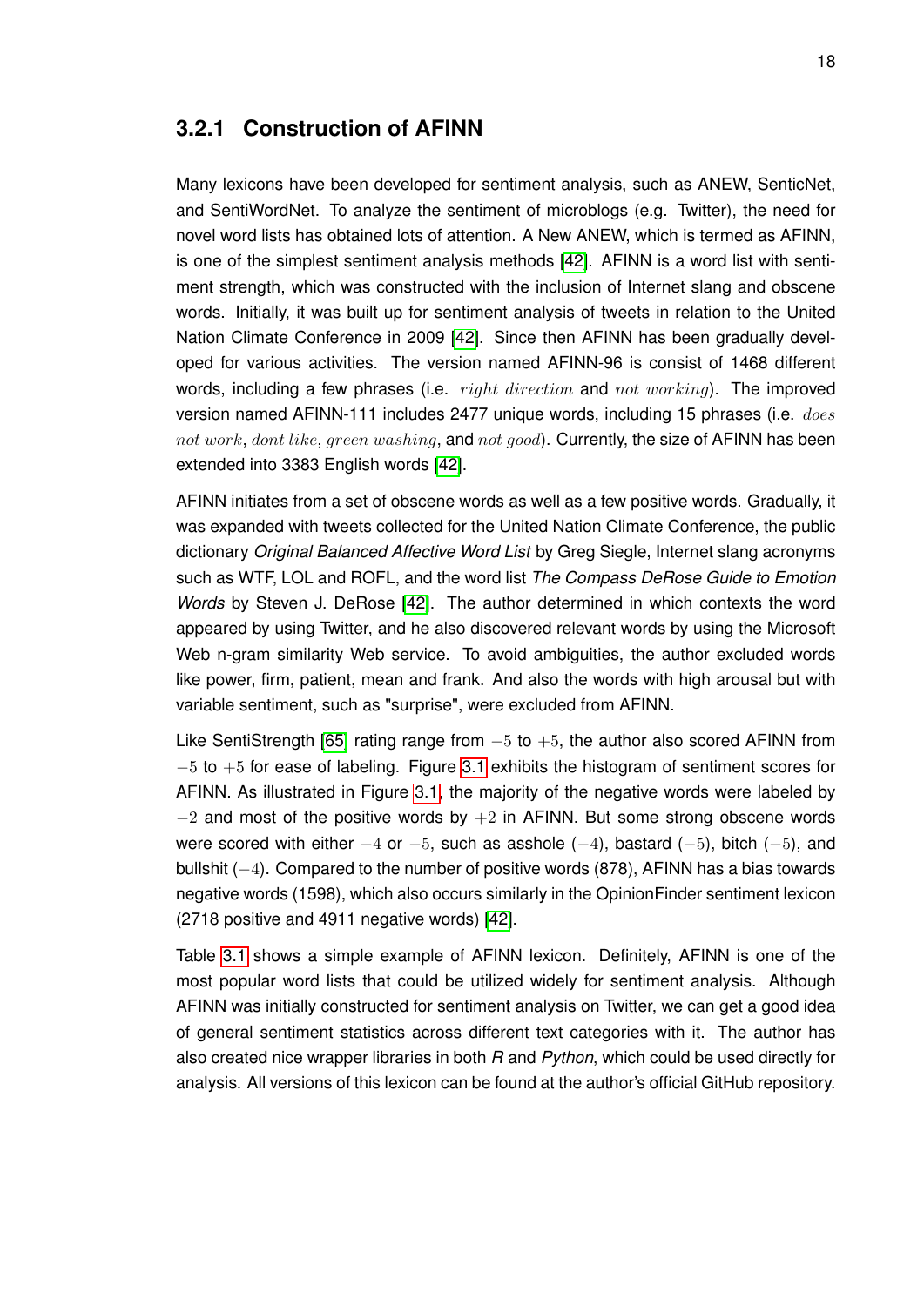### 3.2.1 Construction of AFINN

Many lexicons have been developed for sentiment analysis, such as ANEW, SenticNet, and SentiWordNet. To analyze the sentiment of microblogs (e.g. Twitter), the need for novel word lists has obtained lots of attention. A New ANEW, which is termed as AFINN, is one of the simplest sentiment analysis methods [42]. AFINN is a word list with sentiment strength, which was constructed with the inclusion of Internet slang and obscene words. Initially, it was built up for sentiment analysis of tweets in relation to the United Nation Climate Conference in 2009 [42]. Since then AFINN has been gradually developed for various activities. The version named AFINN-96 is consist of 1468 different words, including a few phrases (i.e. $right\ direction$ and $not\ working$). The improved version named AFINN-111 includes 2477 unique words, including 15 phrases (i.e. $does\ not\ work$, $dont\ like$, $green\ washing$, and $not\ good$). Currently, the size of AFINN has been extended into 3383 English words [42].

AFINN initiates from a set of obscene words as well as a few positive words. Gradually, it was expanded with tweets collected for the United Nation Climate Conference, the public dictionary *Original Balanced Affective Word List* by Greg Siegle, Internet slang acronyms such as WTF, LOL and ROFL, and the word list *The Compass DeRose Guide to Emotion Words* by Steven J. DeRose [42]. The author determined in which contexts the word appeared by using Twitter, and he also discovered relevant words by using the Microsoft Web n-gram similarity Web service. To avoid ambiguities, the author excluded words like power, firm, patient, mean and frank. And also the words with high arousal but with variable sentiment, such as "surprise", were excluded from AFINN.

Like SentiStrength [65] rating range from $-5$ to $+5$, the author also scored AFINN from $-5$ to $+5$ for ease of labeling. Figure 3.1 exhibits the histogram of sentiment scores for AFINN. As illustrated in Figure 3.1, the majority of the negative words were labeled by $-2$ and most of the positive words by $+2$ in AFINN. But some strong obscene words were scored with either $-4$ or $-5$, such as asshole $(-4)$, bastard $(-5)$, bitch $(-5)$, and bullshit $(-4)$. Compared to the number of positive words (878), AFINN has a bias towards negative words (1598), which also occurs similarly in the OpinionFinder sentiment lexicon (2718 positive and 4911 negative words) [42].

Table 3.1 shows a simple example of AFINN lexicon. Definitely, AFINN is one of the most popular word lists that could be utilized widely for sentiment analysis. Although AFINN was initially constructed for sentiment analysis on Twitter, we can get a good idea of general sentiment statistics across different text categories with it. The author has also created nice wrapper libraries in both *R* and *Python*, which could be used directly for analysis. All versions of this lexicon can be found at the author's official GitHub repository.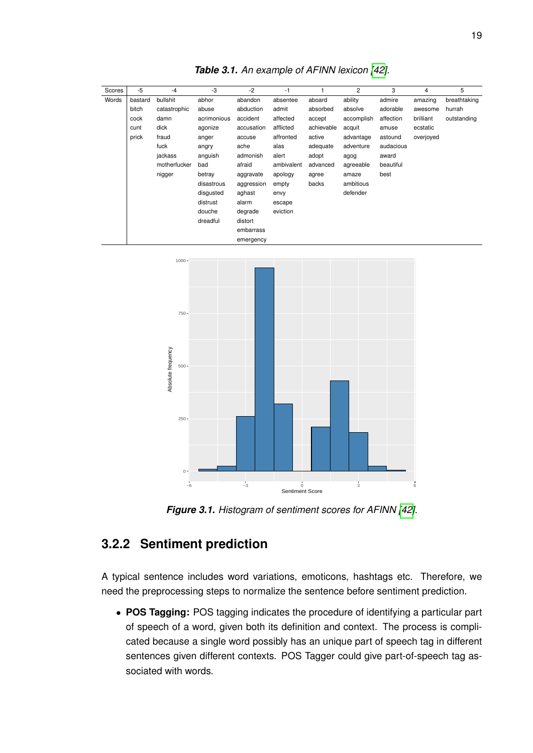***Table 3.1.*** *An example of AFINN lexicon [42].*

| Scores | -5 | -4 | -3 | -2 | -1 | 1 | 2 | 3 | 4 | 5 |
|---|---|---|---|---|---|---|---|---|---|---|
| Words | bastard | bullshit | abhor | abandon | absentee | aboard | ability | admire | amazing | breathtaking |
| | bitch | catastrophic | abuse | abduction | admit | absorbed | absolve | adorable | awesome | hurrah |
| | cock | damn | acrimonious | accident | affected | accept | accomplish | affection | brilliant | outstanding |
| | cunt | dick | agonize | accusation | afflicted | achievable | acquit | amuse | ecstatic | |
| | prick | fraud | anger | accuse | affronted | active | advantage | astound | overjoyed | |
| | | fuck | angry | ache | alas | adequate | adventure | audacious | | |
| | | jackass | anguish | admonish | alert | adopt | agog | award | | |
| | | motherfucker | bad | afraid | ambivalent | advanced | agreeable | beautiful | | |
| | | nigger | betray | aggravate | apology | agree | amaze | best | | |
| | | | disastrous | aggression | empty | backs | ambitious | | | |
| | | | disgusted | aghast | envy | | defender | | | |
| | | | distrust | alarm | escape | | | | | |
| | | | douche | degrade | eviction | | | | | |
| | | | dreadful | distort | | | | | | |
| | | | | embarrass | | | | | | |
| | | | | emergency | | | | | | |

***Figure 3.1.*** *Histogram of sentiment scores for AFINN [42].*

### 3.2.2 Sentiment prediction

A typical sentence includes word variations, emoticons, hashtags etc. Therefore, we need the preprocessing steps to normalize the sentence before sentiment prediction.

- **POS Tagging:** POS tagging indicates the procedure of identifying a particular part of speech of a word, given both its definition and context. The process is complicated because a single word possibly has an unique part of speech tag in different sentences given different contexts. POS Tagger could give part-of-speech tag associated with words.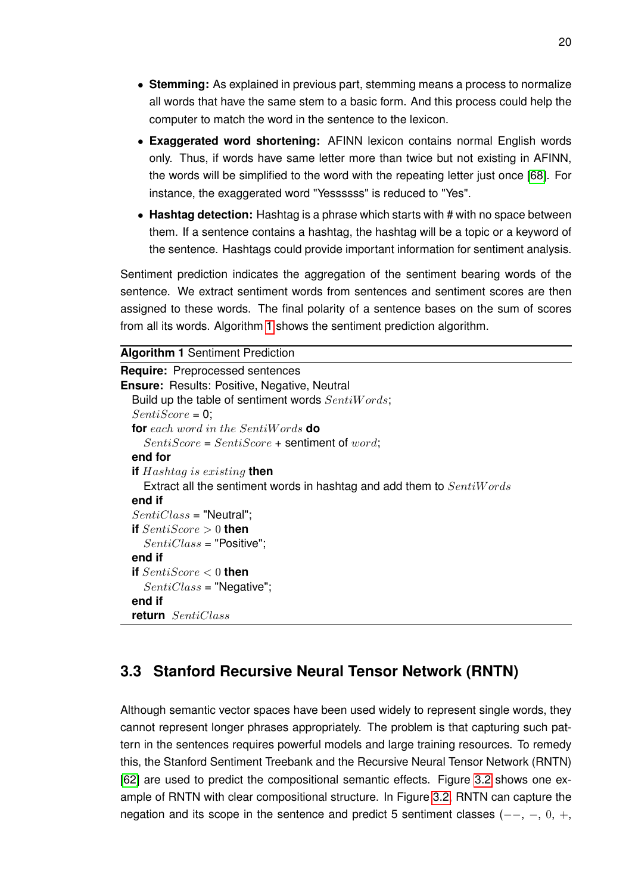- **Stemming:** As explained in previous part, stemming means a process to normalize all words that have the same stem to a basic form. And this process could help the computer to match the word in the sentence to the lexicon.
- **Exaggerated word shortening:** AFINN lexicon contains normal English words only. Thus, if words have same letter more than twice but not existing in AFINN, the words will be simplified to the word with the repeating letter just once [68]. For instance, the exaggerated word "Yessssss" is reduced to "Yes".
- **Hashtag detection:** Hashtag is a phrase which starts with # with no space between them. If a sentence contains a hashtag, the hashtag will be a topic or a keyword of the sentence. Hashtags could provide important information for sentiment analysis.

Sentiment prediction indicates the aggregation of the sentiment bearing words of the sentence. We extract sentiment words from sentences and sentiment scores are then assigned to these words. The final polarity of a sentence bases on the sum of scores from all its words. Algorithm 1 shows the sentiment prediction algorithm.

**Algorithm 1** Sentiment Prediction

**Require:** Preprocessed sentences
**Ensure:** Results: Positive, Negative, Neutral

```
Build up the table of sentiment words SentiWords;
SentiScore = 0;
for each word in the SentiWords do
    SentiScore = SentiScore + sentiment of word;
end for
if Hashtag is existing then
    Extract all the sentiment words in hashtag and add them to SentiWords
end if
SentiClass = "Neutral";
if SentiScore > 0 then
    SentiClass = "Positive";
end if
if SentiScore < 0 then
    SentiClass = "Negative";
end if
return SentiClass
```

## 3.3 Stanford Recursive Neural Tensor Network (RNTN)

Although semantic vector spaces have been used widely to represent single words, they cannot represent longer phrases appropriately. The problem is that capturing such pattern in the sentences requires powerful models and large training resources. To remedy this, the Stanford Sentiment Treebank and the Recursive Neural Tensor Network (RNTN) [62] are used to predict the compositional semantic effects. Figure 3.2 shows one example of RNTN with clear compositional structure. In Figure 3.2, RNTN can capture the negation and its scope in the sentence and predict 5 sentiment classes ($--$, $-$, $0$, $+$,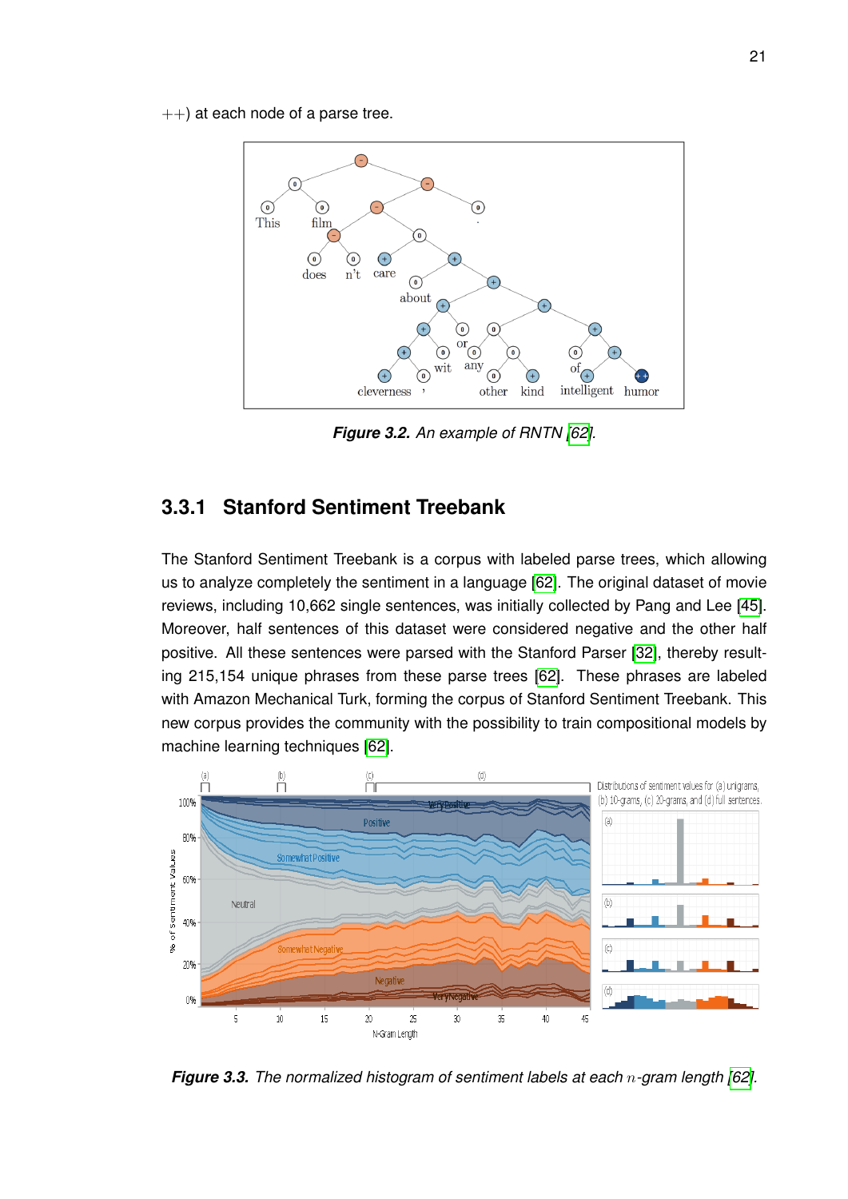++) at each node of a parse tree.

***Figure 3.2.*** *An example of RNTN [62].*

## 3.3.1 Stanford Sentiment Treebank

The Stanford Sentiment Treebank is a corpus with labeled parse trees, which allowing us to analyze completely the sentiment in a language [62]. The original dataset of movie reviews, including 10,662 single sentences, was initially collected by Pang and Lee [45]. Moreover, half sentences of this dataset were considered negative and the other half positive. All these sentences were parsed with the Stanford Parser [32], thereby resulting 215,154 unique phrases from these parse trees [62]. These phrases are labeled with Amazon Mechanical Turk, forming the corpus of Stanford Sentiment Treebank. This new corpus provides the community with the possibility to train compositional models by machine learning techniques [62].

***Figure 3.3.*** *The normalized histogram of sentiment labels at each $n$-gram length [62].*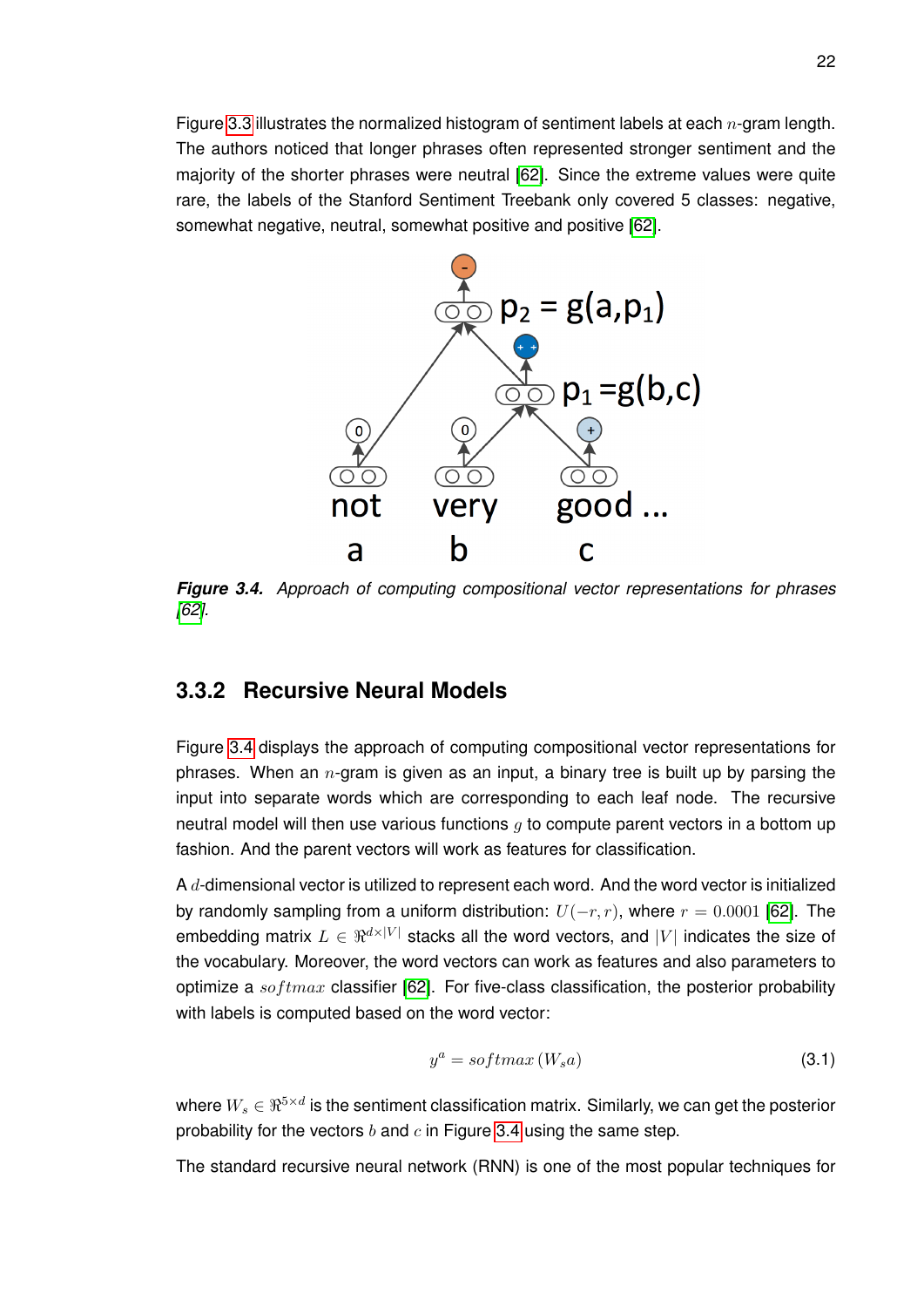Figure 3.3 illustrates the normalized histogram of sentiment labels at each $n$-gram length. The authors noticed that longer phrases often represented stronger sentiment and the majority of the shorter phrases were neutral [62]. Since the extreme values were quite rare, the labels of the Stanford Sentiment Treebank only covered 5 classes: negative, somewhat negative, neutral, somewhat positive and positive [62].

*Figure 3.4. Approach of computing compositional vector representations for phrases [62].*

### 3.3.2 Recursive Neural Models

Figure 3.4 displays the approach of computing compositional vector representations for phrases. When an $n$-gram is given as an input, a binary tree is built up by parsing the input into separate words which are corresponding to each leaf node. The recursive neutral model will then use various functions $g$ to compute parent vectors in a bottom up fashion. And the parent vectors will work as features for classification.

A $d$-dimensional vector is utilized to represent each word. And the word vector is initialized by randomly sampling from a uniform distribution: $U(-r, r)$, where $r = 0.0001$ [62]. The embedding matrix $L \in \Re^{d \times |V|}$ stacks all the word vectors, and $|V|$ indicates the size of the vocabulary. Moreover, the word vectors can work as features and also parameters to optimize a $softmax$ classifier [62]. For five-class classification, the posterior probability with labels is computed based on the word vector:

$$y^a = softmax\,(W_s a) \tag{3.1}$$

where $W_s \in \Re^{5 \times d}$ is the sentiment classification matrix. Similarly, we can get the posterior probability for the vectors $b$ and $c$ in Figure 3.4 using the same step.

The standard recursive neural network (RNN) is one of the most popular techniques for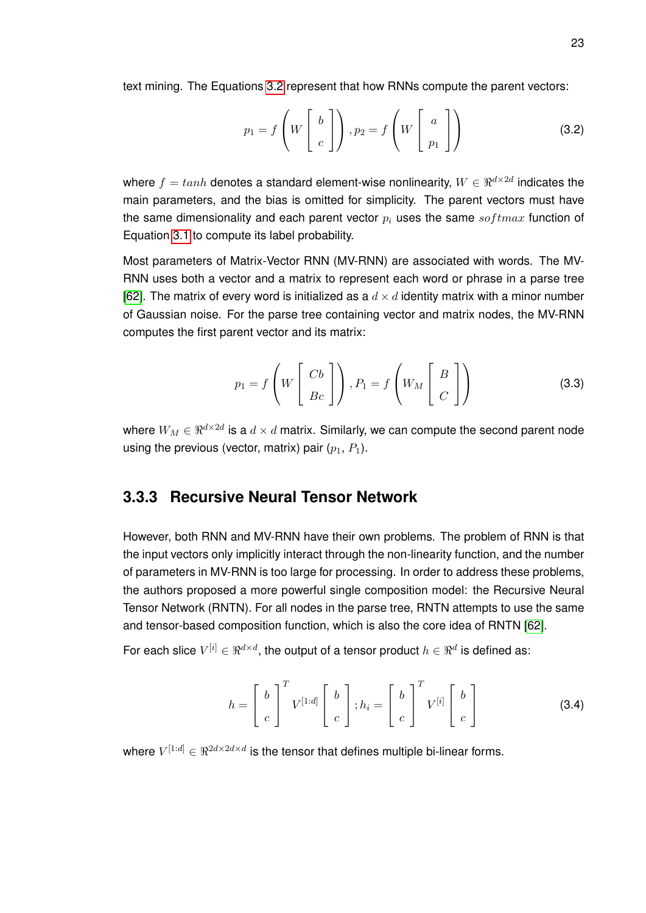text mining. The Equations 3.2 represent that how RNNs compute the parent vectors:

$$p_1 = f\left(W\begin{bmatrix} b \\ c \end{bmatrix}\right), p_2 = f\left(W\begin{bmatrix} a \\ p_1 \end{bmatrix}\right) \tag{3.2}$$

where $f = tanh$ denotes a standard element-wise nonlinearity, $W \in \Re^{d\times 2d}$ indicates the main parameters, and the bias is omitted for simplicity. The parent vectors must have the same dimensionality and each parent vector $p_i$ uses the same $softmax$ function of Equation 3.1 to compute its label probability.

Most parameters of Matrix-Vector RNN (MV-RNN) are associated with words. The MV-RNN uses both a vector and a matrix to represent each word or phrase in a parse tree [62]. The matrix of every word is initialized as a $d \times d$ identity matrix with a minor number of Gaussian noise. For the parse tree containing vector and matrix nodes, the MV-RNN computes the first parent vector and its matrix:

$$p_1 = f\left(W\begin{bmatrix} Cb \\ Bc \end{bmatrix}\right), P_1 = f\left(W_M\begin{bmatrix} B \\ C \end{bmatrix}\right) \tag{3.3}$$

where $W_M \in \Re^{d\times 2d}$ is a $d \times d$ matrix. Similarly, we can compute the second parent node using the previous (vector, matrix) pair ($p_1$, $P_1$).

### 3.3.3 Recursive Neural Tensor Network

However, both RNN and MV-RNN have their own problems. The problem of RNN is that the input vectors only implicitly interact through the non-linearity function, and the number of parameters in MV-RNN is too large for processing. In order to address these problems, the authors proposed a more powerful single composition model: the Recursive Neural Tensor Network (RNTN). For all nodes in the parse tree, RNTN attempts to use the same and tensor-based composition function, which is also the core idea of RNTN [62].

For each slice $V^{[i]} \in \Re^{d\times d}$, the output of a tensor product $h \in \Re^d$ is defined as:

$$h = \begin{bmatrix} b \\ c \end{bmatrix}^T V^{[1:d]}\begin{bmatrix} b \\ c \end{bmatrix}; h_i = \begin{bmatrix} b \\ c \end{bmatrix}^T V^{[i]}\begin{bmatrix} b \\ c \end{bmatrix} \tag{3.4}$$

where $V^{[1:d]} \in \Re^{2d\times 2d\times d}$ is the tensor that defines multiple bi-linear forms.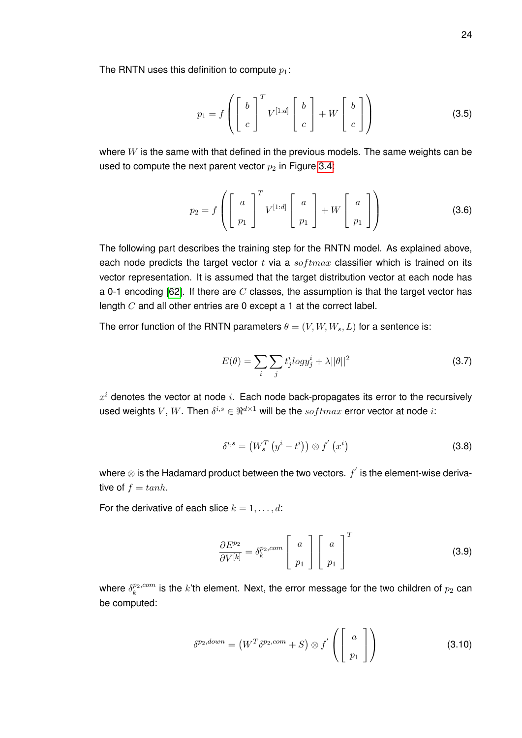The RNTN uses this definition to compute $p_1$:

$$p_1 = f\left(\begin{bmatrix} b \\ c \end{bmatrix}^T V^{[1:d]} \begin{bmatrix} b \\ c \end{bmatrix} + W \begin{bmatrix} b \\ c \end{bmatrix}\right) \tag{3.5}$$

where $W$ is the same with that defined in the previous models. The same weights can be used to compute the next parent vector $p_2$ in Figure 3.4:

$$p_2 = f\left(\begin{bmatrix} a \\ p_1 \end{bmatrix}^T V^{[1:d]} \begin{bmatrix} a \\ p_1 \end{bmatrix} + W \begin{bmatrix} a \\ p_1 \end{bmatrix}\right) \tag{3.6}$$

The following part describes the training step for the RNTN model. As explained above, each node predicts the target vector $t$ via a $softmax$ classifier which is trained on its vector representation. It is assumed that the target distribution vector at each node has a 0-1 encoding [62]. If there are $C$ classes, the assumption is that the target vector has length $C$ and all other entries are 0 except a 1 at the correct label.

The error function of the RNTN parameters $\theta = (V, W, W_s, L)$ for a sentence is:

$$E(\theta) = \sum_i \sum_j t_j^i log y_j^i + \lambda ||\theta||^2 \tag{3.7}$$

$x^i$ denotes the vector at node $i$. Each node back-propagates its error to the recursively used weights $V$, $W$. Then $\delta^{i,s} \in \Re^{d \times 1}$ will be the $softmax$ error vector at node $i$:

$$\delta^{i,s} = \left(W_s^T \left(y^i - t^i\right)\right) \otimes f^{'}\left(x^i\right) \tag{3.8}$$

where $\otimes$ is the Hadamard product between the two vectors. $f^{'}$ is the element-wise derivative of $f = tanh$.

For the derivative of each slice $k = 1, \ldots, d$:

$$\frac{\partial E^{p_2}}{\partial V^{[k]}} = \delta_k^{p_2,com} \begin{bmatrix} a \\ p_1 \end{bmatrix} \begin{bmatrix} a \\ p_1 \end{bmatrix}^T \tag{3.9}$$

where $\delta_k^{p_2,com}$ is the $k$'th element. Next, the error message for the two children of $p_2$ can be computed:

$$\delta^{p_2,down} = \left(W^T \delta^{p_2,com} + S\right) \otimes f^{'}\left(\begin{bmatrix} a \\ p_1 \end{bmatrix}\right) \tag{3.10}$$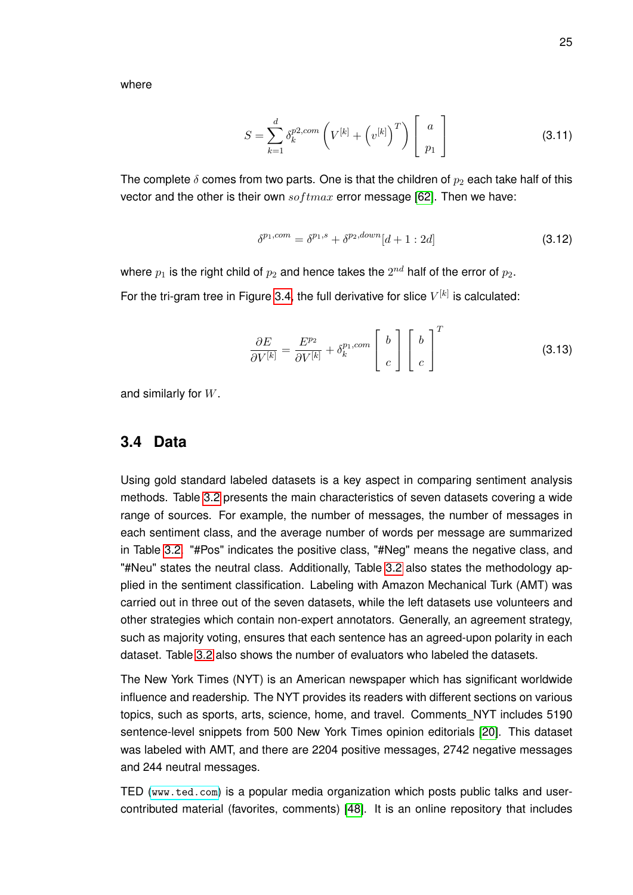where

$$S = \sum_{k=1}^{d} \delta_k^{p2,com} \left( V^{[k]} + \left( v^{[k]} \right)^T \right) \begin{bmatrix} a \\ p_1 \end{bmatrix} \tag{3.11}$$

The complete $\delta$ comes from two parts. One is that the children of $p_2$ each take half of this vector and the other is their own $softmax$ error message [62]. Then we have:

$$\delta^{p_1,com} = \delta^{p_1,s} + \delta^{p_2,down}[d+1:2d] \tag{3.12}$$

where $p_1$ is the right child of $p_2$ and hence takes the $2^{nd}$ half of the error of $p_2$.

For the tri-gram tree in Figure 3.4, the full derivative for slice $V^{[k]}$ is calculated:

$$\frac{\partial E}{\partial V^{[k]}} = \frac{E^{p_2}}{\partial V^{[k]}} + \delta_k^{p_1,com} \begin{bmatrix} b \\ c \end{bmatrix} \begin{bmatrix} b \\ c \end{bmatrix}^T \tag{3.13}$$

and similarly for $W$.

## 3.4 Data

Using gold standard labeled datasets is a key aspect in comparing sentiment analysis methods. Table 3.2 presents the main characteristics of seven datasets covering a wide range of sources. For example, the number of messages, the number of messages in each sentiment class, and the average number of words per message are summarized in Table 3.2. "#Pos" indicates the positive class, "#Neg" means the negative class, and "#Neu" states the neutral class. Additionally, Table 3.2 also states the methodology applied in the sentiment classification. Labeling with Amazon Mechanical Turk (AMT) was carried out in three out of the seven datasets, while the left datasets use volunteers and other strategies which contain non-expert annotators. Generally, an agreement strategy, such as majority voting, ensures that each sentence has an agreed-upon polarity in each dataset. Table 3.2 also shows the number of evaluators who labeled the datasets.

The New York Times (NYT) is an American newspaper which has significant worldwide influence and readership. The NYT provides its readers with different sections on various topics, such as sports, arts, science, home, and travel. Comments_NYT includes 5190 sentence-level snippets from 500 New York Times opinion editorials [20]. This dataset was labeled with AMT, and there are 2204 positive messages, 2742 negative messages and 244 neutral messages.

TED (www.ted.com) is a popular media organization which posts public talks and user-contributed material (favorites, comments) [48]. It is an online repository that includes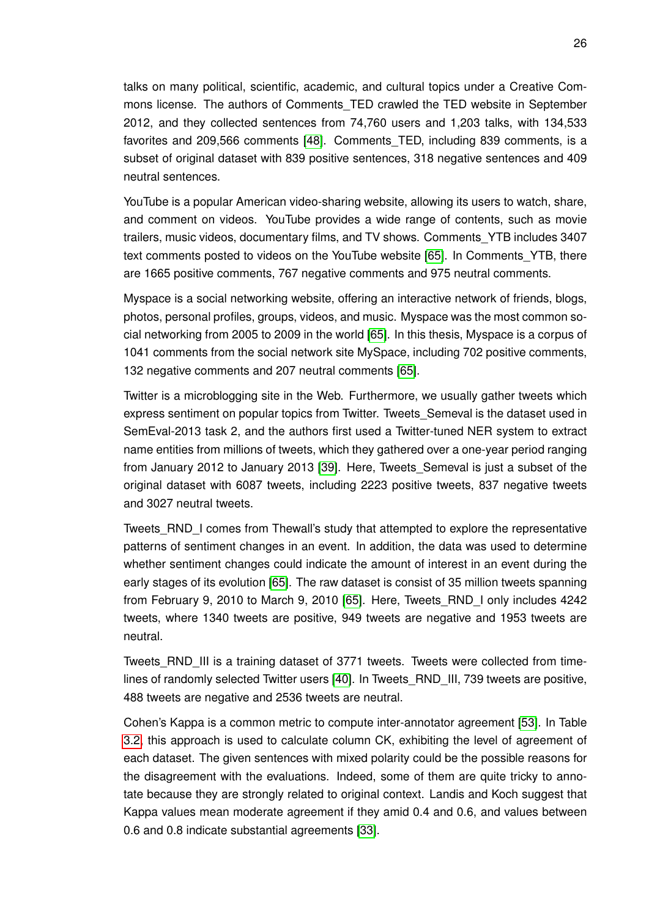talks on many political, scientific, academic, and cultural topics under a Creative Commons license. The authors of Comments_TED crawled the TED website in September 2012, and they collected sentences from 74,760 users and 1,203 talks, with 134,533 favorites and 209,566 comments [48]. Comments_TED, including 839 comments, is a subset of original dataset with 839 positive sentences, 318 negative sentences and 409 neutral sentences.

YouTube is a popular American video-sharing website, allowing its users to watch, share, and comment on videos. YouTube provides a wide range of contents, such as movie trailers, music videos, documentary films, and TV shows. Comments_YTB includes 3407 text comments posted to videos on the YouTube website [65]. In Comments_YTB, there are 1665 positive comments, 767 negative comments and 975 neutral comments.

Myspace is a social networking website, offering an interactive network of friends, blogs, photos, personal profiles, groups, videos, and music. Myspace was the most common social networking from 2005 to 2009 in the world [65]. In this thesis, Myspace is a corpus of 1041 comments from the social network site MySpace, including 702 positive comments, 132 negative comments and 207 neutral comments [65].

Twitter is a microblogging site in the Web. Furthermore, we usually gather tweets which express sentiment on popular topics from Twitter. Tweets_Semeval is the dataset used in SemEval-2013 task 2, and the authors first used a Twitter-tuned NER system to extract name entities from millions of tweets, which they gathered over a one-year period ranging from January 2012 to January 2013 [39]. Here, Tweets_Semeval is just a subset of the original dataset with 6087 tweets, including 2223 positive tweets, 837 negative tweets and 3027 neutral tweets.

Tweets_RND_I comes from Thewall's study that attempted to explore the representative patterns of sentiment changes in an event. In addition, the data was used to determine whether sentiment changes could indicate the amount of interest in an event during the early stages of its evolution [65]. The raw dataset is consist of 35 million tweets spanning from February 9, 2010 to March 9, 2010 [65]. Here, Tweets_RND_I only includes 4242 tweets, where 1340 tweets are positive, 949 tweets are negative and 1953 tweets are neutral.

Tweets_RND_III is a training dataset of 3771 tweets. Tweets were collected from timelines of randomly selected Twitter users [40]. In Tweets_RND_III, 739 tweets are positive, 488 tweets are negative and 2536 tweets are neutral.

Cohen's Kappa is a common metric to compute inter-annotator agreement [53]. In Table 3.2, this approach is used to calculate column CK, exhibiting the level of agreement of each dataset. The given sentences with mixed polarity could be the possible reasons for the disagreement with the evaluations. Indeed, some of them are quite tricky to annotate because they are strongly related to original context. Landis and Koch suggest that Kappa values mean moderate agreement if they amid 0.4 and 0.6, and values between 0.6 and 0.8 indicate substantial agreements [33].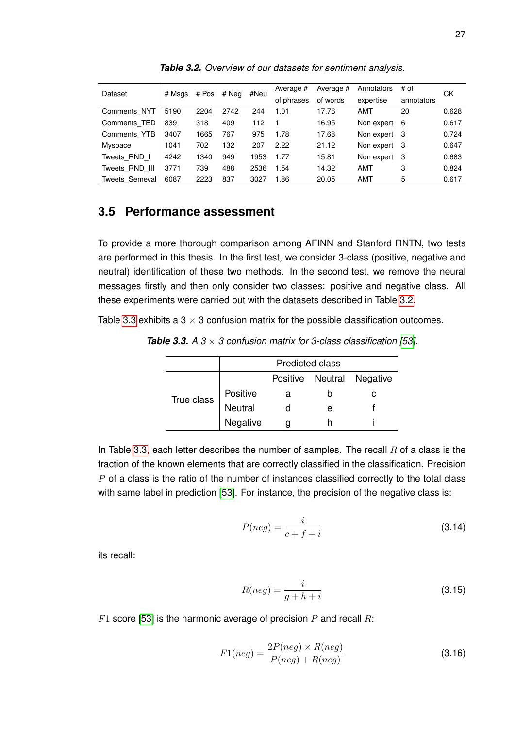***Table 3.2.*** *Overview of our datasets for sentiment analysis.*

| Dataset | # Msgs | # Pos | # Neg | #Neu | Average # of phrases | Average # of words | Annotators expertise | # of annotators | CK |
|---|---|---|---|---|---|---|---|---|---|
| Comments_NYT | 5190 | 2204 | 2742 | 244 | 1.01 | 17.76 | AMT | 20 | 0.628 |
| Comments_TED | 839 | 318 | 409 | 112 | 1 | 16.95 | Non expert | 6 | 0.617 |
| Comments_YTB | 3407 | 1665 | 767 | 975 | 1.78 | 17.68 | Non expert | 3 | 0.724 |
| Myspace | 1041 | 702 | 132 | 207 | 2.22 | 21.12 | Non expert | 3 | 0.647 |
| Tweets_RND_I | 4242 | 1340 | 949 | 1953 | 1.77 | 15.81 | Non expert | 3 | 0.683 |
| Tweets_RND_III | 3771 | 739 | 488 | 2536 | 1.54 | 14.32 | AMT | 3 | 0.824 |
| Tweets_Semeval | 6087 | 2223 | 837 | 3027 | 1.86 | 20.05 | AMT | 5 | 0.617 |

## 3.5 Performance assessment

To provide a more thorough comparison among AFINN and Stanford RNTN, two tests are performed in this thesis. In the first test, we consider 3-class (positive, negative and neutral) identification of these two methods. In the second test, we remove the neural messages firstly and then only consider two classes: positive and negative class. All these experiments were carried out with the datasets described in Table 3.2.

Table 3.3 exhibits a 3 × 3 confusion matrix for the possible classification outcomes.

***Table 3.3.*** *A 3 × 3 confusion matrix for 3-class classification [53].*

| | | Predicted class | | |
|---|---|---|---|---|
| | | Positive | Neutral | Negative |
| True class | Positive | a | b | c |
| | Neutral | d | e | f |
| | Negative | g | h | i |

In Table 3.3, each letter describes the number of samples. The recall $R$ of a class is the fraction of the known elements that are correctly classified in the classification. Precision $P$ of a class is the ratio of the number of instances classified correctly to the total class with same label in prediction [53]. For instance, the precision of the negative class is:

$$P(neg) = \frac{i}{c + f + i} \tag{3.14}$$

its recall:

$$R(neg) = \frac{i}{g + h + i} \tag{3.15}$$

$F1$ score [53] is the harmonic average of precision $P$ and recall $R$:

$$F1(neg) = \frac{2P(neg) \times R(neg)}{P(neg) + R(neg)} \tag{3.16}$$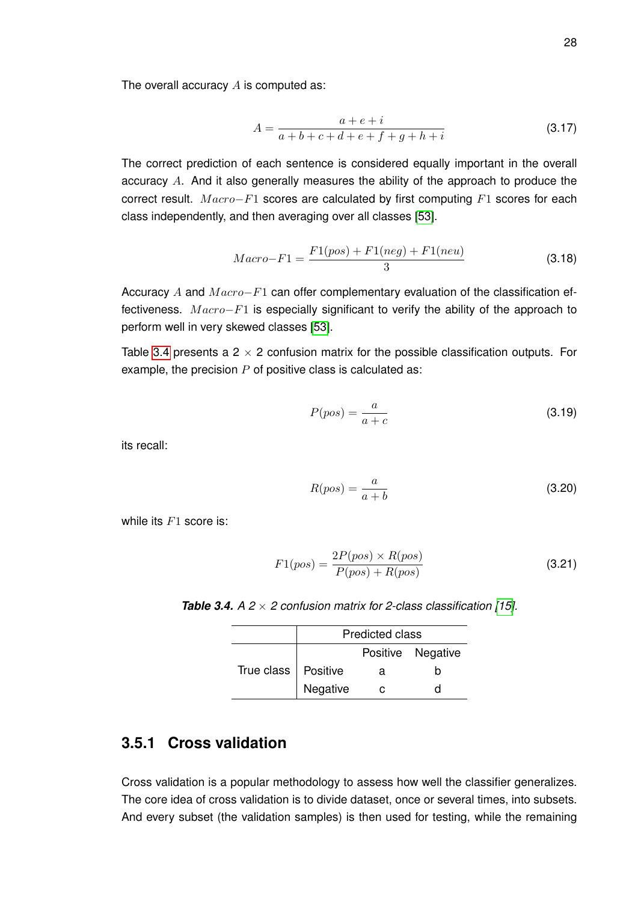The overall accuracy $A$ is computed as:

$$A = \frac{a+e+i}{a+b+c+d+e+f+g+h+i} \tag{3.17}$$

The correct prediction of each sentence is considered equally important in the overall accuracy $A$. And it also generally measures the ability of the approach to produce the correct result. $Macro{-}F1$ scores are calculated by first computing $F1$ scores for each class independently, and then averaging over all classes [53].

$$Macro{-}F1 = \frac{F1(pos) + F1(neg) + F1(neu)}{3} \tag{3.18}$$

Accuracy $A$ and $Macro{-}F1$ can offer complementary evaluation of the classification effectiveness. $Macro{-}F1$ is especially significant to verify the ability of the approach to perform well in very skewed classes [53].

Table 3.4 presents a 2 $\times$ 2 confusion matrix for the possible classification outputs. For example, the precision $P$ of positive class is calculated as:

$$P(pos) = \frac{a}{a+c} \tag{3.19}$$

its recall:

$$R(pos) = \frac{a}{a+b} \tag{3.20}$$

while its $F1$ score is:

$$F1(pos) = \frac{2P(pos) \times R(pos)}{P(pos) + R(pos)} \tag{3.21}$$

***Table 3.4.*** *A 2 $\times$ 2 confusion matrix for 2-class classification [15].*

| | Predicted class | | |
|---|---|---|---|
| | | Positive | Negative |
| True class | Positive | a | b |
| | Negative | c | d |

### 3.5.1 Cross validation

Cross validation is a popular methodology to assess how well the classifier generalizes. The core idea of cross validation is to divide dataset, once or several times, into subsets. And every subset (the validation samples) is then used for testing, while the remaining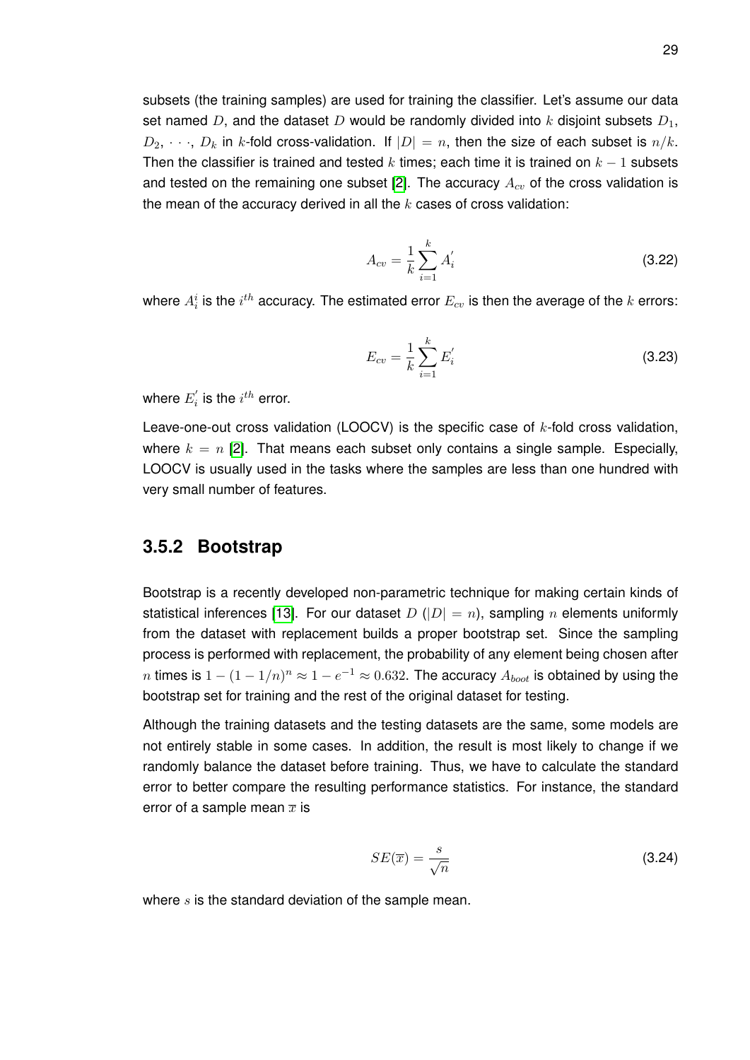subsets (the training samples) are used for training the classifier. Let's assume our data set named $D$, and the dataset $D$ would be randomly divided into $k$ disjoint subsets $D_1$, $D_2$, $\cdots$, $D_k$ in $k$-fold cross-validation. If $|D| = n$, then the size of each subset is $n/k$. Then the classifier is trained and tested $k$ times; each time it is trained on $k - 1$ subsets and tested on the remaining one subset [2]. The accuracy $A_{cv}$ of the cross validation is the mean of the accuracy derived in all the $k$ cases of cross validation:

$$A_{cv} = \frac{1}{k} \sum_{i=1}^{k} A_i^{'} \tag{3.22}$$

where $A_i^i$ is the $i^{th}$ accuracy. The estimated error $E_{cv}$ is then the average of the $k$ errors:

$$E_{cv} = \frac{1}{k} \sum_{i=1}^{k} E_i^{'} \tag{3.23}$$

where $E_i^{'}$ is the $i^{th}$ error.

Leave-one-out cross validation (LOOCV) is the specific case of $k$-fold cross validation, where $k = n$ [2]. That means each subset only contains a single sample. Especially, LOOCV is usually used in the tasks where the samples are less than one hundred with very small number of features.

### 3.5.2 Bootstrap

Bootstrap is a recently developed non-parametric technique for making certain kinds of statistical inferences [13]. For our dataset $D$ ($|D| = n$), sampling $n$ elements uniformly from the dataset with replacement builds a proper bootstrap set. Since the sampling process is performed with replacement, the probability of any element being chosen after $n$ times is $1 - (1 - 1/n)^n \approx 1 - e^{-1} \approx 0.632$. The accuracy $A_{boot}$ is obtained by using the bootstrap set for training and the rest of the original dataset for testing.

Although the training datasets and the testing datasets are the same, some models are not entirely stable in some cases. In addition, the result is most likely to change if we randomly balance the dataset before training. Thus, we have to calculate the standard error to better compare the resulting performance statistics. For instance, the standard error of a sample mean $\overline{x}$ is

$$SE(\overline{x}) = \frac{s}{\sqrt{n}} \tag{3.24}$$

where $s$ is the standard deviation of the sample mean.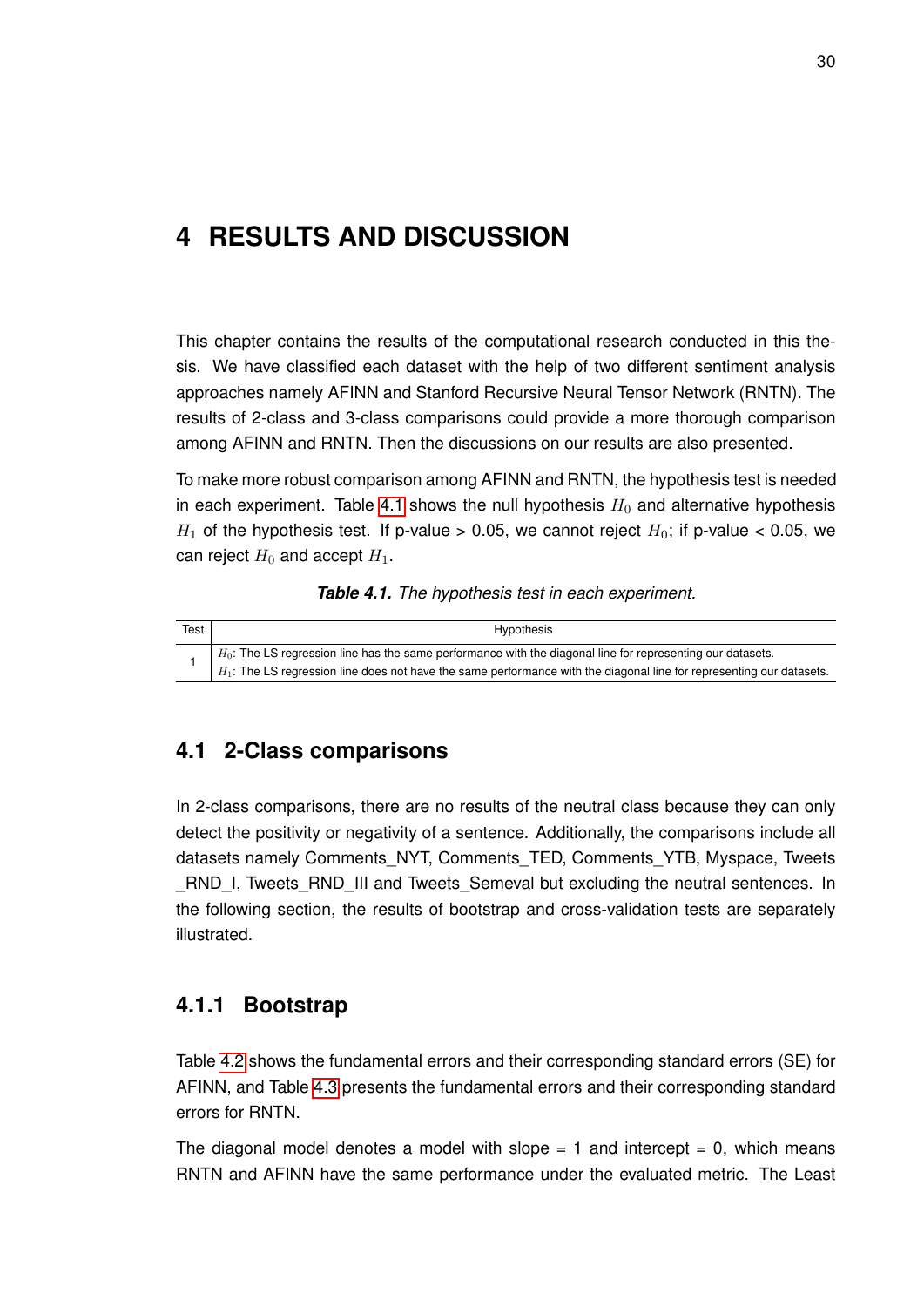# 4 RESULTS AND DISCUSSION

This chapter contains the results of the computational research conducted in this thesis. We have classified each dataset with the help of two different sentiment analysis approaches namely AFINN and Stanford Recursive Neural Tensor Network (RNTN). The results of 2-class and 3-class comparisons could provide a more thorough comparison among AFINN and RNTN. Then the discussions on our results are also presented.

To make more robust comparison among AFINN and RNTN, the hypothesis test is needed in each experiment. Table 4.1 shows the null hypothesis $H_0$ and alternative hypothesis $H_1$ of the hypothesis test. If p-value > 0.05, we cannot reject $H_0$; if p-value < 0.05, we can reject $H_0$ and accept $H_1$.

***Table 4.1.*** *The hypothesis test in each experiment.*

| Test | Hypothesis |
|---|---|
| 1 | $H_0$: The LS regression line has the same performance with the diagonal line for representing our datasets.<br>$H_1$: The LS regression line does not have the same performance with the diagonal line for representing our datasets. |

## 4.1 2-Class comparisons

In 2-class comparisons, there are no results of the neutral class because they can only detect the positivity or negativity of a sentence. Additionally, the comparisons include all datasets namely Comments_NYT, Comments_TED, Comments_YTB, Myspace, Tweets _RND_I, Tweets_RND_III and Tweets_Semeval but excluding the neutral sentences. In the following section, the results of bootstrap and cross-validation tests are separately illustrated.

### 4.1.1 Bootstrap

Table 4.2 shows the fundamental errors and their corresponding standard errors (SE) for AFINN, and Table 4.3 presents the fundamental errors and their corresponding standard errors for RNTN.

The diagonal model denotes a model with slope = 1 and intercept = 0, which means RNTN and AFINN have the same performance under the evaluated metric. The Least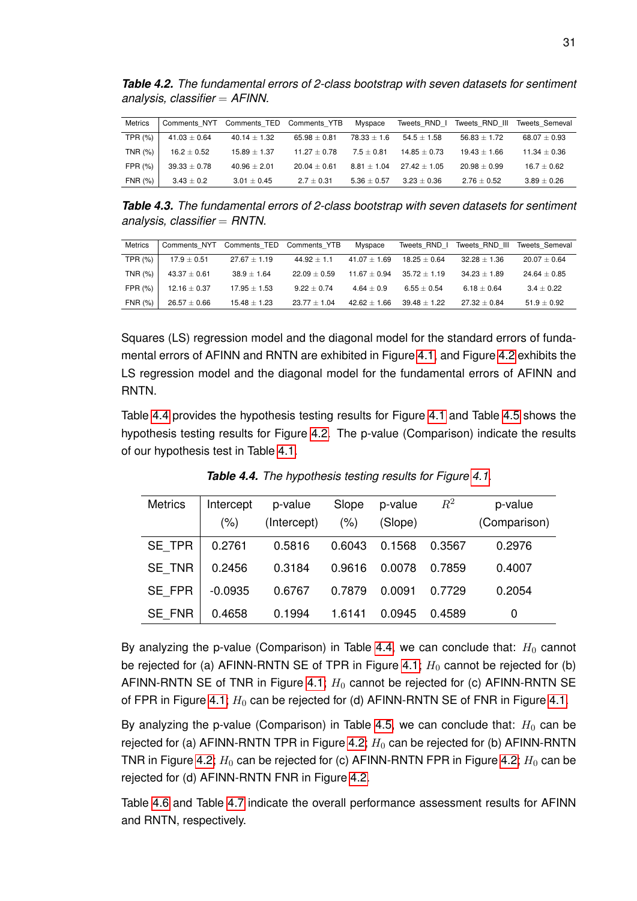***Table 4.2.*** *The fundamental errors of 2-class bootstrap with seven datasets for sentiment analysis, classifier = AFINN.*

| Metrics | Comments_NYT | Comments_TED | Comments_YTB | Myspace | Tweets_RND_I | Tweets_RND_III | Tweets_Semeval |
|---|---|---|---|---|---|---|---|
| TPR (%) | 41.03 ± 0.64 | 40.14 ± 1.32 | 65.98 ± 0.81 | 78.33 ± 1.6 | 54.5 ± 1.58 | 56.83 ± 1.72 | 68.07 ± 0.93 |
| TNR (%) | 16.2 ± 0.52 | 15.89 ± 1.37 | 11.27 ± 0.78 | 7.5 ± 0.81 | 14.85 ± 0.73 | 19.43 ± 1.66 | 11.34 ± 0.36 |
| FPR (%) | 39.33 ± 0.78 | 40.96 ± 2.01 | 20.04 ± 0.61 | 8.81 ± 1.04 | 27.42 ± 1.05 | 20.98 ± 0.99 | 16.7 ± 0.62 |
| FNR (%) | 3.43 ± 0.2 | 3.01 ± 0.45 | 2.7 ± 0.31 | 5.36 ± 0.57 | 3.23 ± 0.36 | 2.76 ± 0.52 | 3.89 ± 0.26 |

***Table 4.3.*** *The fundamental errors of 2-class bootstrap with seven datasets for sentiment analysis, classifier = RNTN.*

| Metrics | Comments_NYT | Comments_TED | Comments_YTB | Myspace | Tweets_RND_I | Tweets_RND_III | Tweets_Semeval |
|---|---|---|---|---|---|---|---|
| TPR (%) | 17.9 ± 0.51 | 27.67 ± 1.19 | 44.92 ± 1.1 | 41.07 ± 1.69 | 18.25 ± 0.64 | 32.28 ± 1.36 | 20.07 ± 0.64 |
| TNR (%) | 43.37 ± 0.61 | 38.9 ± 1.64 | 22.09 ± 0.59 | 11.67 ± 0.94 | 35.72 ± 1.19 | 34.23 ± 1.89 | 24.64 ± 0.85 |
| FPR (%) | 12.16 ± 0.37 | 17.95 ± 1.53 | 9.22 ± 0.74 | 4.64 ± 0.9 | 6.55 ± 0.54 | 6.18 ± 0.64 | 3.4 ± 0.22 |
| FNR (%) | 26.57 ± 0.66 | 15.48 ± 1.23 | 23.77 ± 1.04 | 42.62 ± 1.66 | 39.48 ± 1.22 | 27.32 ± 0.84 | 51.9 ± 0.92 |

Squares (LS) regression model and the diagonal model for the standard errors of fundamental errors of AFINN and RNTN are exhibited in Figure 4.1, and Figure 4.2 exhibits the LS regression model and the diagonal model for the fundamental errors of AFINN and RNTN.

Table 4.4 provides the hypothesis testing results for Figure 4.1 and Table 4.5 shows the hypothesis testing results for Figure 4.2. The p-value (Comparison) indicate the results of our hypothesis test in Table 4.1.

***Table 4.4.*** *The hypothesis testing results for Figure 4.1.*

| Metrics | Intercept (%) | p-value (Intercept) | Slope (%) | p-value (Slope) | $R^2$ | p-value (Comparison) |
|---|---|---|---|---|---|---|
| SE_TPR | 0.2761 | 0.5816 | 0.6043 | 0.1568 | 0.3567 | 0.2976 |
| SE_TNR | 0.2456 | 0.3184 | 0.9616 | 0.0078 | 0.7859 | 0.4007 |
| SE_FPR | -0.0935 | 0.6767 | 0.7879 | 0.0091 | 0.7729 | 0.2054 |
| SE_FNR | 0.4658 | 0.1994 | 1.6141 | 0.0945 | 0.4589 | 0 |

By analyzing the p-value (Comparison) in Table 4.4, we can conclude that: $H_0$ cannot be rejected for (a) AFINN-RNTN SE of TPR in Figure 4.1; $H_0$ cannot be rejected for (b) AFINN-RNTN SE of TNR in Figure 4.1; $H_0$ cannot be rejected for (c) AFINN-RNTN SE of FPR in Figure 4.1; $H_0$ can be rejected for (d) AFINN-RNTN SE of FNR in Figure 4.1.

By analyzing the p-value (Comparison) in Table 4.5, we can conclude that: $H_0$ can be rejected for (a) AFINN-RNTN TPR in Figure 4.2; $H_0$ can be rejected for (b) AFINN-RNTN TNR in Figure 4.2; $H_0$ can be rejected for (c) AFINN-RNTN FPR in Figure 4.2; $H_0$ can be rejected for (d) AFINN-RNTN FNR in Figure 4.2.

Table 4.6 and Table 4.7 indicate the overall performance assessment results for AFINN and RNTN, respectively.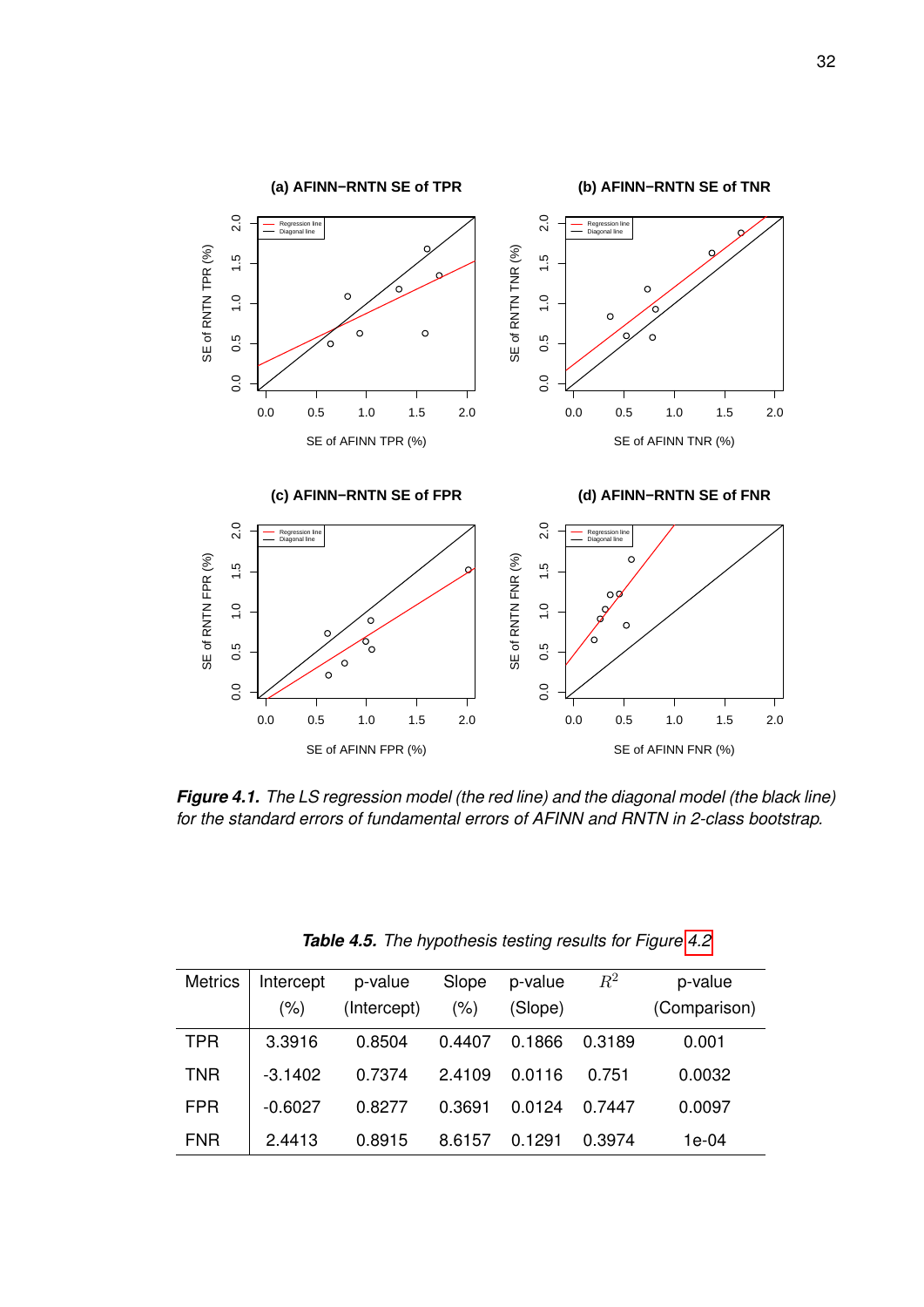*Figure 4.1. The LS regression model (the red line) and the diagonal model (the black line) for the standard errors of fundamental errors of AFINN and RNTN in 2-class bootstrap.*

*Table 4.5. The hypothesis testing results for Figure 4.2*

| Metrics | Intercept (%) | p-value (Intercept) | Slope (%) | p-value (Slope) | $R^2$ | p-value (Comparison) |
|---|---|---|---|---|---|---|
| TPR | 3.3916 | 0.8504 | 0.4407 | 0.1866 | 0.3189 | 0.001 |
| TNR | -3.1402 | 0.7374 | 2.4109 | 0.0116 | 0.751 | 0.0032 |
| FPR | -0.6027 | 0.8277 | 0.3691 | 0.0124 | 0.7447 | 0.0097 |
| FNR | 2.4413 | 0.8915 | 8.6157 | 0.1291 | 0.3974 | 1e-04 |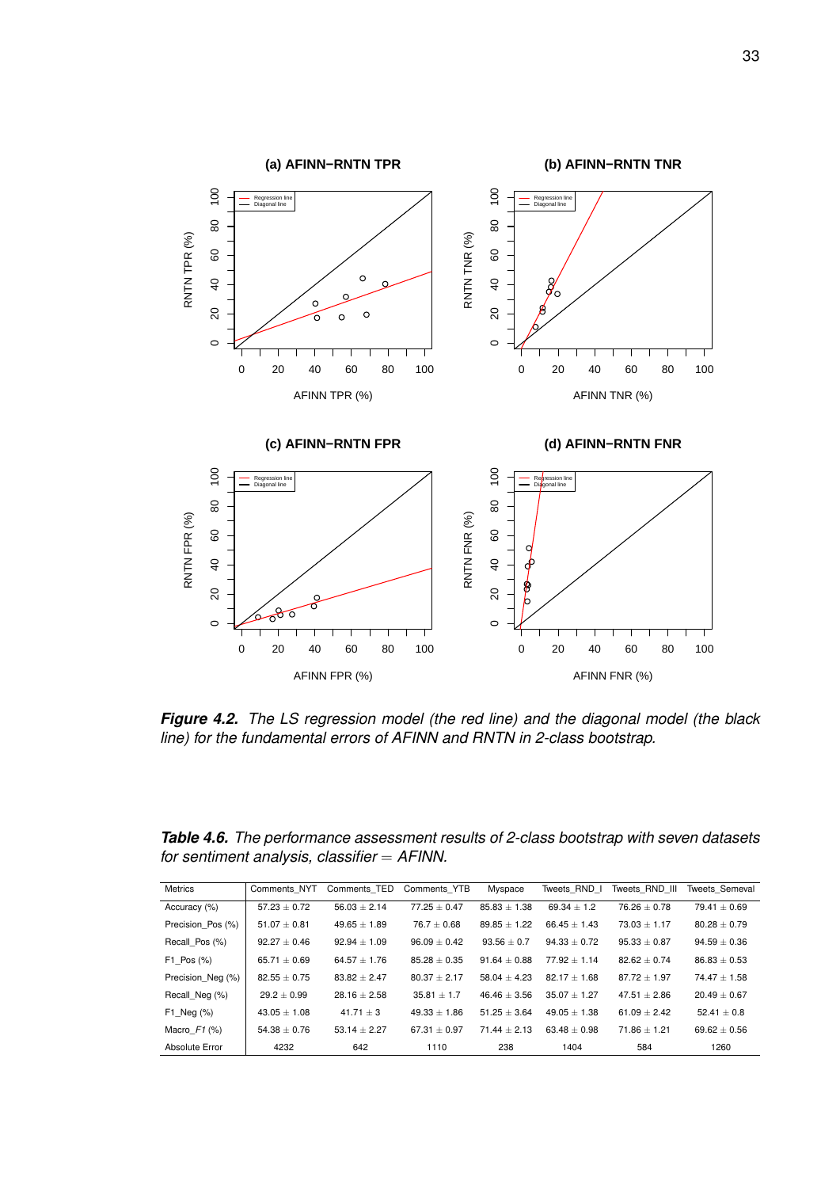***Figure 4.2.*** *The LS regression model (the red line) and the diagonal model (the black line) for the fundamental errors of AFINN and RNTN in 2-class bootstrap.*

***Table 4.6.*** *The performance assessment results of 2-class bootstrap with seven datasets for sentiment analysis, classifier = AFINN.*

| Metrics | Comments_NYT | Comments_TED | Comments_YTB | Myspace | Tweets_RND_I | Tweets_RND_III | Tweets_Semeval |
|---|---|---|---|---|---|---|---|
| Accuracy (%) | 57.23 ± 0.72 | 56.03 ± 2.14 | 77.25 ± 0.47 | 85.83 ± 1.38 | 69.34 ± 1.2 | 76.26 ± 0.78 | 79.41 ± 0.69 |
| Precision_Pos (%) | 51.07 ± 0.81 | 49.65 ± 1.89 | 76.7 ± 0.68 | 89.85 ± 1.22 | 66.45 ± 1.43 | 73.03 ± 1.17 | 80.28 ± 0.79 |
| Recall_Pos (%) | 92.27 ± 0.46 | 92.94 ± 1.09 | 96.09 ± 0.42 | 93.56 ± 0.7 | 94.33 ± 0.72 | 95.33 ± 0.87 | 94.59 ± 0.36 |
| F1_Pos (%) | 65.71 ± 0.69 | 64.57 ± 1.76 | 85.28 ± 0.35 | 91.64 ± 0.88 | 77.92 ± 1.14 | 82.62 ± 0.74 | 86.83 ± 0.53 |
| Precision_Neg (%) | 82.55 ± 0.75 | 83.82 ± 2.47 | 80.37 ± 2.17 | 58.04 ± 4.23 | 82.17 ± 1.68 | 87.72 ± 1.97 | 74.47 ± 1.58 |
| Recall_Neg (%) | 29.2 ± 0.99 | 28.16 ± 2.58 | 35.81 ± 1.7 | 46.46 ± 3.56 | 35.07 ± 1.27 | 47.51 ± 2.86 | 20.49 ± 0.67 |
| F1_Neg (%) | 43.05 ± 1.08 | 41.71 ± 3 | 49.33 ± 1.86 | 51.25 ± 3.64 | 49.05 ± 1.38 | 61.09 ± 2.42 | 52.41 ± 0.8 |
| Macro_F1 (%) | 54.38 ± 0.76 | 53.14 ± 2.27 | 67.31 ± 0.97 | 71.44 ± 2.13 | 63.48 ± 0.98 | 71.86 ± 1.21 | 69.62 ± 0.56 |
| Absolute Error | 4232 | 642 | 1110 | 238 | 1404 | 584 | 1260 |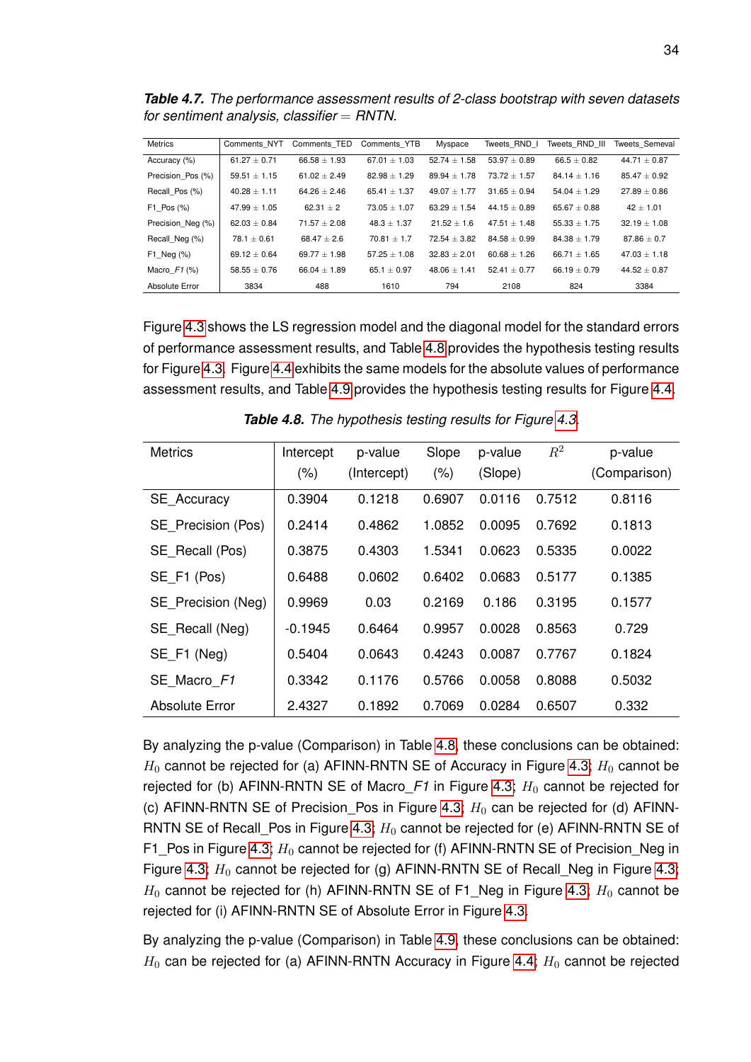***Table 4.7.*** *The performance assessment results of 2-class bootstrap with seven datasets for sentiment analysis, classifier = RNTN.*

| Metrics | Comments_NYT | Comments_TED | Comments_YTB | Myspace | Tweets_RND_I | Tweets_RND_III | Tweets_Semeval |
|---|---|---|---|---|---|---|---|
| Accuracy (%) | 61.27 ± 0.71 | 66.58 ± 1.93 | 67.01 ± 1.03 | 52.74 ± 1.58 | 53.97 ± 0.89 | 66.5 ± 0.82 | 44.71 ± 0.87 |
| Precision_Pos (%) | 59.51 ± 1.15 | 61.02 ± 2.49 | 82.98 ± 1.29 | 89.94 ± 1.78 | 73.72 ± 1.57 | 84.14 ± 1.16 | 85.47 ± 0.92 |
| Recall_Pos (%) | 40.28 ± 1.11 | 64.26 ± 2.46 | 65.41 ± 1.37 | 49.07 ± 1.77 | 31.65 ± 0.94 | 54.04 ± 1.29 | 27.89 ± 0.86 |
| F1_Pos (%) | 47.99 ± 1.05 | 62.31 ± 2 | 73.05 ± 1.07 | 63.29 ± 1.54 | 44.15 ± 0.89 | 65.67 ± 0.88 | 42 ± 1.01 |
| Precision_Neg (%) | 62.03 ± 0.84 | 71.57 ± 2.08 | 48.3 ± 1.37 | 21.52 ± 1.6 | 47.51 ± 1.48 | 55.33 ± 1.75 | 32.19 ± 1.08 |
| Recall_Neg (%) | 78.1 ± 0.61 | 68.47 ± 2.6 | 70.81 ± 1.7 | 72.54 ± 3.82 | 84.58 ± 0.99 | 84.38 ± 1.79 | 87.86 ± 0.7 |
| F1_Neg (%) | 69.12 ± 0.64 | 69.77 ± 1.98 | 57.25 ± 1.08 | 32.83 ± 2.01 | 60.68 ± 1.26 | 66.71 ± 1.65 | 47.03 ± 1.18 |
| Macro_*F1* (%) | 58.55 ± 0.76 | 66.04 ± 1.89 | 65.1 ± 0.97 | 48.06 ± 1.41 | 52.41 ± 0.77 | 66.19 ± 0.79 | 44.52 ± 0.87 |
| Absolute Error | 3834 | 488 | 1610 | 794 | 2108 | 824 | 3384 |

Figure 4.3 shows the LS regression model and the diagonal model for the standard errors of performance assessment results, and Table 4.8 provides the hypothesis testing results for Figure 4.3. Figure 4.4 exhibits the same models for the absolute values of performance assessment results, and Table 4.9 provides the hypothesis testing results for Figure 4.4.

***Table 4.8.*** *The hypothesis testing results for Figure 4.3.*

| Metrics | Intercept (%) | p-value (Intercept) | Slope (%) | p-value (Slope) | $R^2$ | p-value (Comparison) |
|---|---|---|---|---|---|---|
| SE_Accuracy | 0.3904 | 0.1218 | 0.6907 | 0.0116 | 0.7512 | 0.8116 |
| SE_Precision (Pos) | 0.2414 | 0.4862 | 1.0852 | 0.0095 | 0.7692 | 0.1813 |
| SE_Recall (Pos) | 0.3875 | 0.4303 | 1.5341 | 0.0623 | 0.5335 | 0.0022 |
| SE_F1 (Pos) | 0.6488 | 0.0602 | 0.6402 | 0.0683 | 0.5177 | 0.1385 |
| SE_Precision (Neg) | 0.9969 | 0.03 | 0.2169 | 0.186 | 0.3195 | 0.1577 |
| SE_Recall (Neg) | -0.1945 | 0.6464 | 0.9957 | 0.0028 | 0.8563 | 0.729 |
| SE_F1 (Neg) | 0.5404 | 0.0643 | 0.4243 | 0.0087 | 0.7767 | 0.1824 |
| SE_Macro_*F1* | 0.3342 | 0.1176 | 0.5766 | 0.0058 | 0.8088 | 0.5032 |
| Absolute Error | 2.4327 | 0.1892 | 0.7069 | 0.0284 | 0.6507 | 0.332 |

By analyzing the p-value (Comparison) in Table 4.8, these conclusions can be obtained: $H_0$ cannot be rejected for (a) AFINN-RNTN SE of Accuracy in Figure 4.3; $H_0$ cannot be rejected for (b) AFINN-RNTN SE of Macro_*F1* in Figure 4.3; $H_0$ cannot be rejected for (c) AFINN-RNTN SE of Precision_Pos in Figure 4.3; $H_0$ can be rejected for (d) AFINN-RNTN SE of Recall_Pos in Figure 4.3; $H_0$ cannot be rejected for (e) AFINN-RNTN SE of F1_Pos in Figure 4.3; $H_0$ cannot be rejected for (f) AFINN-RNTN SE of Precision_Neg in Figure 4.3; $H_0$ cannot be rejected for (g) AFINN-RNTN SE of Recall_Neg in Figure 4.3; $H_0$ cannot be rejected for (h) AFINN-RNTN SE of F1_Neg in Figure 4.3; $H_0$ cannot be rejected for (i) AFINN-RNTN SE of Absolute Error in Figure 4.3.

By analyzing the p-value (Comparison) in Table 4.9, these conclusions can be obtained: $H_0$ can be rejected for (a) AFINN-RNTN Accuracy in Figure 4.4; $H_0$ cannot be rejected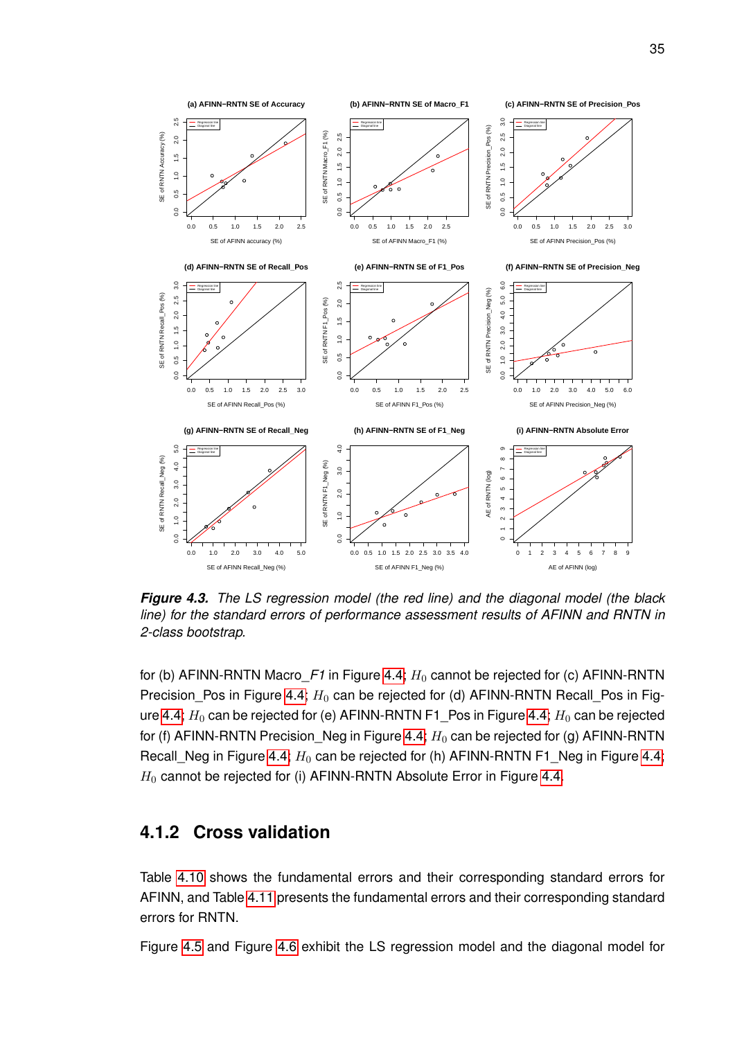***Figure 4.3.*** *The LS regression model (the red line) and the diagonal model (the black line) for the standard errors of performance assessment results of AFINN and RNTN in 2-class bootstrap.*

for (b) AFINN-RNTN Macro_*F1* in Figure 4.4; $H_0$ cannot be rejected for (c) AFINN-RNTN Precision_Pos in Figure 4.4; $H_0$ can be rejected for (d) AFINN-RNTN Recall_Pos in Figure 4.4; $H_0$ can be rejected for (e) AFINN-RNTN F1_Pos in Figure 4.4; $H_0$ can be rejected for (f) AFINN-RNTN Precision_Neg in Figure 4.4; $H_0$ can be rejected for (g) AFINN-RNTN Recall_Neg in Figure 4.4; $H_0$ can be rejected for (h) AFINN-RNTN F1_Neg in Figure 4.4; $H_0$ cannot be rejected for (i) AFINN-RNTN Absolute Error in Figure 4.4.

### 4.1.2 Cross validation

Table 4.10 shows the fundamental errors and their corresponding standard errors for AFINN, and Table 4.11 presents the fundamental errors and their corresponding standard errors for RNTN.

Figure 4.5 and Figure 4.6 exhibit the LS regression model and the diagonal model for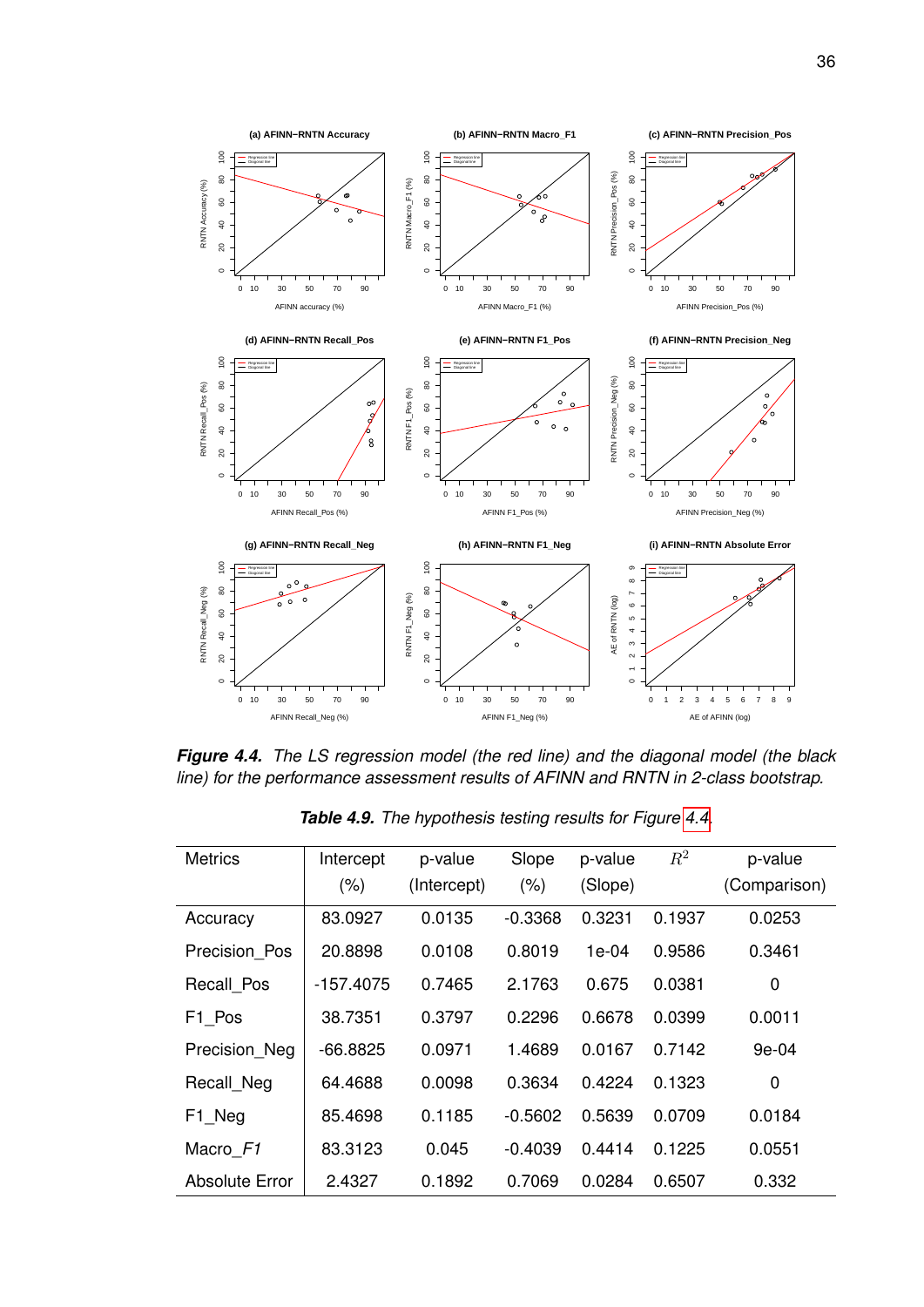**Figure 4.4.** *The LS regression model (the red line) and the diagonal model (the black line) for the performance assessment results of AFINN and RNTN in 2-class bootstrap.*

**Table 4.9.** *The hypothesis testing results for Figure 4.4.*

| Metrics | Intercept (%) | p-value (Intercept) | Slope (%) | p-value (Slope) | $R^2$ | p-value (Comparison) |
|---|---|---|---|---|---|---|
| Accuracy | 83.0927 | 0.0135 | -0.3368 | 0.3231 | 0.1937 | 0.0253 |
| Precision_Pos | 20.8898 | 0.0108 | 0.8019 | 1e-04 | 0.9586 | 0.3461 |
| Recall_Pos | -157.4075 | 0.7465 | 2.1763 | 0.675 | 0.0381 | 0 |
| F1_Pos | 38.7351 | 0.3797 | 0.2296 | 0.6678 | 0.0399 | 0.0011 |
| Precision_Neg | -66.8825 | 0.0971 | 1.4689 | 0.0167 | 0.7142 | 9e-04 |
| Recall_Neg | 64.4688 | 0.0098 | 0.3634 | 0.4224 | 0.1323 | 0 |
| F1_Neg | 85.4698 | 0.1185 | -0.5602 | 0.5639 | 0.0709 | 0.0184 |
| Macro_*F1* | 83.3123 | 0.045 | -0.4039 | 0.4414 | 0.1225 | 0.0551 |
| Absolute Error | 2.4327 | 0.1892 | 0.7069 | 0.0284 | 0.6507 | 0.332 |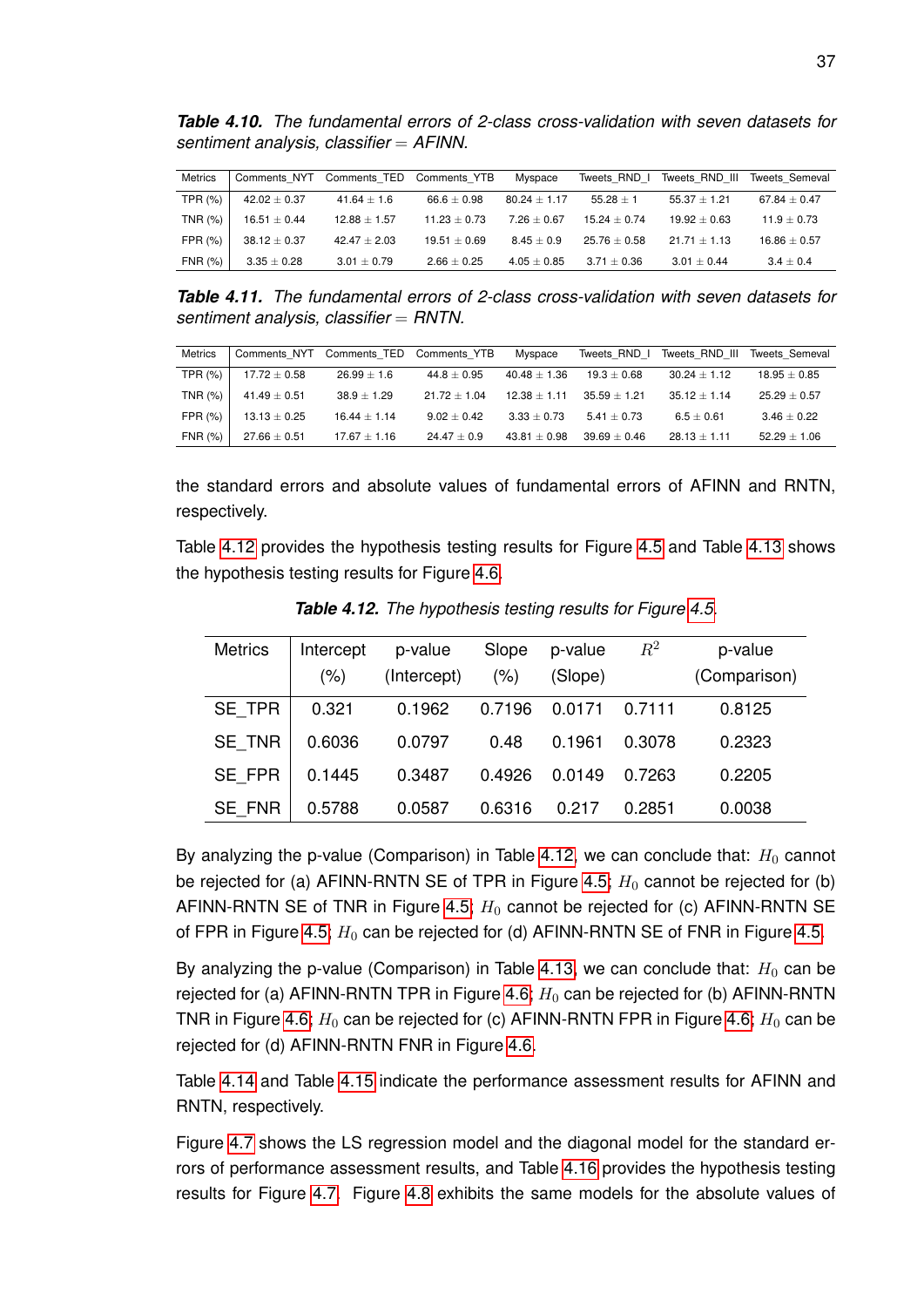***Table 4.10.*** *The fundamental errors of 2-class cross-validation with seven datasets for sentiment analysis, classifier = AFINN.*

| Metrics | Comments_NYT | Comments_TED | Comments_YTB | Myspace | Tweets_RND_I | Tweets_RND_III | Tweets_Semeval |
|---|---|---|---|---|---|---|---|
| TPR (%) | $42.02 \pm 0.37$ | $41.64 \pm 1.6$ | $66.6 \pm 0.98$ | $80.24 \pm 1.17$ | $55.28 \pm 1$ | $55.37 \pm 1.21$ | $67.84 \pm 0.47$ |
| TNR (%) | $16.51 \pm 0.44$ | $12.88 \pm 1.57$ | $11.23 \pm 0.73$ | $7.26 \pm 0.67$ | $15.24 \pm 0.74$ | $19.92 \pm 0.63$ | $11.9 \pm 0.73$ |
| FPR (%) | $38.12 \pm 0.37$ | $42.47 \pm 2.03$ | $19.51 \pm 0.69$ | $8.45 \pm 0.9$ | $25.76 \pm 0.58$ | $21.71 \pm 1.13$ | $16.86 \pm 0.57$ |
| FNR (%) | $3.35 \pm 0.28$ | $3.01 \pm 0.79$ | $2.66 \pm 0.25$ | $4.05 \pm 0.85$ | $3.71 \pm 0.36$ | $3.01 \pm 0.44$ | $3.4 \pm 0.4$ |

***Table 4.11.*** *The fundamental errors of 2-class cross-validation with seven datasets for sentiment analysis, classifier = RNTN.*

| Metrics | Comments_NYT | Comments_TED | Comments_YTB | Myspace | Tweets_RND_I | Tweets_RND_III | Tweets_Semeval |
|---|---|---|---|---|---|---|---|
| TPR (%) | $17.72 \pm 0.58$ | $26.99 \pm 1.6$ | $44.8 \pm 0.95$ | $40.48 \pm 1.36$ | $19.3 \pm 0.68$ | $30.24 \pm 1.12$ | $18.95 \pm 0.85$ |
| TNR (%) | $41.49 \pm 0.51$ | $38.9 \pm 1.29$ | $21.72 \pm 1.04$ | $12.38 \pm 1.11$ | $35.59 \pm 1.21$ | $35.12 \pm 1.14$ | $25.29 \pm 0.57$ |
| FPR (%) | $13.13 \pm 0.25$ | $16.44 \pm 1.14$ | $9.02 \pm 0.42$ | $3.33 \pm 0.73$ | $5.41 \pm 0.73$ | $6.5 \pm 0.61$ | $3.46 \pm 0.22$ |
| FNR (%) | $27.66 \pm 0.51$ | $17.67 \pm 1.16$ | $24.47 \pm 0.9$ | $43.81 \pm 0.98$ | $39.69 \pm 0.46$ | $28.13 \pm 1.11$ | $52.29 \pm 1.06$ |

the standard errors and absolute values of fundamental errors of AFINN and RNTN, respectively.

Table 4.12 provides the hypothesis testing results for Figure 4.5 and Table 4.13 shows the hypothesis testing results for Figure 4.6.

***Table 4.12.*** *The hypothesis testing results for Figure 4.5.*

| Metrics | Intercept (%) | p-value (Intercept) | Slope (%) | p-value (Slope) | $R^2$ | p-value (Comparison) |
|---|---|---|---|---|---|---|
| SE_TPR | 0.321 | 0.1962 | 0.7196 | 0.0171 | 0.7111 | 0.8125 |
| SE_TNR | 0.6036 | 0.0797 | 0.48 | 0.1961 | 0.3078 | 0.2323 |
| SE_FPR | 0.1445 | 0.3487 | 0.4926 | 0.0149 | 0.7263 | 0.2205 |
| SE_FNR | 0.5788 | 0.0587 | 0.6316 | 0.217 | 0.2851 | 0.0038 |

By analyzing the p-value (Comparison) in Table 4.12, we can conclude that: $H_0$ cannot be rejected for (a) AFINN-RNTN SE of TPR in Figure 4.5; $H_0$ cannot be rejected for (b) AFINN-RNTN SE of TNR in Figure 4.5; $H_0$ cannot be rejected for (c) AFINN-RNTN SE of FPR in Figure 4.5; $H_0$ can be rejected for (d) AFINN-RNTN SE of FNR in Figure 4.5.

By analyzing the p-value (Comparison) in Table 4.13, we can conclude that: $H_0$ can be rejected for (a) AFINN-RNTN TPR in Figure 4.6; $H_0$ can be rejected for (b) AFINN-RNTN TNR in Figure 4.6; $H_0$ can be rejected for (c) AFINN-RNTN FPR in Figure 4.6; $H_0$ can be rejected for (d) AFINN-RNTN FNR in Figure 4.6.

Table 4.14 and Table 4.15 indicate the performance assessment results for AFINN and RNTN, respectively.

Figure 4.7 shows the LS regression model and the diagonal model for the standard errors of performance assessment results, and Table 4.16 provides the hypothesis testing results for Figure 4.7. Figure 4.8 exhibits the same models for the absolute values of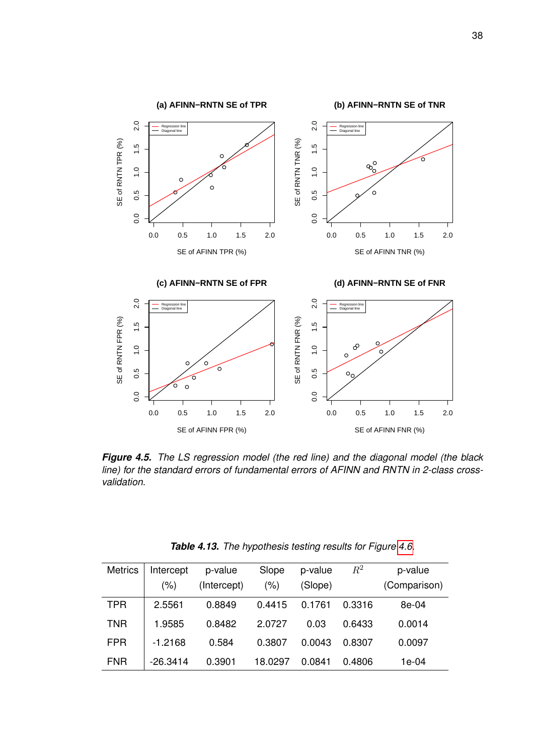*Figure 4.5. The LS regression model (the red line) and the diagonal model (the black line) for the standard errors of fundamental errors of AFINN and RNTN in 2-class cross-validation.*

*Table 4.13. The hypothesis testing results for Figure 4.6.*

| Metrics | Intercept (%) | p-value (Intercept) | Slope (%) | p-value (Slope) | $R^2$ | p-value (Comparison) |
|---|---|---|---|---|---|---|
| TPR | 2.5561 | 0.8849 | 0.4415 | 0.1761 | 0.3316 | 8e-04 |
| TNR | 1.9585 | 0.8482 | 2.0727 | 0.03 | 0.6433 | 0.0014 |
| FPR | -1.2168 | 0.584 | 0.3807 | 0.0043 | 0.8307 | 0.0097 |
| FNR | -26.3414 | 0.3901 | 18.0297 | 0.0841 | 0.4806 | 1e-04 |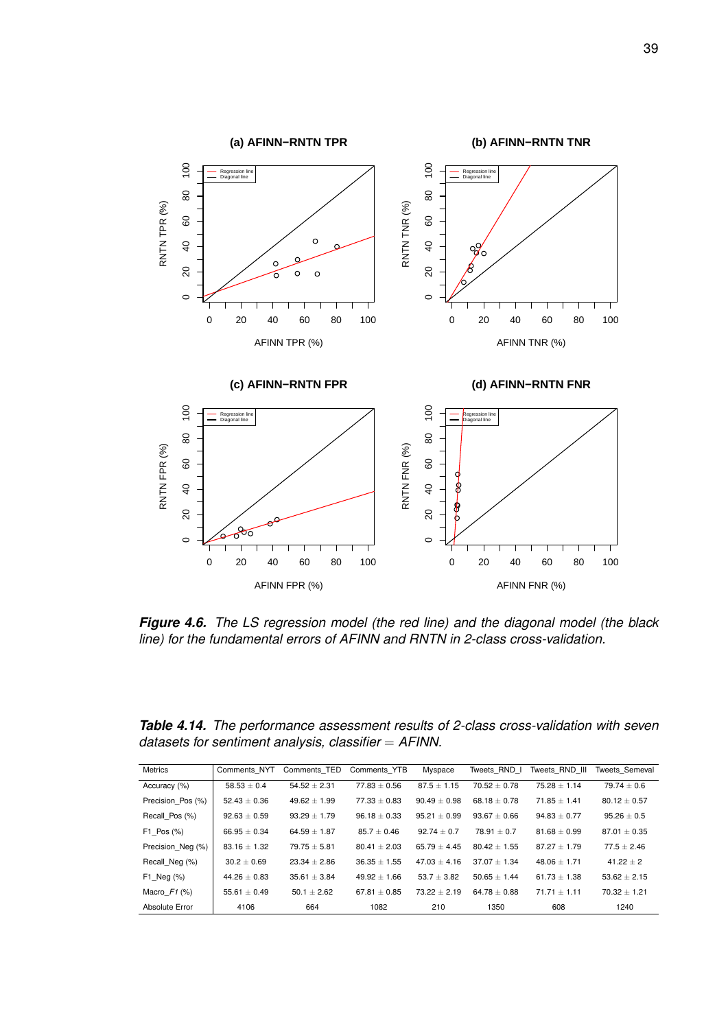***Figure 4.6.*** *The LS regression model (the red line) and the diagonal model (the black line) for the fundamental errors of AFINN and RNTN in 2-class cross-validation.*

***Table 4.14.*** *The performance assessment results of 2-class cross-validation with seven datasets for sentiment analysis, classifier = AFINN.*

| Metrics | Comments_NYT | Comments_TED | Comments_YTB | Myspace | Tweets_RND_I | Tweets_RND_III | Tweets_Semeval |
|---|---|---|---|---|---|---|---|
| Accuracy (%) | 58.53 ± 0.4 | 54.52 ± 2.31 | 77.83 ± 0.56 | 87.5 ± 1.15 | 70.52 ± 0.78 | 75.28 ± 1.14 | 79.74 ± 0.6 |
| Precision_Pos (%) | 52.43 ± 0.36 | 49.62 ± 1.99 | 77.33 ± 0.83 | 90.49 ± 0.98 | 68.18 ± 0.78 | 71.85 ± 1.41 | 80.12 ± 0.57 |
| Recall_Pos (%) | 92.63 ± 0.59 | 93.29 ± 1.79 | 96.18 ± 0.33 | 95.21 ± 0.99 | 93.67 ± 0.66 | 94.83 ± 0.77 | 95.26 ± 0.5 |
| F1_Pos (%) | 66.95 ± 0.34 | 64.59 ± 1.87 | 85.7 ± 0.46 | 92.74 ± 0.7 | 78.91 ± 0.7 | 81.68 ± 0.99 | 87.01 ± 0.35 |
| Precision_Neg (%) | 83.16 ± 1.32 | 79.75 ± 5.81 | 80.41 ± 2.03 | 65.79 ± 4.45 | 80.42 ± 1.55 | 87.27 ± 1.79 | 77.5 ± 2.46 |
| Recall_Neg (%) | 30.2 ± 0.69 | 23.34 ± 2.86 | 36.35 ± 1.55 | 47.03 ± 4.16 | 37.07 ± 1.34 | 48.06 ± 1.71 | 41.22 ± 2 |
| F1_Neg (%) | 44.26 ± 0.83 | 35.61 ± 3.84 | 49.92 ± 1.66 | 53.7 ± 3.82 | 50.65 ± 1.44 | 61.73 ± 1.38 | 53.62 ± 2.15 |
| Macro_F1 (%) | 55.61 ± 0.49 | 50.1 ± 2.62 | 67.81 ± 0.85 | 73.22 ± 2.19 | 64.78 ± 0.88 | 71.71 ± 1.11 | 70.32 ± 1.21 |
| Absolute Error | 4106 | 664 | 1082 | 210 | 1350 | 608 | 1240 |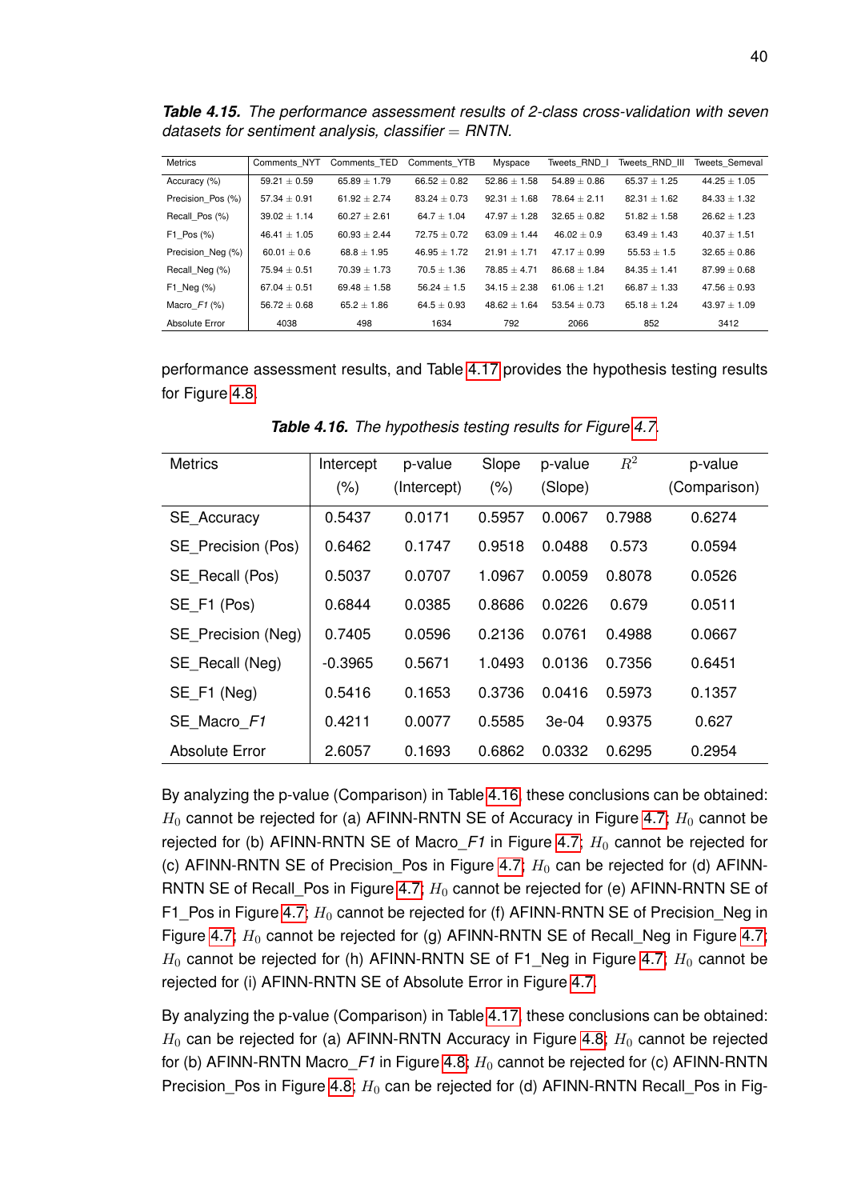***Table 4.15.*** *The performance assessment results of 2-class cross-validation with seven datasets for sentiment analysis, classifier = RNTN.*

| Metrics | Comments_NYT | Comments_TED | Comments_YTB | Myspace | Tweets_RND_I | Tweets_RND_III | Tweets_Semeval |
|---|---|---|---|---|---|---|---|
| Accuracy (%) | 59.21 ± 0.59 | 65.89 ± 1.79 | 66.52 ± 0.82 | 52.86 ± 1.58 | 54.89 ± 0.86 | 65.37 ± 1.25 | 44.25 ± 1.05 |
| Precision_Pos (%) | 57.34 ± 0.91 | 61.92 ± 2.74 | 83.24 ± 0.73 | 92.31 ± 1.68 | 78.64 ± 2.11 | 82.31 ± 1.62 | 84.33 ± 1.32 |
| Recall_Pos (%) | 39.02 ± 1.14 | 60.27 ± 2.61 | 64.7 ± 1.04 | 47.97 ± 1.28 | 32.65 ± 0.82 | 51.82 ± 1.58 | 26.62 ± 1.23 |
| F1_Pos (%) | 46.41 ± 1.05 | 60.93 ± 2.44 | 72.75 ± 0.72 | 63.09 ± 1.44 | 46.02 ± 0.9 | 63.49 ± 1.43 | 40.37 ± 1.51 |
| Precision_Neg (%) | 60.01 ± 0.6 | 68.8 ± 1.95 | 46.95 ± 1.72 | 21.91 ± 1.71 | 47.17 ± 0.99 | 55.53 ± 1.5 | 32.65 ± 0.86 |
| Recall_Neg (%) | 75.94 ± 0.51 | 70.39 ± 1.73 | 70.5 ± 1.36 | 78.85 ± 4.71 | 86.68 ± 1.84 | 84.35 ± 1.41 | 87.99 ± 0.68 |
| F1_Neg (%) | 67.04 ± 0.51 | 69.48 ± 1.58 | 56.24 ± 1.5 | 34.15 ± 2.38 | 61.06 ± 1.21 | 66.87 ± 1.33 | 47.56 ± 0.93 |
| Macro_*F1* (%) | 56.72 ± 0.68 | 65.2 ± 1.86 | 64.5 ± 0.93 | 48.62 ± 1.64 | 53.54 ± 0.73 | 65.18 ± 1.24 | 43.97 ± 1.09 |
| Absolute Error | 4038 | 498 | 1634 | 792 | 2066 | 852 | 3412 |

performance assessment results, and Table 4.17 provides the hypothesis testing results for Figure 4.8.

***Table 4.16.*** *The hypothesis testing results for Figure 4.7.*

| Metrics | Intercept (%) | p-value (Intercept) | Slope (%) | p-value (Slope) | $R^2$ | p-value (Comparison) |
|---|---|---|---|---|---|---|
| SE_Accuracy | 0.5437 | 0.0171 | 0.5957 | 0.0067 | 0.7988 | 0.6274 |
| SE_Precision (Pos) | 0.6462 | 0.1747 | 0.9518 | 0.0488 | 0.573 | 0.0594 |
| SE_Recall (Pos) | 0.5037 | 0.0707 | 1.0967 | 0.0059 | 0.8078 | 0.0526 |
| SE_F1 (Pos) | 0.6844 | 0.0385 | 0.8686 | 0.0226 | 0.679 | 0.0511 |
| SE_Precision (Neg) | 0.7405 | 0.0596 | 0.2136 | 0.0761 | 0.4988 | 0.0667 |
| SE_Recall (Neg) | -0.3965 | 0.5671 | 1.0493 | 0.0136 | 0.7356 | 0.6451 |
| SE_F1 (Neg) | 0.5416 | 0.1653 | 0.3736 | 0.0416 | 0.5973 | 0.1357 |
| SE_Macro_*F1* | 0.4211 | 0.0077 | 0.5585 | 3e-04 | 0.9375 | 0.627 |
| Absolute Error | 2.6057 | 0.1693 | 0.6862 | 0.0332 | 0.6295 | 0.2954 |

By analyzing the p-value (Comparison) in Table 4.16, these conclusions can be obtained: $H_0$ cannot be rejected for (a) AFINN-RNTN SE of Accuracy in Figure 4.7; $H_0$ cannot be rejected for (b) AFINN-RNTN SE of Macro_*F1* in Figure 4.7; $H_0$ cannot be rejected for (c) AFINN-RNTN SE of Precision_Pos in Figure 4.7; $H_0$ can be rejected for (d) AFINN-RNTN SE of Recall_Pos in Figure 4.7; $H_0$ cannot be rejected for (e) AFINN-RNTN SE of F1_Pos in Figure 4.7; $H_0$ cannot be rejected for (f) AFINN-RNTN SE of Precision_Neg in Figure 4.7; $H_0$ cannot be rejected for (g) AFINN-RNTN SE of Recall_Neg in Figure 4.7; $H_0$ cannot be rejected for (h) AFINN-RNTN SE of F1_Neg in Figure 4.7; $H_0$ cannot be rejected for (i) AFINN-RNTN SE of Absolute Error in Figure 4.7.

By analyzing the p-value (Comparison) in Table 4.17, these conclusions can be obtained: $H_0$ can be rejected for (a) AFINN-RNTN Accuracy in Figure 4.8; $H_0$ cannot be rejected for (b) AFINN-RNTN Macro_*F1* in Figure 4.8; $H_0$ cannot be rejected for (c) AFINN-RNTN Precision_Pos in Figure 4.8; $H_0$ can be rejected for (d) AFINN-RNTN Recall_Pos in Fig-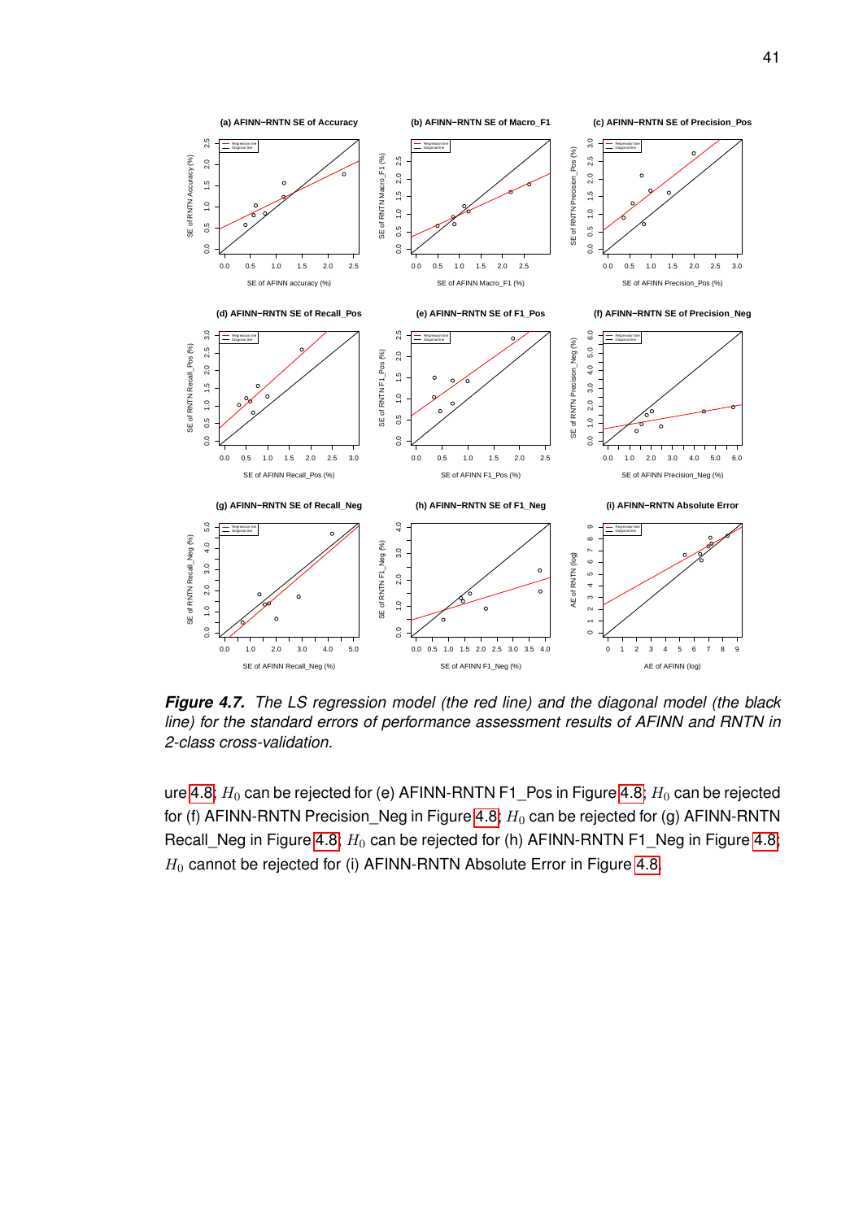**Figure 4.7.** *The LS regression model (the red line) and the diagonal model (the black line) for the standard errors of performance assessment results of AFINN and RNTN in 2-class cross-validation.*

ure 4.8; $H_0$ can be rejected for (e) AFINN-RNTN F1_Pos in Figure 4.8; $H_0$ can be rejected for (f) AFINN-RNTN Precision_Neg in Figure 4.8; $H_0$ can be rejected for (g) AFINN-RNTN Recall_Neg in Figure 4.8; $H_0$ can be rejected for (h) AFINN-RNTN F1_Neg in Figure 4.8; $H_0$ cannot be rejected for (i) AFINN-RNTN Absolute Error in Figure 4.8.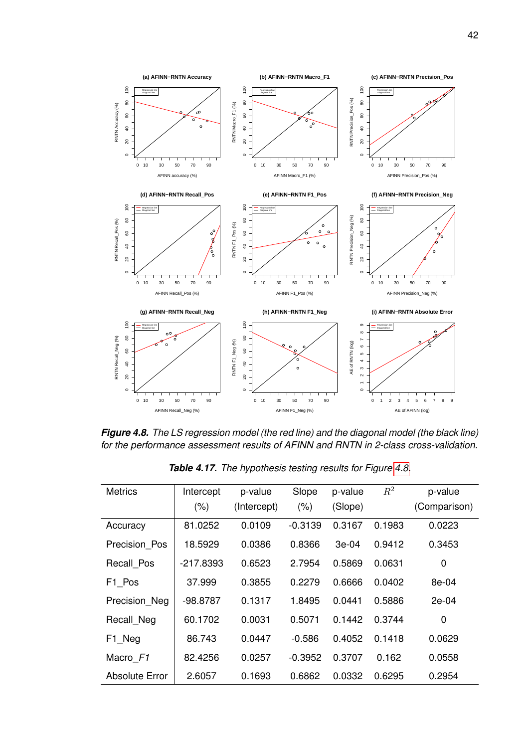*Figure 4.8.* *The LS regression model (the red line) and the diagonal model (the black line) for the performance assessment results of AFINN and RNTN in 2-class cross-validation.*

*Table 4.17.* *The hypothesis testing results for Figure 4.8.*

| Metrics | Intercept (%) | p-value (Intercept) | Slope (%) | p-value (Slope) | $R^2$ | p-value (Comparison) |
|---|---|---|---|---|---|---|
| Accuracy | 81.0252 | 0.0109 | -0.3139 | 0.3167 | 0.1983 | 0.0223 |
| Precision_Pos | 18.5929 | 0.0386 | 0.8366 | 3e-04 | 0.9412 | 0.3453 |
| Recall_Pos | -217.8393 | 0.6523 | 2.7954 | 0.5869 | 0.0631 | 0 |
| F1_Pos | 37.999 | 0.3855 | 0.2279 | 0.6666 | 0.0402 | 8e-04 |
| Precision_Neg | -98.8787 | 0.1317 | 1.8495 | 0.0441 | 0.5886 | 2e-04 |
| Recall_Neg | 60.1702 | 0.0031 | 0.5071 | 0.1442 | 0.3744 | 0 |
| F1_Neg | 86.743 | 0.0447 | -0.586 | 0.4052 | 0.1418 | 0.0629 |
| Macro_*F1* | 82.4256 | 0.0257 | -0.3952 | 0.3707 | 0.162 | 0.0558 |
| Absolute Error | 2.6057 | 0.1693 | 0.6862 | 0.0332 | 0.6295 | 0.2954 |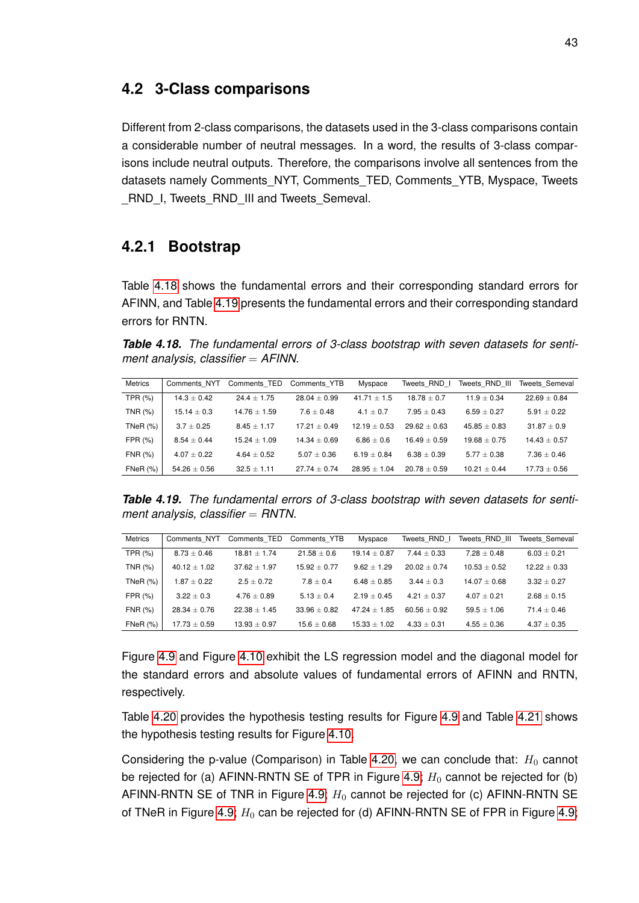## 4.2 3-Class comparisons

Different from 2-class comparisons, the datasets used in the 3-class comparisons contain a considerable number of neutral messages. In a word, the results of 3-class comparisons include neutral outputs. Therefore, the comparisons involve all sentences from the datasets namely Comments_NYT, Comments_TED, Comments_YTB, Myspace, Tweets_RND_I, Tweets_RND_III and Tweets_Semeval.

### 4.2.1 Bootstrap

Table 4.18 shows the fundamental errors and their corresponding standard errors for AFINN, and Table 4.19 presents the fundamental errors and their corresponding standard errors for RNTN.

***Table 4.18.*** *The fundamental errors of 3-class bootstrap with seven datasets for sentiment analysis, classifier = AFINN.*

| Metrics | Comments_NYT | Comments_TED | Comments_YTB | Myspace | Tweets_RND_I | Tweets_RND_III | Tweets_Semeval |
|---|---|---|---|---|---|---|---|
| TPR (%) | $14.3 \pm 0.42$ | $24.4 \pm 1.75$ | $28.04 \pm 0.99$ | $41.71 \pm 1.5$ | $18.78 \pm 0.7$ | $11.9 \pm 0.34$ | $22.69 \pm 0.84$ |
| TNR (%) | $15.14 \pm 0.3$ | $14.76 \pm 1.59$ | $7.6 \pm 0.48$ | $4.1 \pm 0.7$ | $7.95 \pm 0.43$ | $6.59 \pm 0.27$ | $5.91 \pm 0.22$ |
| TNeR (%) | $3.7 \pm 0.25$ | $8.45 \pm 1.17$ | $17.21 \pm 0.49$ | $12.19 \pm 0.53$ | $29.62 \pm 0.63$ | $45.85 \pm 0.83$ | $31.87 \pm 0.9$ |
| FPR (%) | $8.54 \pm 0.44$ | $15.24 \pm 1.09$ | $14.34 \pm 0.69$ | $6.86 \pm 0.6$ | $16.49 \pm 0.59$ | $19.68 \pm 0.75$ | $14.43 \pm 0.57$ |
| FNR (%) | $4.07 \pm 0.22$ | $4.64 \pm 0.52$ | $5.07 \pm 0.36$ | $6.19 \pm 0.84$ | $6.38 \pm 0.39$ | $5.77 \pm 0.38$ | $7.36 \pm 0.46$ |
| FNeR (%) | $54.26 \pm 0.56$ | $32.5 \pm 1.11$ | $27.74 \pm 0.74$ | $28.95 \pm 1.04$ | $20.78 \pm 0.59$ | $10.21 \pm 0.44$ | $17.73 \pm 0.56$ |

***Table 4.19.*** *The fundamental errors of 3-class bootstrap with seven datasets for sentiment analysis, classifier = RNTN.*

| Metrics | Comments_NYT | Comments_TED | Comments_YTB | Myspace | Tweets_RND_I | Tweets_RND_III | Tweets_Semeval |
|---|---|---|---|---|---|---|---|
| TPR (%) | $8.73 \pm 0.46$ | $18.81 \pm 1.74$ | $21.58 \pm 0.6$ | $19.14 \pm 0.87$ | $7.44 \pm 0.33$ | $7.28 \pm 0.48$ | $6.03 \pm 0.21$ |
| TNR (%) | $40.12 \pm 1.02$ | $37.62 \pm 1.97$ | $15.92 \pm 0.77$ | $9.62 \pm 1.29$ | $20.02 \pm 0.74$ | $10.53 \pm 0.52$ | $12.22 \pm 0.33$ |
| TNeR (%) | $1.87 \pm 0.22$ | $2.5 \pm 0.72$ | $7.8 \pm 0.4$ | $6.48 \pm 0.85$ | $3.44 \pm 0.3$ | $14.07 \pm 0.68$ | $3.32 \pm 0.27$ |
| FPR (%) | $3.22 \pm 0.3$ | $4.76 \pm 0.89$ | $5.13 \pm 0.4$ | $2.19 \pm 0.45$ | $4.21 \pm 0.37$ | $4.07 \pm 0.21$ | $2.68 \pm 0.15$ |
| FNR (%) | $28.34 \pm 0.76$ | $22.38 \pm 1.45$ | $33.96 \pm 0.82$ | $47.24 \pm 1.85$ | $60.56 \pm 0.92$ | $59.5 \pm 1.06$ | $71.4 \pm 0.46$ |
| FNeR (%) | $17.73 \pm 0.59$ | $13.93 \pm 0.97$ | $15.6 \pm 0.68$ | $15.33 \pm 1.02$ | $4.33 \pm 0.31$ | $4.55 \pm 0.36$ | $4.37 \pm 0.35$ |

Figure 4.9 and Figure 4.10 exhibit the LS regression model and the diagonal model for the standard errors and absolute values of fundamental errors of AFINN and RNTN, respectively.

Table 4.20 provides the hypothesis testing results for Figure 4.9 and Table 4.21 shows the hypothesis testing results for Figure 4.10.

Considering the p-value (Comparison) in Table 4.20, we can conclude that: $H_0$ cannot be rejected for (a) AFINN-RNTN SE of TPR in Figure 4.9; $H_0$ cannot be rejected for (b) AFINN-RNTN SE of TNR in Figure 4.9; $H_0$ cannot be rejected for (c) AFINN-RNTN SE of TNeR in Figure 4.9; $H_0$ can be rejected for (d) AFINN-RNTN SE of FPR in Figure 4.9;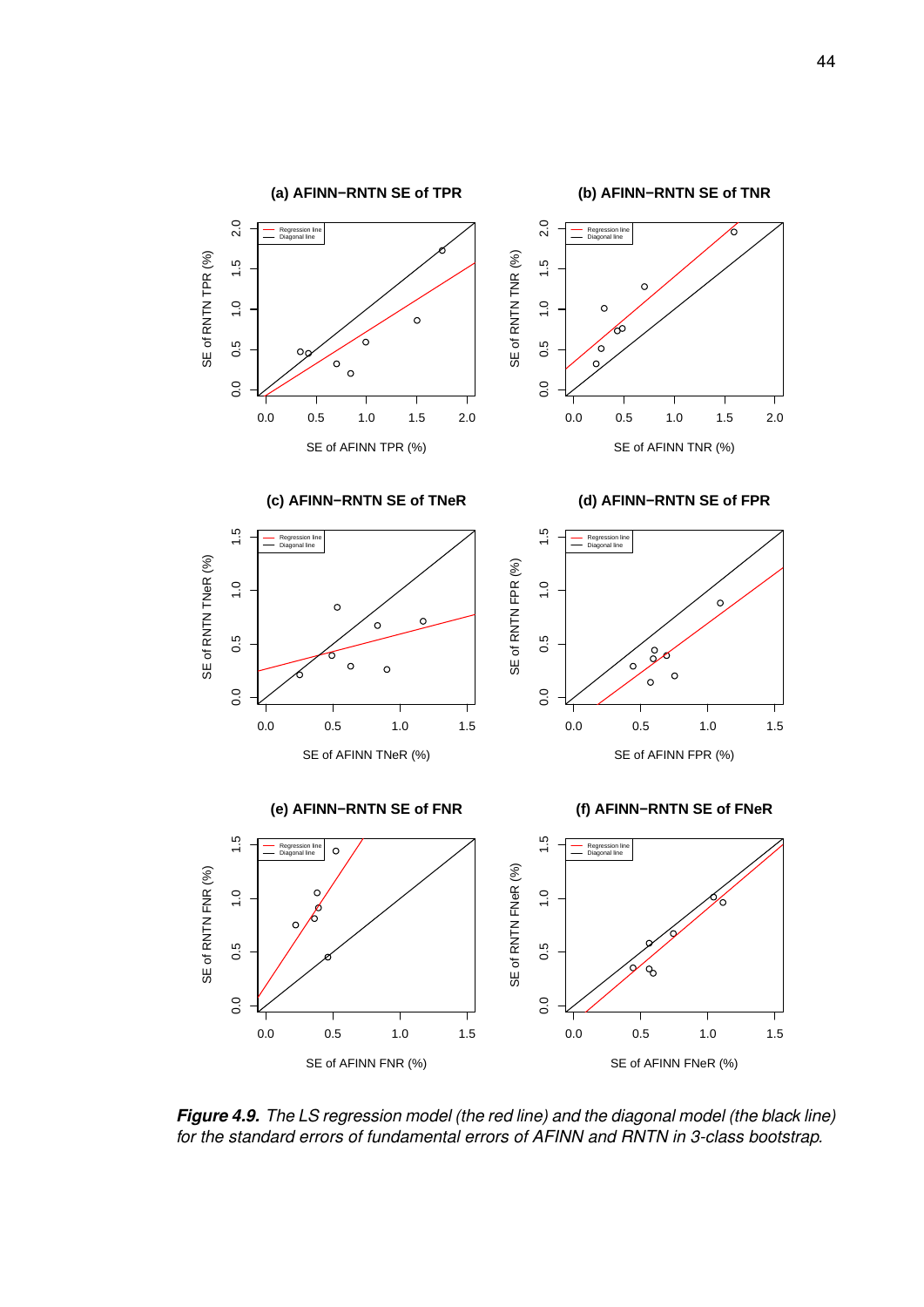**(a) AFINN−RNTN SE of TPR**

**(b) AFINN−RNTN SE of TNR**

**(c) AFINN−RNTN SE of TNeR**

**(d) AFINN−RNTN SE of FPR**

**(e) AFINN−RNTN SE of FNR**

**(f) AFINN−RNTN SE of FNeR**

***Figure 4.9.*** *The LS regression model (the red line) and the diagonal model (the black line) for the standard errors of fundamental errors of AFINN and RNTN in 3-class bootstrap.*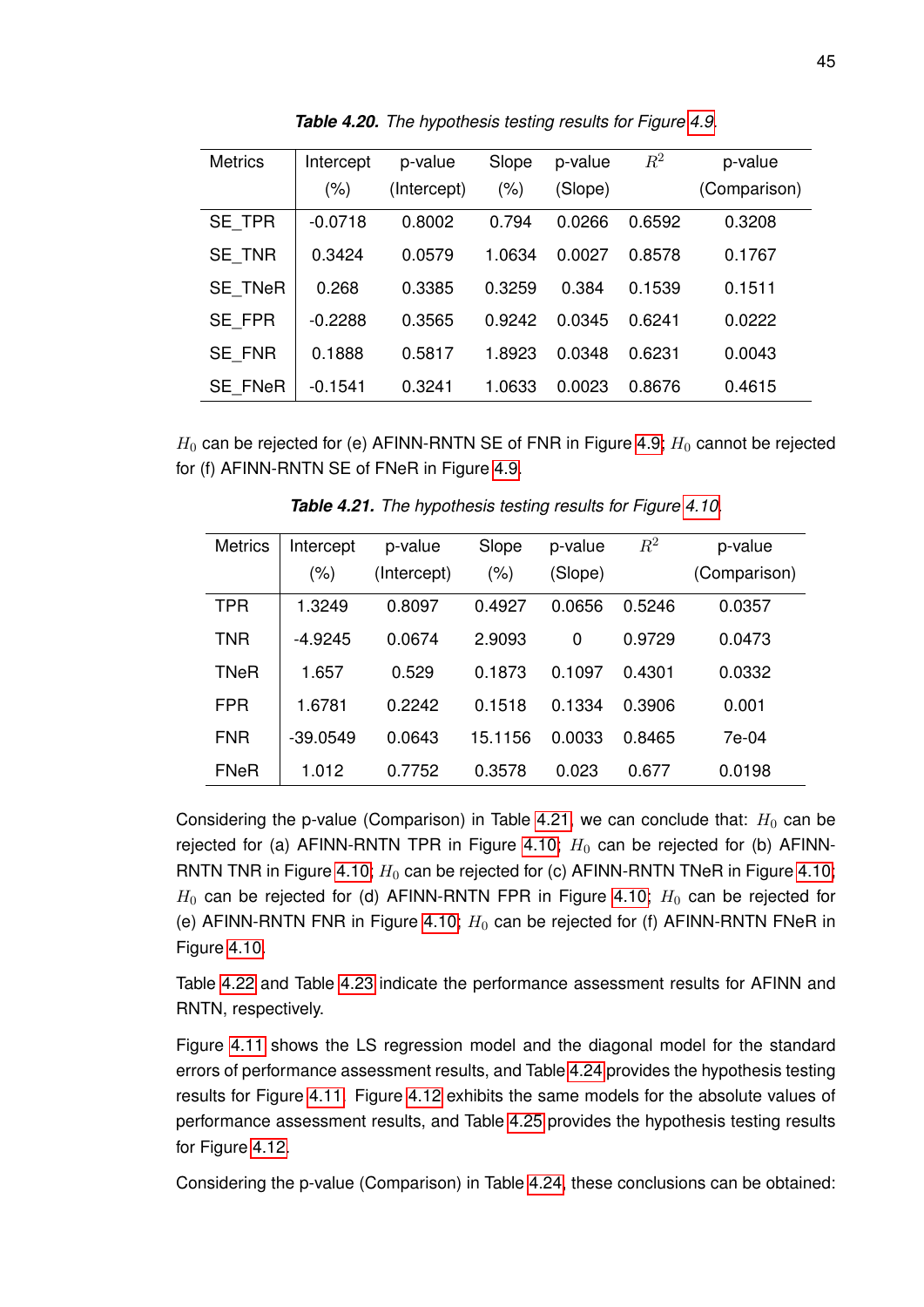***Table 4.20.*** *The hypothesis testing results for Figure 4.9.*

| Metrics | Intercept (%) | p-value (Intercept) | Slope (%) | p-value (Slope) | $R^2$ | p-value (Comparison) |
|---|---|---|---|---|---|---|
| SE_TPR | -0.0718 | 0.8002 | 0.794 | 0.0266 | 0.6592 | 0.3208 |
| SE_TNR | 0.3424 | 0.0579 | 1.0634 | 0.0027 | 0.8578 | 0.1767 |
| SE_TNeR | 0.268 | 0.3385 | 0.3259 | 0.384 | 0.1539 | 0.1511 |
| SE_FPR | -0.2288 | 0.3565 | 0.9242 | 0.0345 | 0.6241 | 0.0222 |
| SE_FNR | 0.1888 | 0.5817 | 1.8923 | 0.0348 | 0.6231 | 0.0043 |
| SE_FNeR | -0.1541 | 0.3241 | 1.0633 | 0.0023 | 0.8676 | 0.4615 |

$H_0$ can be rejected for (e) AFINN-RNTN SE of FNR in Figure 4.9; $H_0$ cannot be rejected for (f) AFINN-RNTN SE of FNeR in Figure 4.9.

***Table 4.21.*** *The hypothesis testing results for Figure 4.10.*

| Metrics | Intercept (%) | p-value (Intercept) | Slope (%) | p-value (Slope) | $R^2$ | p-value (Comparison) |
|---|---|---|---|---|---|---|
| TPR | 1.3249 | 0.8097 | 0.4927 | 0.0656 | 0.5246 | 0.0357 |
| TNR | -4.9245 | 0.0674 | 2.9093 | 0 | 0.9729 | 0.0473 |
| TNeR | 1.657 | 0.529 | 0.1873 | 0.1097 | 0.4301 | 0.0332 |
| FPR | 1.6781 | 0.2242 | 0.1518 | 0.1334 | 0.3906 | 0.001 |
| FNR | -39.0549 | 0.0643 | 15.1156 | 0.0033 | 0.8465 | 7e-04 |
| FNeR | 1.012 | 0.7752 | 0.3578 | 0.023 | 0.677 | 0.0198 |

Considering the p-value (Comparison) in Table 4.21, we can conclude that: $H_0$ can be rejected for (a) AFINN-RNTN TPR in Figure 4.10; $H_0$ can be rejected for (b) AFINN-RNTN TNR in Figure 4.10; $H_0$ can be rejected for (c) AFINN-RNTN TNeR in Figure 4.10; $H_0$ can be rejected for (d) AFINN-RNTN FPR in Figure 4.10; $H_0$ can be rejected for (e) AFINN-RNTN FNR in Figure 4.10; $H_0$ can be rejected for (f) AFINN-RNTN FNeR in Figure 4.10.

Table 4.22 and Table 4.23 indicate the performance assessment results for AFINN and RNTN, respectively.

Figure 4.11 shows the LS regression model and the diagonal model for the standard errors of performance assessment results, and Table 4.24 provides the hypothesis testing results for Figure 4.11. Figure 4.12 exhibits the same models for the absolute values of performance assessment results, and Table 4.25 provides the hypothesis testing results for Figure 4.12.

Considering the p-value (Comparison) in Table 4.24, these conclusions can be obtained: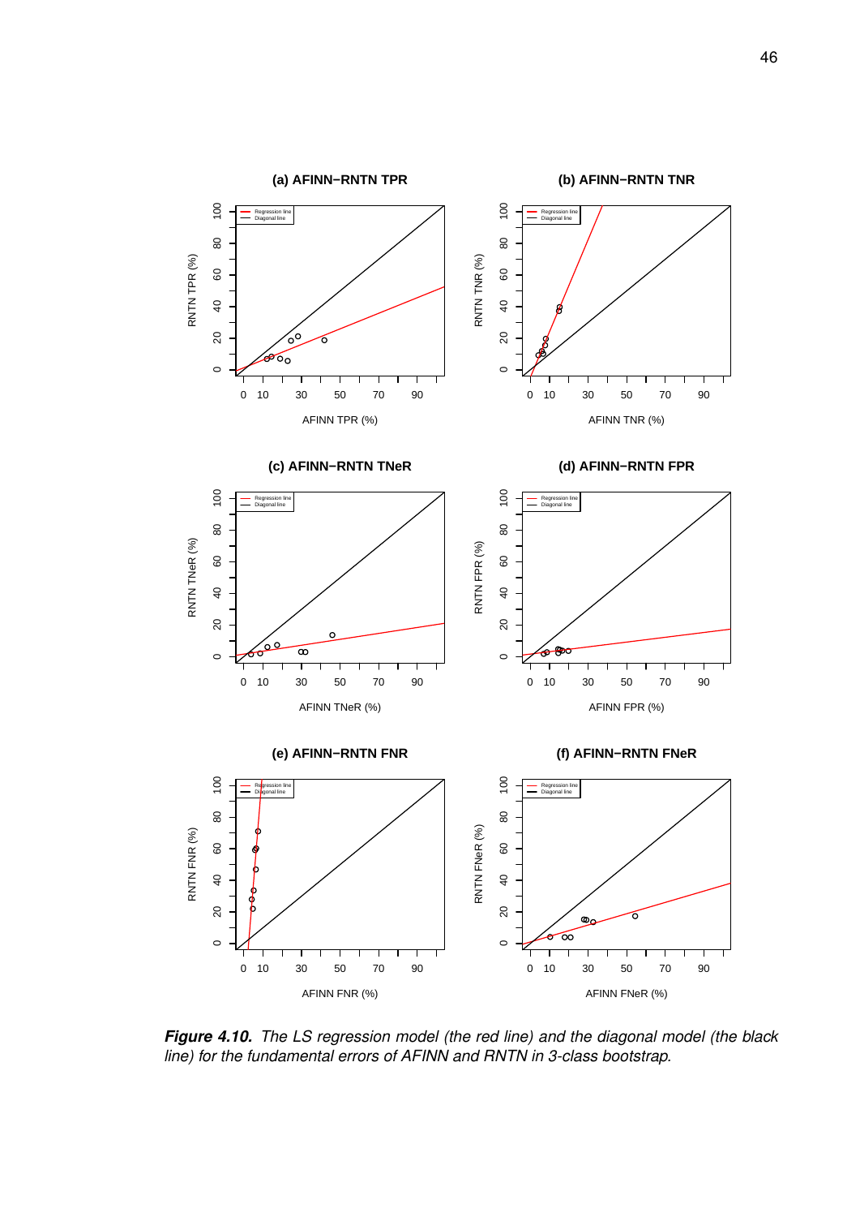*Figure 4.10.* *The LS regression model (the red line) and the diagonal model (the black line) for the fundamental errors of AFINN and RNTN in 3-class bootstrap.*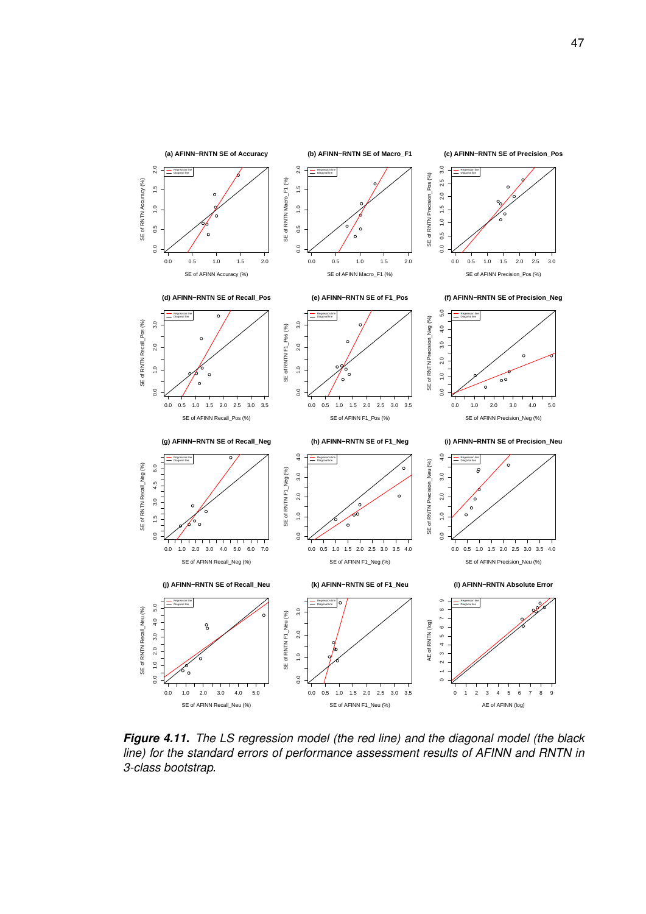**(a) AFINN−RNTN SE of Accuracy**

**(b) AFINN−RNTN SE of Macro_F1**

**(c) AFINN−RNTN SE of Precision_Pos**

**(d) AFINN−RNTN SE of Recall_Pos**

**(e) AFINN−RNTN SE of F1_Pos**

**(f) AFINN−RNTN SE of Precision_Neg**

**(g) AFINN−RNTN SE of Recall_Neg**

**(h) AFINN−RNTN SE of F1_Neg**

**(i) AFINN−RNTN SE of Precision_Neu**

**(j) AFINN−RNTN SE of Recall_Neu**

**(k) AFINN−RNTN SE of F1_Neu**

**(l) AFINN−RNTN Absolute Error**

***Figure 4.11.*** *The LS regression model (the red line) and the diagonal model (the black line) for the standard errors of performance assessment results of AFINN and RNTN in 3-class bootstrap.*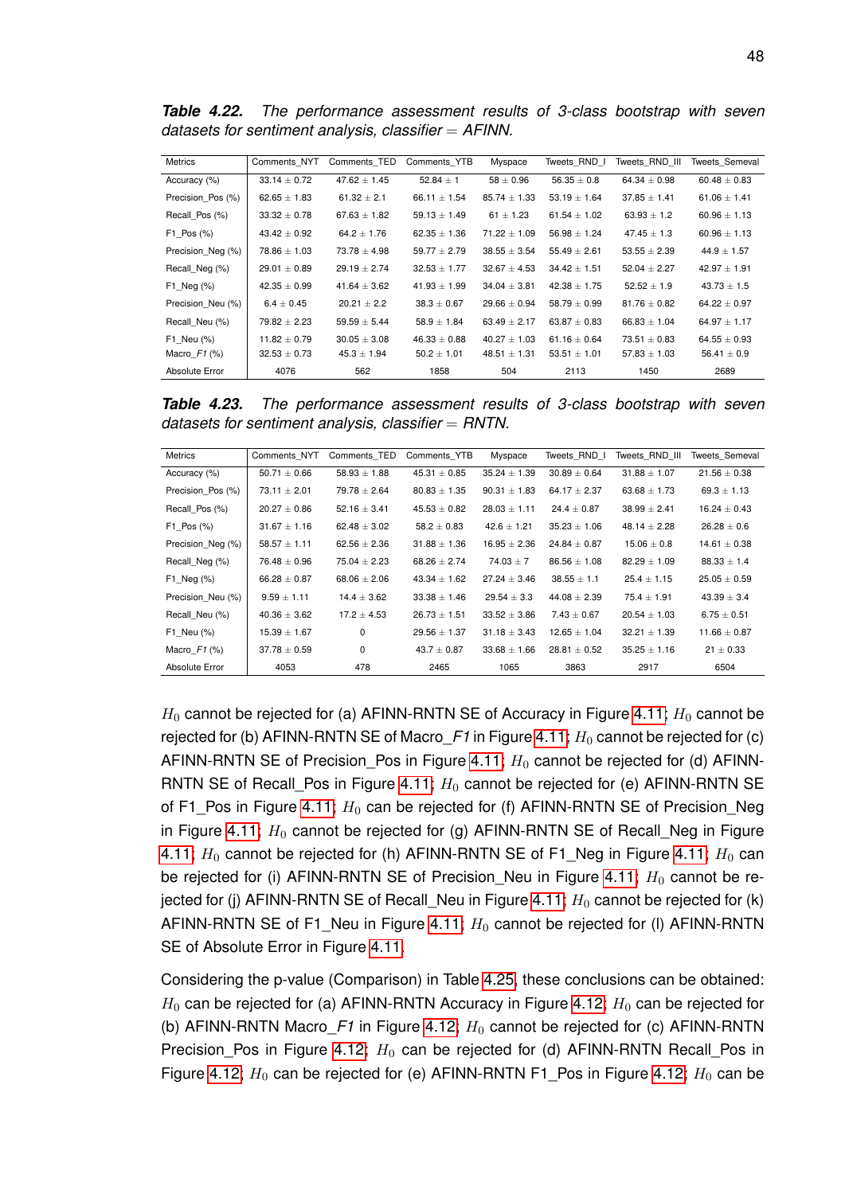***Table 4.22.*** *The performance assessment results of 3-class bootstrap with seven datasets for sentiment analysis, classifier = AFINN.*

| Metrics | Comments_NYT | Comments_TED | Comments_YTB | Myspace | Tweets_RND_I | Tweets_RND_III | Tweets_Semeval |
|---|---|---|---|---|---|---|---|
| Accuracy (%) | 33.14 ± 0.72 | 47.62 ± 1.45 | 52.84 ± 1 | 58 ± 0.96 | 56.35 ± 0.8 | 64.34 ± 0.98 | 60.48 ± 0.83 |
| Precision_Pos (%) | 62.65 ± 1.83 | 61.32 ± 2.1 | 66.11 ± 1.54 | 85.74 ± 1.33 | 53.19 ± 1.64 | 37.85 ± 1.41 | 61.06 ± 1.41 |
| Recall_Pos (%) | 33.32 ± 0.78 | 67.63 ± 1.82 | 59.13 ± 1.49 | 61 ± 1.23 | 61.54 ± 1.02 | 63.93 ± 1.2 | 60.96 ± 1.13 |
| F1_Pos (%) | 43.42 ± 0.92 | 64.2 ± 1.76 | 62.35 ± 1.36 | 71.22 ± 1.09 | 56.98 ± 1.24 | 47.45 ± 1.3 | 60.96 ± 1.13 |
| Precision_Neg (%) | 78.86 ± 1.03 | 73.78 ± 4.98 | 59.77 ± 2.79 | 38.55 ± 3.54 | 55.49 ± 2.61 | 53.55 ± 2.39 | 44.9 ± 1.57 |
| Recall_Neg (%) | 29.01 ± 0.89 | 29.19 ± 2.74 | 32.53 ± 1.77 | 32.67 ± 4.53 | 34.42 ± 1.51 | 52.04 ± 2.27 | 42.97 ± 1.91 |
| F1_Neg (%) | 42.35 ± 0.99 | 41.64 ± 3.62 | 41.93 ± 1.99 | 34.04 ± 3.81 | 42.38 ± 1.75 | 52.52 ± 1.9 | 43.73 ± 1.5 |
| Precision_Neu (%) | 6.4 ± 0.45 | 20.21 ± 2.2 | 38.3 ± 0.67 | 29.66 ± 0.94 | 58.79 ± 0.99 | 81.76 ± 0.82 | 64.22 ± 0.97 |
| Recall_Neu (%) | 79.82 ± 2.23 | 59.59 ± 5.44 | 58.9 ± 1.84 | 63.49 ± 2.17 | 63.87 ± 0.83 | 66.83 ± 1.04 | 64.97 ± 1.17 |
| F1_Neu (%) | 11.82 ± 0.79 | 30.05 ± 3.08 | 46.33 ± 0.88 | 40.27 ± 1.03 | 61.16 ± 0.64 | 73.51 ± 0.83 | 64.55 ± 0.93 |
| Macro_*F1* (%) | 32.53 ± 0.73 | 45.3 ± 1.94 | 50.2 ± 1.01 | 48.51 ± 1.31 | 53.51 ± 1.01 | 57.83 ± 1.03 | 56.41 ± 0.9 |
| Absolute Error | 4076 | 562 | 1858 | 504 | 2113 | 1450 | 2689 |

***Table 4.23.*** *The performance assessment results of 3-class bootstrap with seven datasets for sentiment analysis, classifier = RNTN.*

| Metrics | Comments_NYT | Comments_TED | Comments_YTB | Myspace | Tweets_RND_I | Tweets_RND_III | Tweets_Semeval |
|---|---|---|---|---|---|---|---|
| Accuracy (%) | 50.71 ± 0.66 | 58.93 ± 1.88 | 45.31 ± 0.85 | 35.24 ± 1.39 | 30.89 ± 0.64 | 31.88 ± 1.07 | 21.56 ± 0.38 |
| Precision_Pos (%) | 73.11 ± 2.01 | 79.78 ± 2.64 | 80.83 ± 1.35 | 90.31 ± 1.83 | 64.17 ± 2.37 | 63.68 ± 1.73 | 69.3 ± 1.13 |
| Recall_Pos (%) | 20.27 ± 0.86 | 52.16 ± 3.41 | 45.53 ± 0.82 | 28.03 ± 1.11 | 24.4 ± 0.87 | 38.99 ± 2.41 | 16.24 ± 0.43 |
| F1_Pos (%) | 31.67 ± 1.16 | 62.48 ± 3.02 | 58.2 ± 0.83 | 42.6 ± 1.21 | 35.23 ± 1.06 | 48.14 ± 2.28 | 26.28 ± 0.6 |
| Precision_Neg (%) | 58.57 ± 1.11 | 62.56 ± 2.36 | 31.88 ± 1.36 | 16.95 ± 2.36 | 24.84 ± 0.87 | 15.06 ± 0.8 | 14.61 ± 0.38 |
| Recall_Neg (%) | 76.48 ± 0.96 | 75.04 ± 2.23 | 68.26 ± 2.74 | 74.03 ± 7 | 86.56 ± 1.08 | 82.29 ± 1.09 | 88.33 ± 1.4 |
| F1_Neg (%) | 66.28 ± 0.87 | 68.06 ± 2.06 | 43.34 ± 1.62 | 27.24 ± 3.46 | 38.55 ± 1.1 | 25.4 ± 1.15 | 25.05 ± 0.59 |
| Precision_Neu (%) | 9.59 ± 1.11 | 14.4 ± 3.62 | 33.38 ± 1.46 | 29.54 ± 3.3 | 44.08 ± 2.39 | 75.4 ± 1.91 | 43.39 ± 3.4 |
| Recall_Neu (%) | 40.36 ± 3.62 | 17.2 ± 4.53 | 26.73 ± 1.51 | 33.52 ± 3.86 | 7.43 ± 0.67 | 20.54 ± 1.03 | 6.75 ± 0.51 |
| F1_Neu (%) | 15.39 ± 1.67 | 0 | 29.56 ± 1.37 | 31.18 ± 3.43 | 12.65 ± 1.04 | 32.21 ± 1.39 | 11.66 ± 0.87 |
| Macro_*F1* (%) | 37.78 ± 0.59 | 0 | 43.7 ± 0.87 | 33.68 ± 1.66 | 28.81 ± 0.52 | 35.25 ± 1.16 | 21 ± 0.33 |
| Absolute Error | 4053 | 478 | 2465 | 1065 | 3863 | 2917 | 6504 |

$H_0$ cannot be rejected for (a) AFINN-RNTN SE of Accuracy in Figure 4.11; $H_0$ cannot be rejected for (b) AFINN-RNTN SE of Macro_*F1* in Figure 4.11; $H_0$ cannot be rejected for (c) AFINN-RNTN SE of Precision_Pos in Figure 4.11; $H_0$ cannot be rejected for (d) AFINN-RNTN SE of Recall_Pos in Figure 4.11; $H_0$ cannot be rejected for (e) AFINN-RNTN SE of F1_Pos in Figure 4.11; $H_0$ can be rejected for (f) AFINN-RNTN SE of Precision_Neg in Figure 4.11; $H_0$ cannot be rejected for (g) AFINN-RNTN SE of Recall_Neg in Figure 4.11; $H_0$ cannot be rejected for (h) AFINN-RNTN SE of F1_Neg in Figure 4.11; $H_0$ can be rejected for (i) AFINN-RNTN SE of Precision_Neu in Figure 4.11; $H_0$ cannot be rejected for (j) AFINN-RNTN SE of Recall_Neu in Figure 4.11; $H_0$ cannot be rejected for (k) AFINN-RNTN SE of F1_Neu in Figure 4.11; $H_0$ cannot be rejected for (l) AFINN-RNTN SE of Absolute Error in Figure 4.11.

Considering the p-value (Comparison) in Table 4.25, these conclusions can be obtained: $H_0$ can be rejected for (a) AFINN-RNTN Accuracy in Figure 4.12; $H_0$ can be rejected for (b) AFINN-RNTN Macro_*F1* in Figure 4.12; $H_0$ cannot be rejected for (c) AFINN-RNTN Precision_Pos in Figure 4.12; $H_0$ can be rejected for (d) AFINN-RNTN Recall_Pos in Figure 4.12; $H_0$ can be rejected for (e) AFINN-RNTN F1_Pos in Figure 4.12; $H_0$ can be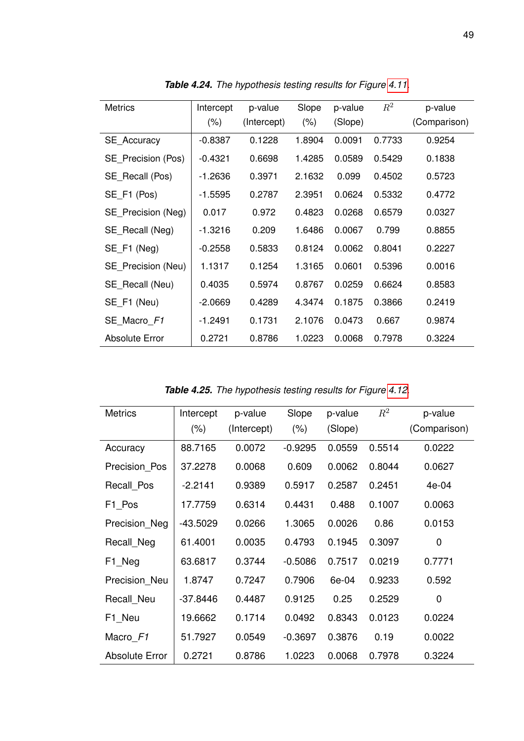***Table 4.24.*** *The hypothesis testing results for Figure 4.11.*

| Metrics | Intercept (%) | p-value (Intercept) | Slope (%) | p-value (Slope) | $R^2$ | p-value (Comparison) |
|---|---|---|---|---|---|---|
| SE_Accuracy | -0.8387 | 0.1228 | 1.8904 | 0.0091 | 0.7733 | 0.9254 |
| SE_Precision (Pos) | -0.4321 | 0.6698 | 1.4285 | 0.0589 | 0.5429 | 0.1838 |
| SE_Recall (Pos) | -1.2636 | 0.3971 | 2.1632 | 0.099 | 0.4502 | 0.5723 |
| SE_F1 (Pos) | -1.5595 | 0.2787 | 2.3951 | 0.0624 | 0.5332 | 0.4772 |
| SE_Precision (Neg) | 0.017 | 0.972 | 0.4823 | 0.0268 | 0.6579 | 0.0327 |
| SE_Recall (Neg) | -1.3216 | 0.209 | 1.6486 | 0.0067 | 0.799 | 0.8855 |
| SE_F1 (Neg) | -0.2558 | 0.5833 | 0.8124 | 0.0062 | 0.8041 | 0.2227 |
| SE_Precision (Neu) | 1.1317 | 0.1254 | 1.3165 | 0.0601 | 0.5396 | 0.0016 |
| SE_Recall (Neu) | 0.4035 | 0.5974 | 0.8767 | 0.0259 | 0.6624 | 0.8583 |
| SE_F1 (Neu) | -2.0669 | 0.4289 | 4.3474 | 0.1875 | 0.3866 | 0.2419 |
| SE_Macro_*F1* | -1.2491 | 0.1731 | 2.1076 | 0.0473 | 0.667 | 0.9874 |
| Absolute Error | 0.2721 | 0.8786 | 1.0223 | 0.0068 | 0.7978 | 0.3224 |

***Table 4.25.*** *The hypothesis testing results for Figure 4.12.*

| Metrics | Intercept (%) | p-value (Intercept) | Slope (%) | p-value (Slope) | $R^2$ | p-value (Comparison) |
|---|---|---|---|---|---|---|
| Accuracy | 88.7165 | 0.0072 | -0.9295 | 0.0559 | 0.5514 | 0.0222 |
| Precision_Pos | 37.2278 | 0.0068 | 0.609 | 0.0062 | 0.8044 | 0.0627 |
| Recall_Pos | -2.2141 | 0.9389 | 0.5917 | 0.2587 | 0.2451 | 4e-04 |
| F1_Pos | 17.7759 | 0.6314 | 0.4431 | 0.488 | 0.1007 | 0.0063 |
| Precision_Neg | -43.5029 | 0.0266 | 1.3065 | 0.0026 | 0.86 | 0.0153 |
| Recall_Neg | 61.4001 | 0.0035 | 0.4793 | 0.1945 | 0.3097 | 0 |
| F1_Neg | 63.6817 | 0.3744 | -0.5086 | 0.7517 | 0.0219 | 0.7771 |
| Precision_Neu | 1.8747 | 0.7247 | 0.7906 | 6e-04 | 0.9233 | 0.592 |
| Recall_Neu | -37.8446 | 0.4487 | 0.9125 | 0.25 | 0.2529 | 0 |
| F1_Neu | 19.6662 | 0.1714 | 0.0492 | 0.8343 | 0.0123 | 0.0224 |
| Macro_*F1* | 51.7927 | 0.0549 | -0.3697 | 0.3876 | 0.19 | 0.0022 |
| Absolute Error | 0.2721 | 0.8786 | 1.0223 | 0.0068 | 0.7978 | 0.3224 |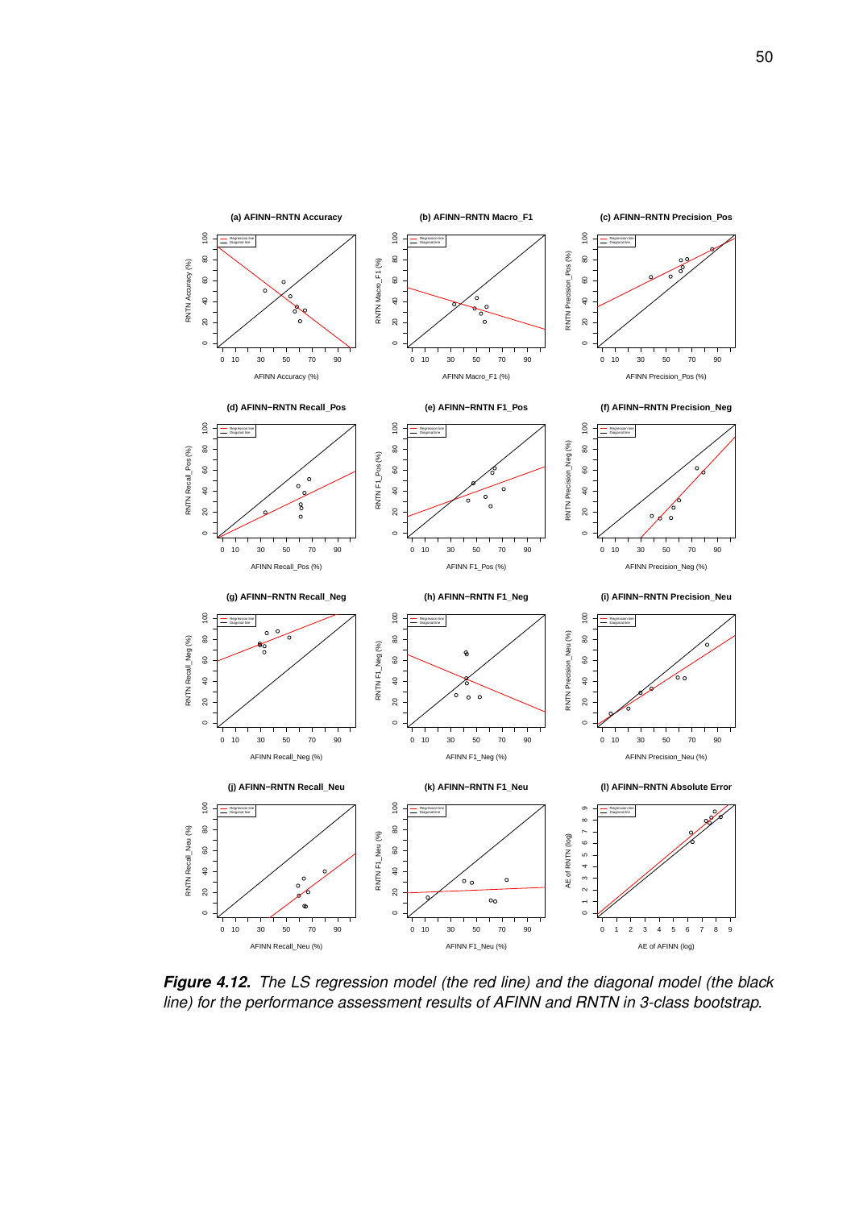*Figure 4.12. The LS regression model (the red line) and the diagonal model (the black line) for the performance assessment results of AFINN and RNTN in 3-class bootstrap.*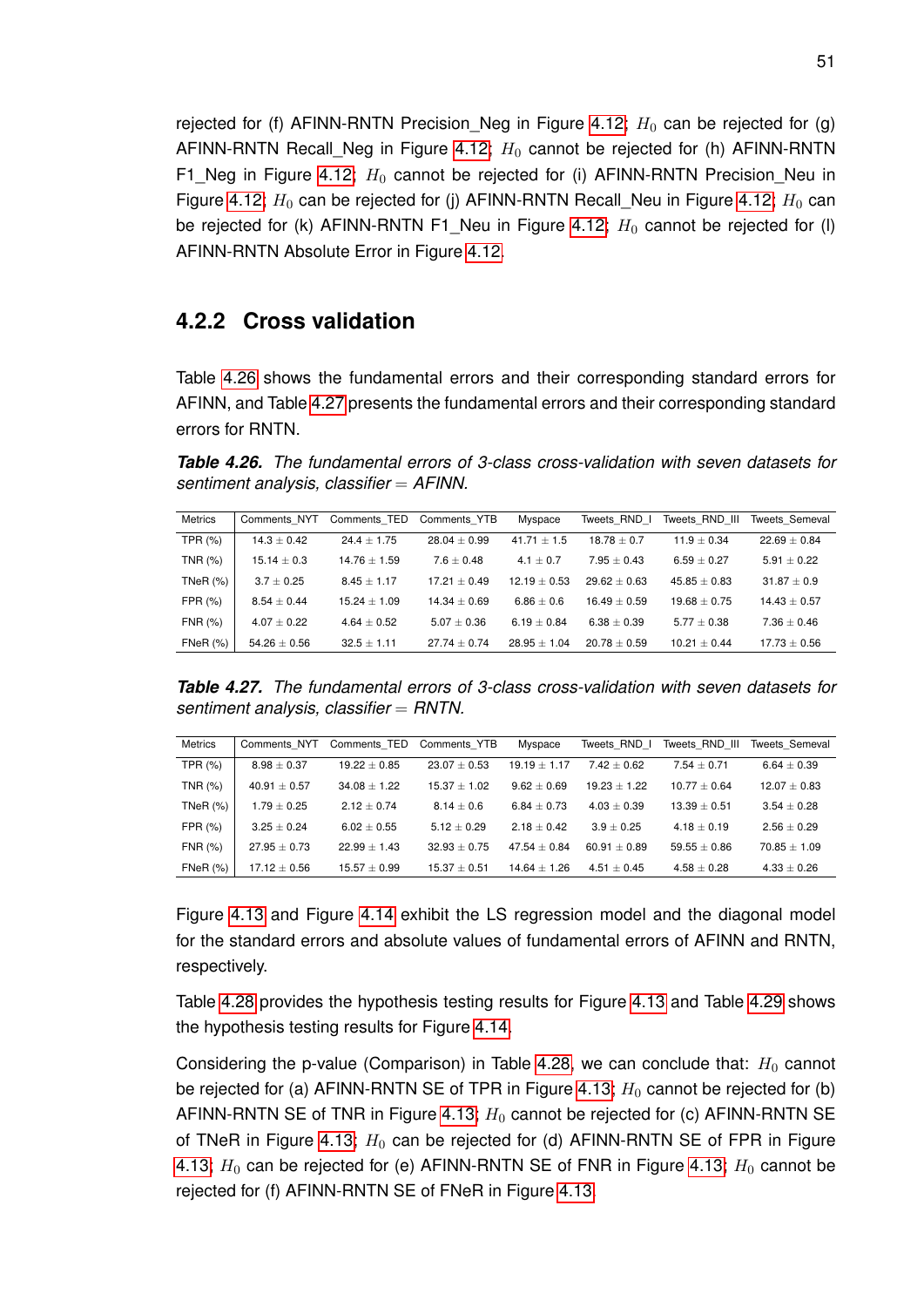rejected for (f) AFINN-RNTN Precision_Neg in Figure 4.12; $H_0$ can be rejected for (g) AFINN-RNTN Recall_Neg in Figure 4.12; $H_0$ cannot be rejected for (h) AFINN-RNTN F1_Neg in Figure 4.12; $H_0$ cannot be rejected for (i) AFINN-RNTN Precision_Neu in Figure 4.12; $H_0$ can be rejected for (j) AFINN-RNTN Recall_Neu in Figure 4.12; $H_0$ can be rejected for (k) AFINN-RNTN F1_Neu in Figure 4.12; $H_0$ cannot be rejected for (l) AFINN-RNTN Absolute Error in Figure 4.12.

### 4.2.2 Cross validation

Table 4.26 shows the fundamental errors and their corresponding standard errors for AFINN, and Table 4.27 presents the fundamental errors and their corresponding standard errors for RNTN.

***Table 4.26.*** *The fundamental errors of 3-class cross-validation with seven datasets for sentiment analysis, classifier = AFINN.*

| Metrics | Comments_NYT | Comments_TED | Comments_YTB | Myspace | Tweets_RND_I | Tweets_RND_III | Tweets_Semeval |
|---|---|---|---|---|---|---|---|
| TPR (%) | $14.3 \pm 0.42$ | $24.4 \pm 1.75$ | $28.04 \pm 0.99$ | $41.71 \pm 1.5$ | $18.78 \pm 0.7$ | $11.9 \pm 0.34$ | $22.69 \pm 0.84$ |
| TNR (%) | $15.14 \pm 0.3$ | $14.76 \pm 1.59$ | $7.6 \pm 0.48$ | $4.1 \pm 0.7$ | $7.95 \pm 0.43$ | $6.59 \pm 0.27$ | $5.91 \pm 0.22$ |
| TNeR (%) | $3.7 \pm 0.25$ | $8.45 \pm 1.17$ | $17.21 \pm 0.49$ | $12.19 \pm 0.53$ | $29.62 \pm 0.63$ | $45.85 \pm 0.83$ | $31.87 \pm 0.9$ |
| FPR (%) | $8.54 \pm 0.44$ | $15.24 \pm 1.09$ | $14.34 \pm 0.69$ | $6.86 \pm 0.6$ | $16.49 \pm 0.59$ | $19.68 \pm 0.75$ | $14.43 \pm 0.57$ |
| FNR (%) | $4.07 \pm 0.22$ | $4.64 \pm 0.52$ | $5.07 \pm 0.36$ | $6.19 \pm 0.84$ | $6.38 \pm 0.39$ | $5.77 \pm 0.38$ | $7.36 \pm 0.46$ |
| FNeR (%) | $54.26 \pm 0.56$ | $32.5 \pm 1.11$ | $27.74 \pm 0.74$ | $28.95 \pm 1.04$ | $20.78 \pm 0.59$ | $10.21 \pm 0.44$ | $17.73 \pm 0.56$ |

***Table 4.27.*** *The fundamental errors of 3-class cross-validation with seven datasets for sentiment analysis, classifier = RNTN.*

| Metrics | Comments_NYT | Comments_TED | Comments_YTB | Myspace | Tweets_RND_I | Tweets_RND_III | Tweets_Semeval |
|---|---|---|---|---|---|---|---|
| TPR (%) | $8.98 \pm 0.37$ | $19.22 \pm 0.85$ | $23.07 \pm 0.53$ | $19.19 \pm 1.17$ | $7.42 \pm 0.62$ | $7.54 \pm 0.71$ | $6.64 \pm 0.39$ |
| TNR (%) | $40.91 \pm 0.57$ | $34.08 \pm 1.22$ | $15.37 \pm 1.02$ | $9.62 \pm 0.69$ | $19.23 \pm 1.22$ | $10.77 \pm 0.64$ | $12.07 \pm 0.83$ |
| TNeR (%) | $1.79 \pm 0.25$ | $2.12 \pm 0.74$ | $8.14 \pm 0.6$ | $6.84 \pm 0.73$ | $4.03 \pm 0.39$ | $13.39 \pm 0.51$ | $3.54 \pm 0.28$ |
| FPR (%) | $3.25 \pm 0.24$ | $6.02 \pm 0.55$ | $5.12 \pm 0.29$ | $2.18 \pm 0.42$ | $3.9 \pm 0.25$ | $4.18 \pm 0.19$ | $2.56 \pm 0.29$ |
| FNR (%) | $27.95 \pm 0.73$ | $22.99 \pm 1.43$ | $32.93 \pm 0.75$ | $47.54 \pm 0.84$ | $60.91 \pm 0.89$ | $59.55 \pm 0.86$ | $70.85 \pm 1.09$ |
| FNeR (%) | $17.12 \pm 0.56$ | $15.57 \pm 0.99$ | $15.37 \pm 0.51$ | $14.64 \pm 1.26$ | $4.51 \pm 0.45$ | $4.58 \pm 0.28$ | $4.33 \pm 0.26$ |

Figure 4.13 and Figure 4.14 exhibit the LS regression model and the diagonal model for the standard errors and absolute values of fundamental errors of AFINN and RNTN, respectively.

Table 4.28 provides the hypothesis testing results for Figure 4.13 and Table 4.29 shows the hypothesis testing results for Figure 4.14.

Considering the p-value (Comparison) in Table 4.28, we can conclude that: $H_0$ cannot be rejected for (a) AFINN-RNTN SE of TPR in Figure 4.13; $H_0$ cannot be rejected for (b) AFINN-RNTN SE of TNR in Figure 4.13; $H_0$ cannot be rejected for (c) AFINN-RNTN SE of TNeR in Figure 4.13; $H_0$ can be rejected for (d) AFINN-RNTN SE of FPR in Figure 4.13; $H_0$ can be rejected for (e) AFINN-RNTN SE of FNR in Figure 4.13; $H_0$ cannot be rejected for (f) AFINN-RNTN SE of FNeR in Figure 4.13.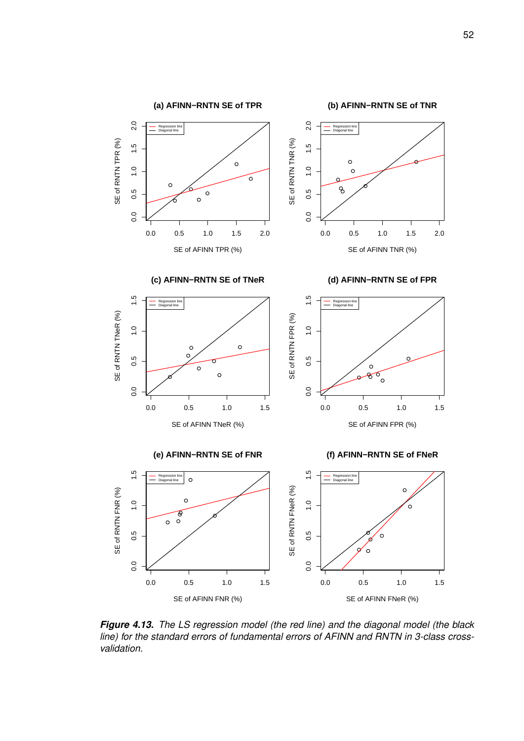***Figure 4.13.*** *The LS regression model (the red line) and the diagonal model (the black line) for the standard errors of fundamental errors of AFINN and RNTN in 3-class cross-validation.*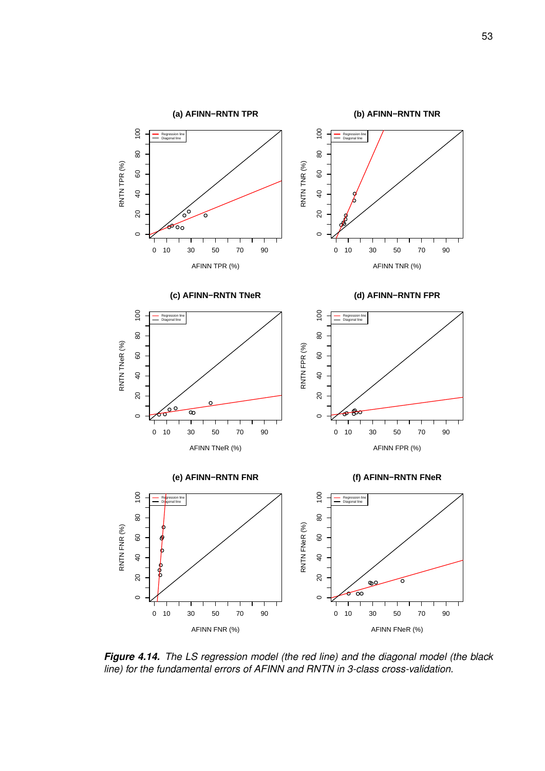**(a) AFINN−RNTN TPR**

**(b) AFINN−RNTN TNR**

**(c) AFINN−RNTN TNeR**

**(d) AFINN−RNTN FPR**

**(e) AFINN−RNTN FNR**

**(f) AFINN−RNTN FNeR**

***Figure 4.14.*** *The LS regression model (the red line) and the diagonal model (the black line) for the fundamental errors of AFINN and RNTN in 3-class cross-validation.*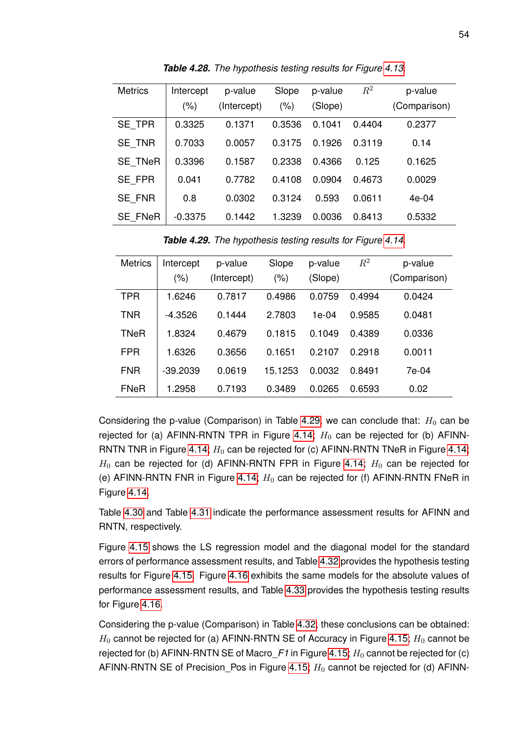***Table 4.28.*** *The hypothesis testing results for Figure 4.13.*

| Metrics | Intercept (%) | p-value (Intercept) | Slope (%) | p-value (Slope) | $R^2$ | p-value (Comparison) |
|---|---|---|---|---|---|---|
| SE_TPR | 0.3325 | 0.1371 | 0.3536 | 0.1041 | 0.4404 | 0.2377 |
| SE_TNR | 0.7033 | 0.0057 | 0.3175 | 0.1926 | 0.3119 | 0.14 |
| SE_TNeR | 0.3396 | 0.1587 | 0.2338 | 0.4366 | 0.125 | 0.1625 |
| SE_FPR | 0.041 | 0.7782 | 0.4108 | 0.0904 | 0.4673 | 0.0029 |
| SE_FNR | 0.8 | 0.0302 | 0.3124 | 0.593 | 0.0611 | 4e-04 |
| SE_FNeR | -0.3375 | 0.1442 | 1.3239 | 0.0036 | 0.8413 | 0.5332 |

***Table 4.29.*** *The hypothesis testing results for Figure 4.14.*

| Metrics | Intercept (%) | p-value (Intercept) | Slope (%) | p-value (Slope) | $R^2$ | p-value (Comparison) |
|---|---|---|---|---|---|---|
| TPR | 1.6246 | 0.7817 | 0.4986 | 0.0759 | 0.4994 | 0.0424 |
| TNR | -4.3526 | 0.1444 | 2.7803 | 1e-04 | 0.9585 | 0.0481 |
| TNeR | 1.8324 | 0.4679 | 0.1815 | 0.1049 | 0.4389 | 0.0336 |
| FPR | 1.6326 | 0.3656 | 0.1651 | 0.2107 | 0.2918 | 0.0011 |
| FNR | -39.2039 | 0.0619 | 15.1253 | 0.0032 | 0.8491 | 7e-04 |
| FNeR | 1.2958 | 0.7193 | 0.3489 | 0.0265 | 0.6593 | 0.02 |

Considering the p-value (Comparison) in Table 4.29, we can conclude that: $H_0$ can be rejected for (a) AFINN-RNTN TPR in Figure 4.14; $H_0$ can be rejected for (b) AFINN-RNTN TNR in Figure 4.14; $H_0$ can be rejected for (c) AFINN-RNTN TNeR in Figure 4.14; $H_0$ can be rejected for (d) AFINN-RNTN FPR in Figure 4.14; $H_0$ can be rejected for (e) AFINN-RNTN FNR in Figure 4.14; $H_0$ can be rejected for (f) AFINN-RNTN FNeR in Figure 4.14.

Table 4.30 and Table 4.31 indicate the performance assessment results for AFINN and RNTN, respectively.

Figure 4.15 shows the LS regression model and the diagonal model for the standard errors of performance assessment results, and Table 4.32 provides the hypothesis testing results for Figure 4.15. Figure 4.16 exhibits the same models for the absolute values of performance assessment results, and Table 4.33 provides the hypothesis testing results for Figure 4.16.

Considering the p-value (Comparison) in Table 4.32, these conclusions can be obtained: $H_0$ cannot be rejected for (a) AFINN-RNTN SE of Accuracy in Figure 4.15; $H_0$ cannot be rejected for (b) AFINN-RNTN SE of Macro_*F1* in Figure 4.15; $H_0$ cannot be rejected for (c) AFINN-RNTN SE of Precision_Pos in Figure 4.15; $H_0$ cannot be rejected for (d) AFINN-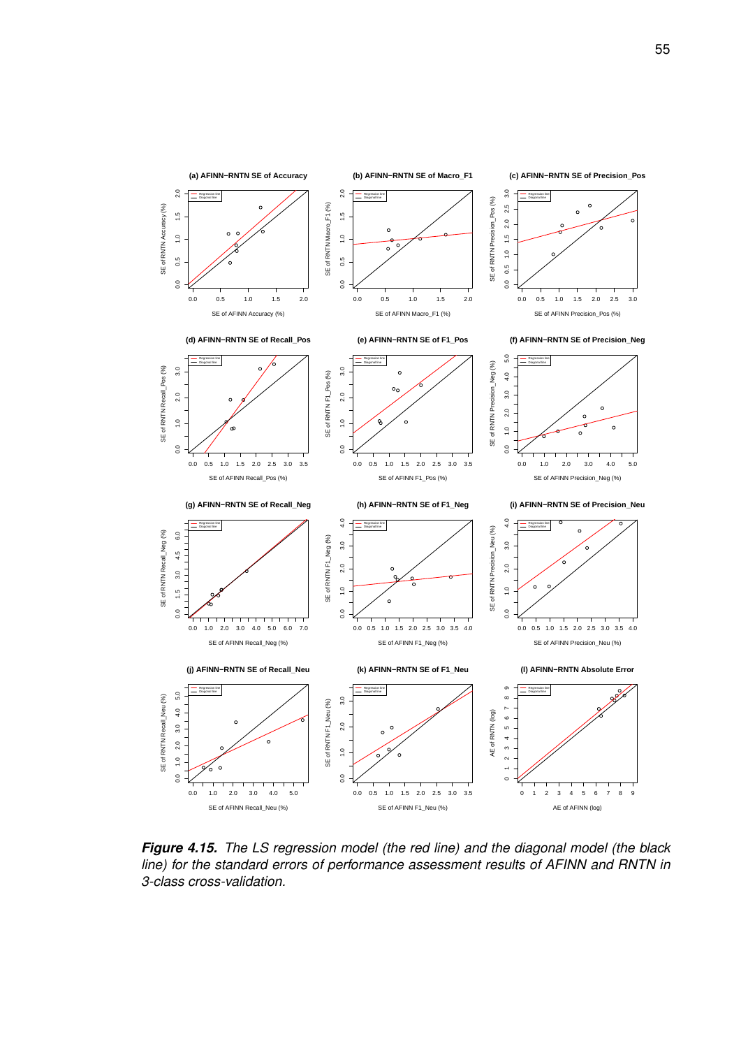**(a) AFINN−RNTN SE of Accuracy**

**(b) AFINN−RNTN SE of Macro_F1**

**(c) AFINN−RNTN SE of Precision_Pos**

**(d) AFINN−RNTN SE of Recall_Pos**

**(e) AFINN−RNTN SE of F1_Pos**

**(f) AFINN−RNTN SE of Precision_Neg**

**(g) AFINN−RNTN SE of Recall_Neg**

**(h) AFINN−RNTN SE of F1_Neg**

**(i) AFINN−RNTN SE of Precision_Neu**

**(j) AFINN−RNTN SE of Recall_Neu**

**(k) AFINN−RNTN SE of F1_Neu**

**(l) AFINN−RNTN Absolute Error**

***Figure 4.15.*** *The LS regression model (the red line) and the diagonal model (the black line) for the standard errors of performance assessment results of AFINN and RNTN in 3-class cross-validation.*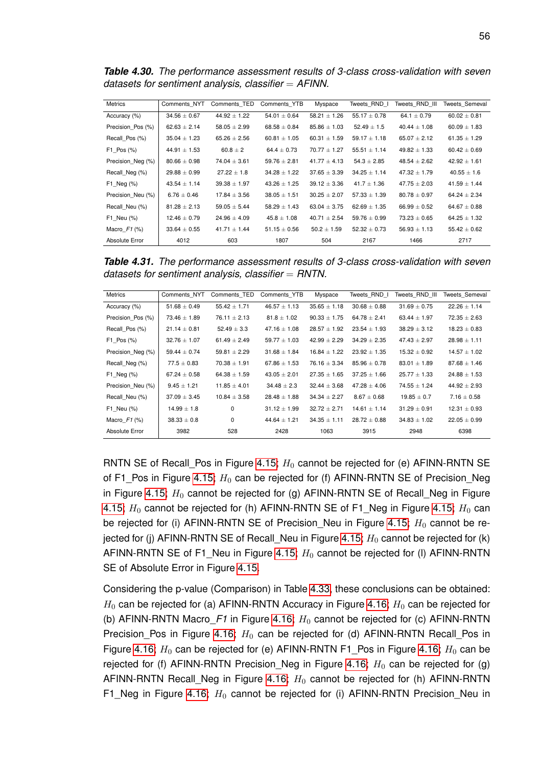***Table 4.30.*** *The performance assessment results of 3-class cross-validation with seven datasets for sentiment analysis, classifier = AFINN.*

| Metrics | Comments_NYT | Comments_TED | Comments_YTB | Myspace | Tweets_RND_I | Tweets_RND_III | Tweets_Semeval |
|---|---|---|---|---|---|---|---|
| Accuracy (%) | 34.56 ± 0.67 | 44.92 ± 1.22 | 54.01 ± 0.64 | 58.21 ± 1.26 | 55.17 ± 0.78 | 64.1 ± 0.79 | 60.02 ± 0.81 |
| Precision_Pos (%) | 62.63 ± 2.14 | 58.05 ± 2.99 | 68.58 ± 0.84 | 85.86 ± 1.03 | 52.49 ± 1.5 | 40.44 ± 1.08 | 60.09 ± 1.83 |
| Recall_Pos (%) | 35.04 ± 1.23 | 65.26 ± 2.56 | 60.81 ± 1.05 | 60.31 ± 1.59 | 59.17 ± 1.18 | 65.07 ± 2.12 | 61.35 ± 1.29 |
| F1_Pos (%) | 44.91 ± 1.53 | 60.8 ± 2 | 64.4 ± 0.73 | 70.77 ± 1.27 | 55.51 ± 1.14 | 49.82 ± 1.33 | 60.42 ± 0.69 |
| Precision_Neg (%) | 80.66 ± 0.98 | 74.04 ± 3.61 | 59.76 ± 2.81 | 41.77 ± 4.13 | 54.3 ± 2.85 | 48.54 ± 2.62 | 42.92 ± 1.61 |
| Recall_Neg (%) | 29.88 ± 0.99 | 27.22 ± 1.8 | 34.28 ± 1.22 | 37.65 ± 3.39 | 34.25 ± 1.14 | 47.32 ± 1.79 | 40.55 ± 1.6 |
| F1_Neg (%) | 43.54 ± 1.14 | 39.38 ± 1.97 | 43.26 ± 1.25 | 39.12 ± 3.36 | 41.7 ± 1.36 | 47.75 ± 2.03 | 41.59 ± 1.44 |
| Precision_Neu (%) | 6.76 ± 0.46 | 17.84 ± 3.56 | 38.05 ± 1.51 | 30.25 ± 2.07 | 57.33 ± 1.39 | 80.78 ± 0.97 | 64.24 ± 2.34 |
| Recall_Neu (%) | 81.28 ± 2.13 | 59.05 ± 5.44 | 58.29 ± 1.43 | 63.04 ± 3.75 | 62.69 ± 1.35 | 66.99 ± 0.52 | 64.67 ± 0.88 |
| F1_Neu (%) | 12.46 ± 0.79 | 24.96 ± 4.09 | 45.8 ± 1.08 | 40.71 ± 2.47 | 59.76 ± 0.99 | 73.23 ± 0.65 | 64.25 ± 1.32 |
| Macro_*F1* (%) | 33.64 ± 0.55 | 41.71 ± 1.44 | 51.15 ± 0.56 | 50.2 ± 1.59 | 52.32 ± 0.73 | 56.93 ± 1.13 | 55.42 ± 0.62 |
| Absolute Error | 4012 | 603 | 1807 | 504 | 2167 | 1466 | 2717 |

***Table 4.31.*** *The performance assessment results of 3-class cross-validation with seven datasets for sentiment analysis, classifier = RNTN.*

| Metrics | Comments_NYT | Comments_TED | Comments_YTB | Myspace | Tweets_RND_I | Tweets_RND_III | Tweets_Semeval |
|---|---|---|---|---|---|---|---|
| Accuracy (%) | 51.68 ± 0.49 | 55.42 ± 1.71 | 46.57 ± 1.13 | 35.65 ± 1.18 | 30.68 ± 0.88 | 31.69 ± 0.75 | 22.26 ± 1.14 |
| Precision_Pos (%) | 73.46 ± 1.89 | 76.11 ± 2.13 | 81.8 ± 1.02 | 90.33 ± 1.75 | 64.78 ± 2.41 | 63.44 ± 1.97 | 72.35 ± 2.63 |
| Recall_Pos (%) | 21.14 ± 0.81 | 52.49 ± 3.3 | 47.16 ± 1.08 | 28.57 ± 1.92 | 23.54 ± 1.93 | 38.29 ± 3.12 | 18.23 ± 0.83 |
| F1_Pos (%) | 32.76 ± 1.07 | 61.49 ± 2.49 | 59.77 ± 1.03 | 42.99 ± 2.29 | 34.29 ± 2.35 | 47.43 ± 2.97 | 28.98 ± 1.11 |
| Precision_Neg (%) | 59.44 ± 0.74 | 59.81 ± 2.29 | 31.68 ± 1.84 | 16.84 ± 1.22 | 23.92 ± 1.35 | 15.32 ± 0.92 | 14.57 ± 1.02 |
| Recall_Neg (%) | 77.5 ± 0.83 | 70.38 ± 1.91 | 67.86 ± 1.53 | 76.16 ± 3.34 | 85.96 ± 0.78 | 83.01 ± 1.89 | 87.68 ± 1.46 |
| F1_Neg (%) | 67.24 ± 0.58 | 64.38 ± 1.59 | 43.05 ± 2.01 | 27.35 ± 1.65 | 37.25 ± 1.66 | 25.77 ± 1.33 | 24.88 ± 1.53 |
| Precision_Neu (%) | 9.45 ± 1.21 | 11.85 ± 4.01 | 34.48 ± 2.3 | 32.44 ± 3.68 | 47.28 ± 4.06 | 74.55 ± 1.24 | 44.92 ± 2.93 |
| Recall_Neu (%) | 37.09 ± 3.45 | 10.84 ± 3.58 | 28.48 ± 1.88 | 34.34 ± 2.27 | 8.67 ± 0.68 | 19.85 ± 0.7 | 7.16 ± 0.58 |
| F1_Neu (%) | 14.99 ± 1.8 | 0 | 31.12 ± 1.99 | 32.72 ± 2.71 | 14.61 ± 1.14 | 31.29 ± 0.91 | 12.31 ± 0.93 |
| Macro_*F1* (%) | 38.33 ± 0.8 | 0 | 44.64 ± 1.21 | 34.35 ± 1.11 | 28.72 ± 0.88 | 34.83 ± 1.02 | 22.05 ± 0.99 |
| Absolute Error | 3982 | 528 | 2428 | 1063 | 3915 | 2948 | 6398 |

RNTN SE of Recall_Pos in Figure 4.15; $H_0$ cannot be rejected for (e) AFINN-RNTN SE of F1_Pos in Figure 4.15; $H_0$ can be rejected for (f) AFINN-RNTN SE of Precision_Neg in Figure 4.15; $H_0$ cannot be rejected for (g) AFINN-RNTN SE of Recall_Neg in Figure 4.15; $H_0$ cannot be rejected for (h) AFINN-RNTN SE of F1_Neg in Figure 4.15; $H_0$ can be rejected for (i) AFINN-RNTN SE of Precision_Neu in Figure 4.15; $H_0$ cannot be rejected for (j) AFINN-RNTN SE of Recall_Neu in Figure 4.15; $H_0$ cannot be rejected for (k) AFINN-RNTN SE of F1_Neu in Figure 4.15; $H_0$ cannot be rejected for (l) AFINN-RNTN SE of Absolute Error in Figure 4.15.

Considering the p-value (Comparison) in Table 4.33, these conclusions can be obtained: $H_0$ can be rejected for (a) AFINN-RNTN Accuracy in Figure 4.16; $H_0$ can be rejected for (b) AFINN-RNTN Macro_*F1* in Figure 4.16; $H_0$ cannot be rejected for (c) AFINN-RNTN Precision_Pos in Figure 4.16; $H_0$ can be rejected for (d) AFINN-RNTN Recall_Pos in Figure 4.16; $H_0$ can be rejected for (e) AFINN-RNTN F1_Pos in Figure 4.16; $H_0$ can be rejected for (f) AFINN-RNTN Precision_Neg in Figure 4.16; $H_0$ can be rejected for (g) AFINN-RNTN Recall_Neg in Figure 4.16; $H_0$ cannot be rejected for (h) AFINN-RNTN F1_Neg in Figure 4.16; $H_0$ cannot be rejected for (i) AFINN-RNTN Precision_Neu in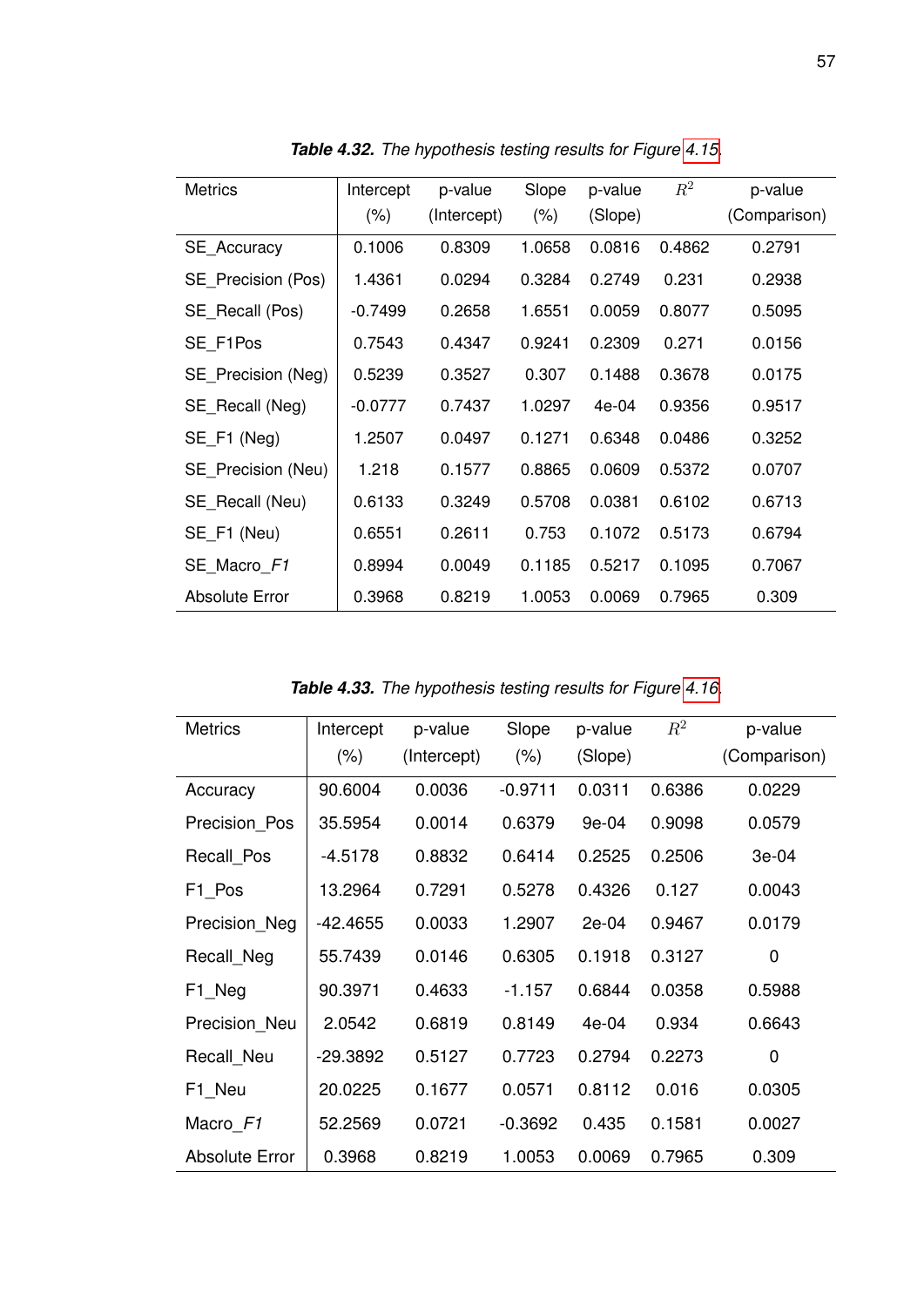***Table 4.32.*** *The hypothesis testing results for Figure 4.15.*

| Metrics | Intercept (%) | p-value (Intercept) | Slope (%) | p-value (Slope) | $R^2$ | p-value (Comparison) |
|---|---|---|---|---|---|---|
| SE_Accuracy | 0.1006 | 0.8309 | 1.0658 | 0.0816 | 0.4862 | 0.2791 |
| SE_Precision (Pos) | 1.4361 | 0.0294 | 0.3284 | 0.2749 | 0.231 | 0.2938 |
| SE_Recall (Pos) | -0.7499 | 0.2658 | 1.6551 | 0.0059 | 0.8077 | 0.5095 |
| SE_F1Pos | 0.7543 | 0.4347 | 0.9241 | 0.2309 | 0.271 | 0.0156 |
| SE_Precision (Neg) | 0.5239 | 0.3527 | 0.307 | 0.1488 | 0.3678 | 0.0175 |
| SE_Recall (Neg) | -0.0777 | 0.7437 | 1.0297 | 4e-04 | 0.9356 | 0.9517 |
| SE_F1 (Neg) | 1.2507 | 0.0497 | 0.1271 | 0.6348 | 0.0486 | 0.3252 |
| SE_Precision (Neu) | 1.218 | 0.1577 | 0.8865 | 0.0609 | 0.5372 | 0.0707 |
| SE_Recall (Neu) | 0.6133 | 0.3249 | 0.5708 | 0.0381 | 0.6102 | 0.6713 |
| SE_F1 (Neu) | 0.6551 | 0.2611 | 0.753 | 0.1072 | 0.5173 | 0.6794 |
| SE_Macro_*F1* | 0.8994 | 0.0049 | 0.1185 | 0.5217 | 0.1095 | 0.7067 |
| Absolute Error | 0.3968 | 0.8219 | 1.0053 | 0.0069 | 0.7965 | 0.309 |

***Table 4.33.*** *The hypothesis testing results for Figure 4.16.*

| Metrics | Intercept (%) | p-value (Intercept) | Slope (%) | p-value (Slope) | $R^2$ | p-value (Comparison) |
|---|---|---|---|---|---|---|
| Accuracy | 90.6004 | 0.0036 | -0.9711 | 0.0311 | 0.6386 | 0.0229 |
| Precision_Pos | 35.5954 | 0.0014 | 0.6379 | 9e-04 | 0.9098 | 0.0579 |
| Recall_Pos | -4.5178 | 0.8832 | 0.6414 | 0.2525 | 0.2506 | 3e-04 |
| F1_Pos | 13.2964 | 0.7291 | 0.5278 | 0.4326 | 0.127 | 0.0043 |
| Precision_Neg | -42.4655 | 0.0033 | 1.2907 | 2e-04 | 0.9467 | 0.0179 |
| Recall_Neg | 55.7439 | 0.0146 | 0.6305 | 0.1918 | 0.3127 | 0 |
| F1_Neg | 90.3971 | 0.4633 | -1.157 | 0.6844 | 0.0358 | 0.5988 |
| Precision_Neu | 2.0542 | 0.6819 | 0.8149 | 4e-04 | 0.934 | 0.6643 |
| Recall_Neu | -29.3892 | 0.5127 | 0.7723 | 0.2794 | 0.2273 | 0 |
| F1_Neu | 20.0225 | 0.1677 | 0.0571 | 0.8112 | 0.016 | 0.0305 |
| Macro_*F1* | 52.2569 | 0.0721 | -0.3692 | 0.435 | 0.1581 | 0.0027 |
| Absolute Error | 0.3968 | 0.8219 | 1.0053 | 0.0069 | 0.7965 | 0.309 |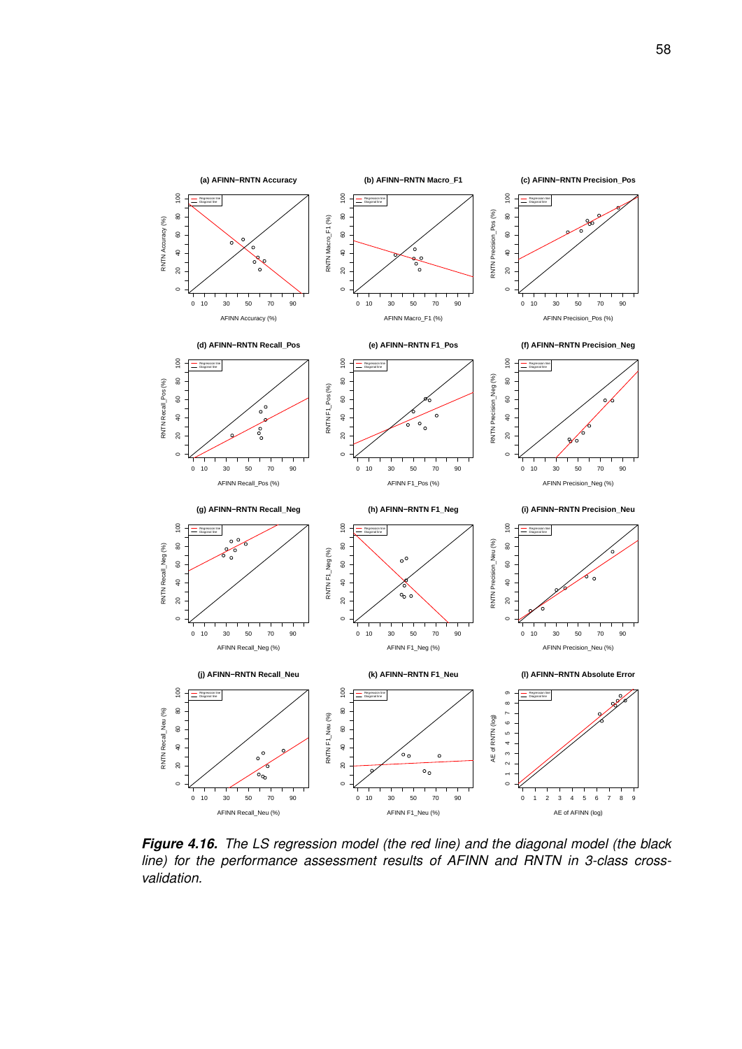(a) AFINN−RNTN Accuracy

(b) AFINN−RNTN Macro_F1

(c) AFINN−RNTN Precision_Pos

(d) AFINN−RNTN Recall_Pos

(e) AFINN−RNTN F1_Pos

(f) AFINN−RNTN Precision_Neg

(g) AFINN−RNTN Recall_Neg

(h) AFINN−RNTN F1_Neg

(i) AFINN−RNTN Precision_Neu

(j) AFINN−RNTN Recall_Neu

(k) AFINN−RNTN F1_Neu

(l) AFINN−RNTN Absolute Error

***Figure 4.16.*** *The LS regression model (the red line) and the diagonal model (the black line) for the performance assessment results of AFINN and RNTN in 3-class cross-validation.*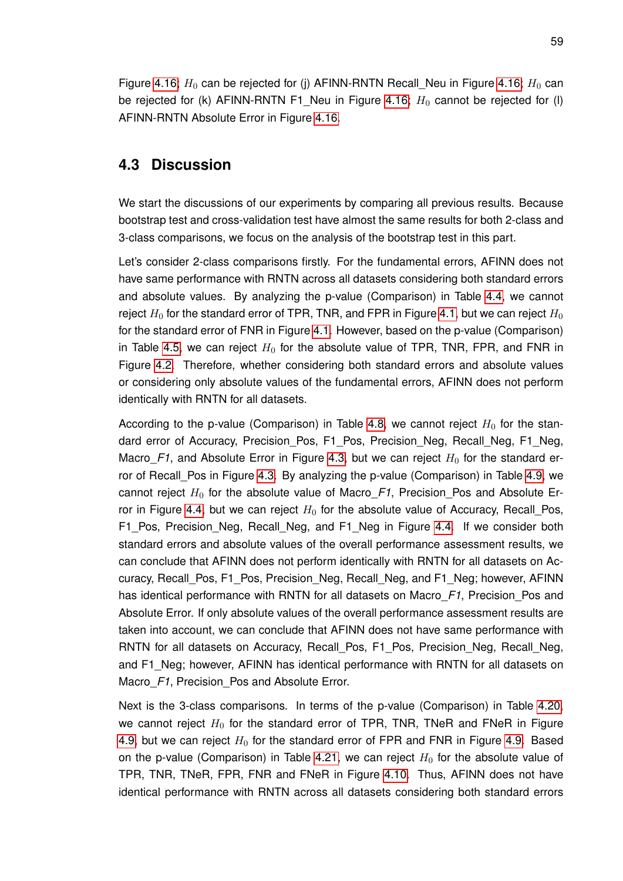Figure 4.16; $H_0$ can be rejected for (j) AFINN-RNTN Recall_Neu in Figure 4.16; $H_0$ can be rejected for (k) AFINN-RNTN F1_Neu in Figure 4.16; $H_0$ cannot be rejected for (l) AFINN-RNTN Absolute Error in Figure 4.16.

## 4.3 Discussion

We start the discussions of our experiments by comparing all previous results. Because bootstrap test and cross-validation test have almost the same results for both 2-class and 3-class comparisons, we focus on the analysis of the bootstrap test in this part.

Let's consider 2-class comparisons firstly. For the fundamental errors, AFINN does not have same performance with RNTN across all datasets considering both standard errors and absolute values. By analyzing the p-value (Comparison) in Table 4.4, we cannot reject $H_0$ for the standard error of TPR, TNR, and FPR in Figure 4.1, but we can reject $H_0$ for the standard error of FNR in Figure 4.1. However, based on the p-value (Comparison) in Table 4.5, we can reject $H_0$ for the absolute value of TPR, TNR, FPR, and FNR in Figure 4.2. Therefore, whether considering both standard errors and absolute values or considering only absolute values of the fundamental errors, AFINN does not perform identically with RNTN for all datasets.

According to the p-value (Comparison) in Table 4.8, we cannot reject $H_0$ for the standard error of Accuracy, Precision_Pos, F1_Pos, Precision_Neg, Recall_Neg, F1_Neg, Macro_*F1*, and Absolute Error in Figure 4.3, but we can reject $H_0$ for the standard error of Recall_Pos in Figure 4.3. By analyzing the p-value (Comparison) in Table 4.9, we cannot reject $H_0$ for the absolute value of Macro_*F1*, Precision_Pos and Absolute Error in Figure 4.4, but we can reject $H_0$ for the absolute value of Accuracy, Recall_Pos, F1_Pos, Precision_Neg, Recall_Neg, and F1_Neg in Figure 4.4. If we consider both standard errors and absolute values of the overall performance assessment results, we can conclude that AFINN does not perform identically with RNTN for all datasets on Accuracy, Recall_Pos, F1_Pos, Precision_Neg, Recall_Neg, and F1_Neg; however, AFINN has identical performance with RNTN for all datasets on Macro_*F1*, Precision_Pos and Absolute Error. If only absolute values of the overall performance assessment results are taken into account, we can conclude that AFINN does not have same performance with RNTN for all datasets on Accuracy, Recall_Pos, F1_Pos, Precision_Neg, Recall_Neg, and F1_Neg; however, AFINN has identical performance with RNTN for all datasets on Macro_*F1*, Precision_Pos and Absolute Error.

Next is the 3-class comparisons. In terms of the p-value (Comparison) in Table 4.20, we cannot reject $H_0$ for the standard error of TPR, TNR, TNeR and FNeR in Figure 4.9, but we can reject $H_0$ for the standard error of FPR and FNR in Figure 4.9. Based on the p-value (Comparison) in Table 4.21, we can reject $H_0$ for the absolute value of TPR, TNR, TNeR, FPR, FNR and FNeR in Figure 4.10. Thus, AFINN does not have identical performance with RNTN across all datasets considering both standard errors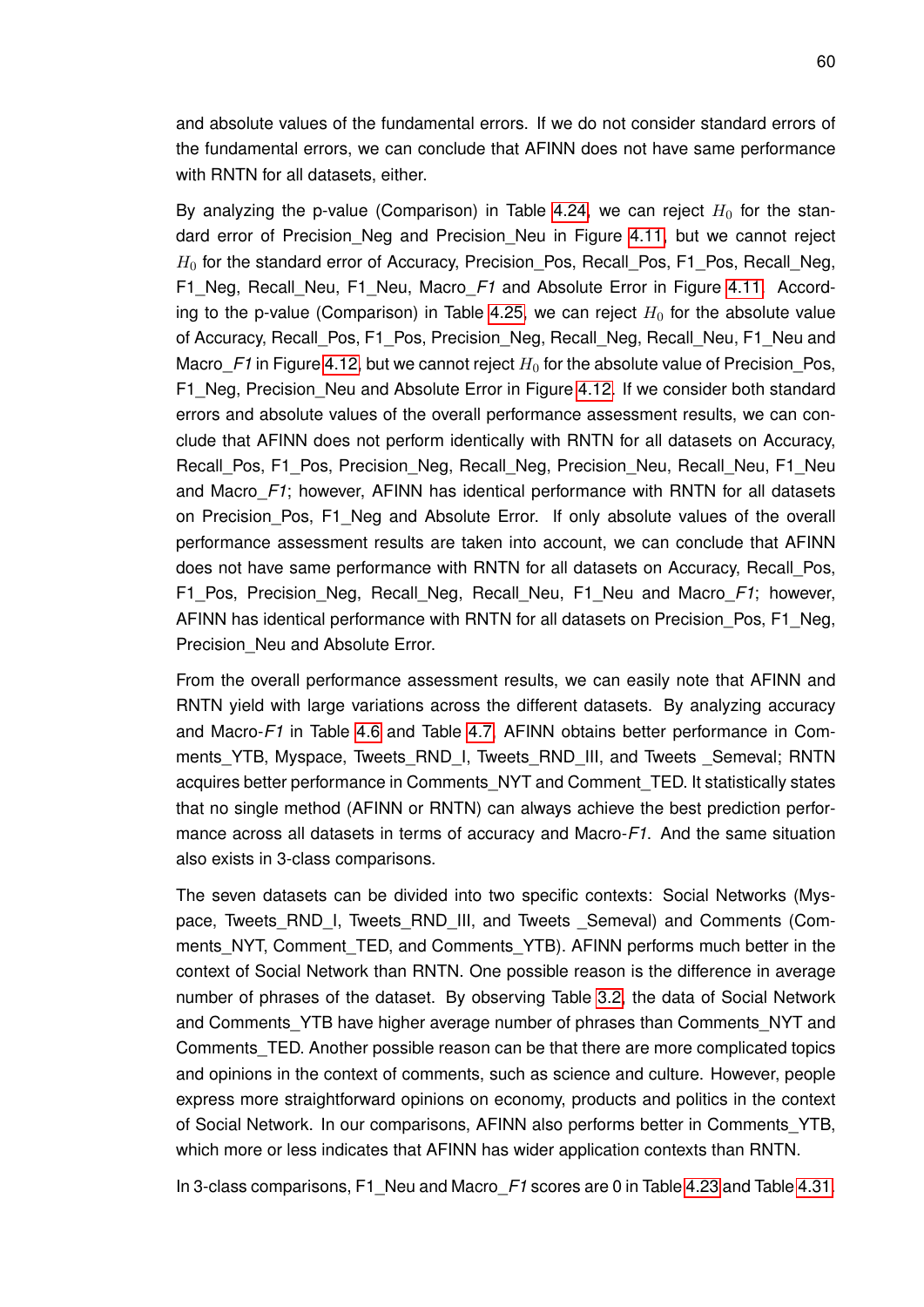and absolute values of the fundamental errors. If we do not consider standard errors of the fundamental errors, we can conclude that AFINN does not have same performance with RNTN for all datasets, either.

By analyzing the p-value (Comparison) in Table 4.24, we can reject $H_0$ for the standard error of Precision_Neg and Precision_Neu in Figure 4.11, but we cannot reject $H_0$ for the standard error of Accuracy, Precision_Pos, Recall_Pos, F1_Pos, Recall_Neg, F1_Neg, Recall_Neu, F1_Neu, Macro_*F1* and Absolute Error in Figure 4.11. According to the p-value (Comparison) in Table 4.25, we can reject $H_0$ for the absolute value of Accuracy, Recall_Pos, F1_Pos, Precision_Neg, Recall_Neg, Recall_Neu, F1_Neu and Macro_*F1* in Figure 4.12, but we cannot reject $H_0$ for the absolute value of Precision_Pos, F1_Neg, Precision_Neu and Absolute Error in Figure 4.12. If we consider both standard errors and absolute values of the overall performance assessment results, we can conclude that AFINN does not perform identically with RNTN for all datasets on Accuracy, Recall_Pos, F1_Pos, Precision_Neg, Recall_Neg, Precision_Neu, Recall_Neu, F1_Neu and Macro_*F1*; however, AFINN has identical performance with RNTN for all datasets on Precision_Pos, F1_Neg and Absolute Error. If only absolute values of the overall performance assessment results are taken into account, we can conclude that AFINN does not have same performance with RNTN for all datasets on Accuracy, Recall_Pos, F1_Pos, Precision_Neg, Recall_Neg, Recall_Neu, F1_Neu and Macro_*F1*; however, AFINN has identical performance with RNTN for all datasets on Precision_Pos, F1_Neg, Precision_Neu and Absolute Error.

From the overall performance assessment results, we can easily note that AFINN and RNTN yield with large variations across the different datasets. By analyzing accuracy and Macro-*F1* in Table 4.6 and Table 4.7, AFINN obtains better performance in Comments_YTB, Myspace, Tweets_RND_I, Tweets_RND_III, and Tweets _Semeval; RNTN acquires better performance in Comments_NYT and Comment_TED. It statistically states that no single method (AFINN or RNTN) can always achieve the best prediction performance across all datasets in terms of accuracy and Macro-*F1*. And the same situation also exists in 3-class comparisons.

The seven datasets can be divided into two specific contexts: Social Networks (Myspace, Tweets_RND_I, Tweets_RND_III, and Tweets _Semeval) and Comments (Comments_NYT, Comment_TED, and Comments_YTB). AFINN performs much better in the context of Social Network than RNTN. One possible reason is the difference in average number of phrases of the dataset. By observing Table 3.2, the data of Social Network and Comments_YTB have higher average number of phrases than Comments_NYT and Comments_TED. Another possible reason can be that there are more complicated topics and opinions in the context of comments, such as science and culture. However, people express more straightforward opinions on economy, products and politics in the context of Social Network. In our comparisons, AFINN also performs better in Comments_YTB, which more or less indicates that AFINN has wider application contexts than RNTN.

In 3-class comparisons, F1_Neu and Macro_*F1* scores are 0 in Table 4.23 and Table 4.31.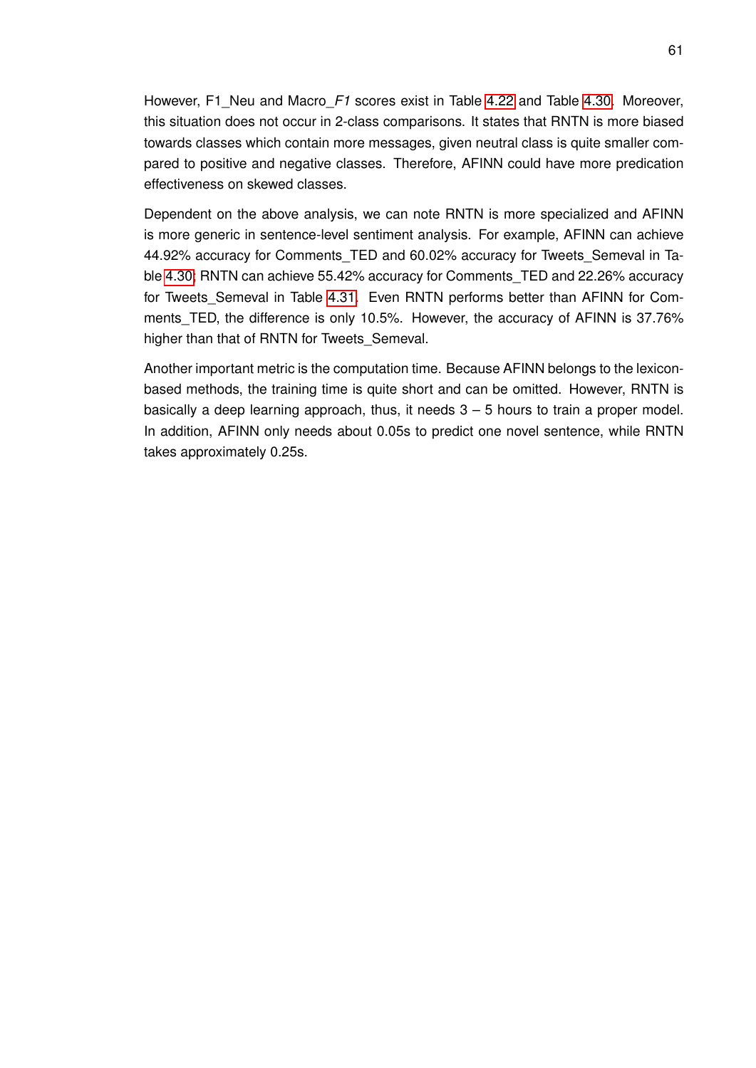However, F1_Neu and Macro_*F1* scores exist in Table 4.22 and Table 4.30. Moreover, this situation does not occur in 2-class comparisons. It states that RNTN is more biased towards classes which contain more messages, given neutral class is quite smaller compared to positive and negative classes. Therefore, AFINN could have more predication effectiveness on skewed classes.

Dependent on the above analysis, we can note RNTN is more specialized and AFINN is more generic in sentence-level sentiment analysis. For example, AFINN can achieve 44.92% accuracy for Comments_TED and 60.02% accuracy for Tweets_Semeval in Table 4.30; RNTN can achieve 55.42% accuracy for Comments_TED and 22.26% accuracy for Tweets_Semeval in Table 4.31. Even RNTN performs better than AFINN for Comments_TED, the difference is only 10.5%. However, the accuracy of AFINN is 37.76% higher than that of RNTN for Tweets_Semeval.

Another important metric is the computation time. Because AFINN belongs to the lexicon-based methods, the training time is quite short and can be omitted. However, RNTN is basically a deep learning approach, thus, it needs 3 – 5 hours to train a proper model. In addition, AFINN only needs about 0.05s to predict one novel sentence, while RNTN takes approximately 0.25s.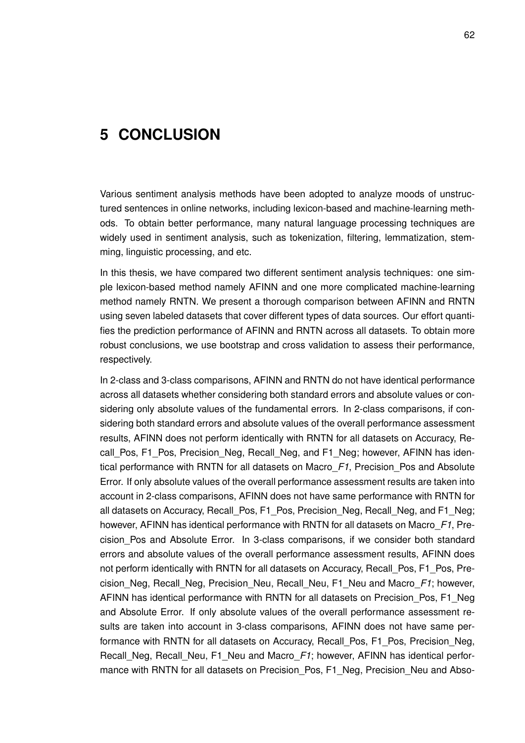// Stubbed: Transcription of page 73, document 5029404d1f28
// Page number "62" omitted per running-header rule.

# 5 CONCLUSION

Various sentiment analysis methods have been adopted to analyze moods of unstructured sentences in online networks, including lexicon-based and machine-learning methods. To obtain better performance, many natural language processing techniques are widely used in sentiment analysis, such as tokenization, filtering, lemmatization, stemming, linguistic processing, and etc.

In this thesis, we have compared two different sentiment analysis techniques: one simple lexicon-based method namely AFINN and one more complicated machine-learning method namely RNTN. We present a thorough comparison between AFINN and RNTN using seven labeled datasets that cover different types of data sources. Our effort quantifies the prediction performance of AFINN and RNTN across all datasets. To obtain more robust conclusions, we use bootstrap and cross validation to assess their performance, respectively.

In 2-class and 3-class comparisons, AFINN and RNTN do not have identical performance across all datasets whether considering both standard errors and absolute values or considering only absolute values of the fundamental errors. In 2-class comparisons, if considering both standard errors and absolute values of the overall performance assessment results, AFINN does not perform identically with RNTN for all datasets on Accuracy, Recall_Pos, F1_Pos, Precision_Neg, Recall_Neg, and F1_Neg; however, AFINN has identical performance with RNTN for all datasets on Macro_*F1*, Precision_Pos and Absolute Error. If only absolute values of the overall performance assessment results are taken into account in 2-class comparisons, AFINN does not have same performance with RNTN for all datasets on Accuracy, Recall_Pos, F1_Pos, Precision_Neg, Recall_Neg, and F1_Neg; however, AFINN has identical performance with RNTN for all datasets on Macro_*F1*, Precision_Pos and Absolute Error. In 3-class comparisons, if we consider both standard errors and absolute values of the overall performance assessment results, AFINN does not perform identically with RNTN for all datasets on Accuracy, Recall_Pos, F1_Pos, Precision_Neg, Recall_Neg, Precision_Neu, Recall_Neu, F1_Neu and Macro_*F1*; however, AFINN has identical performance with RNTN for all datasets on Precision_Pos, F1_Neg and Absolute Error. If only absolute values of the overall performance assessment results are taken into account in 3-class comparisons, AFINN does not have same performance with RNTN for all datasets on Accuracy, Recall_Pos, F1_Pos, Precision_Neg, Recall_Neg, Recall_Neu, F1_Neu and Macro_*F1*; however, AFINN has identical performance with RNTN for all datasets on Precision_Pos, F1_Neg, Precision_Neu and Abso-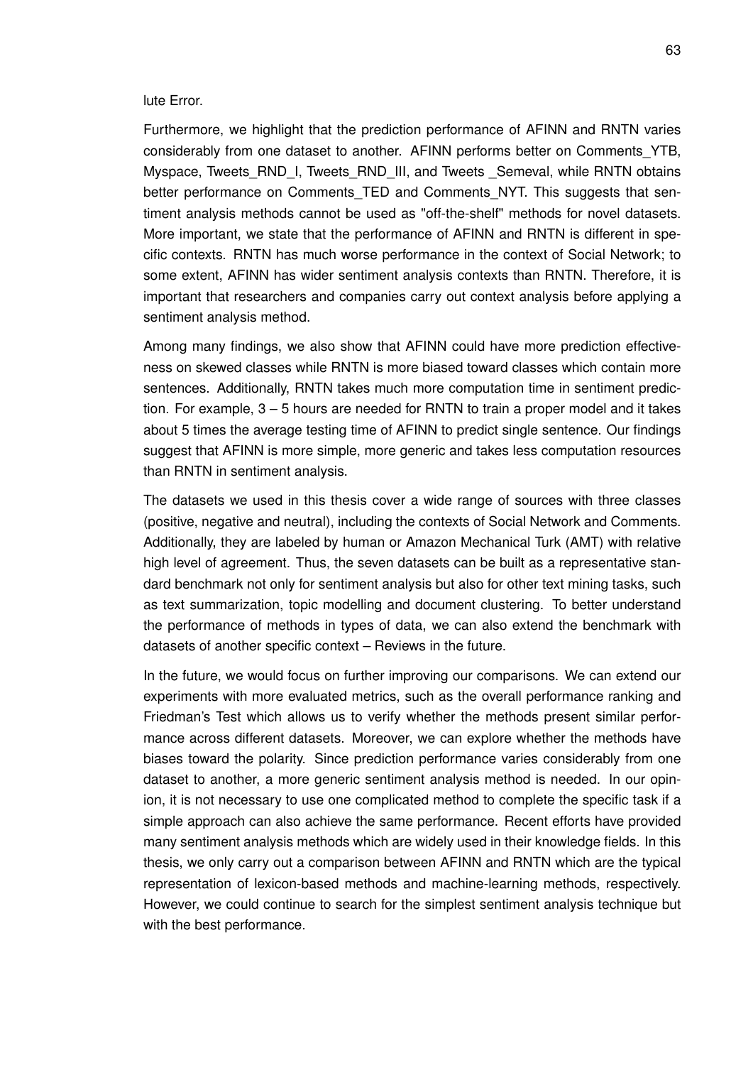lute Error.

Furthermore, we highlight that the prediction performance of AFINN and RNTN varies considerably from one dataset to another. AFINN performs better on Comments_YTB, Myspace, Tweets_RND_I, Tweets_RND_III, and Tweets _Semeval, while RNTN obtains better performance on Comments_TED and Comments_NYT. This suggests that sentiment analysis methods cannot be used as "off-the-shelf" methods for novel datasets. More important, we state that the performance of AFINN and RNTN is different in specific contexts. RNTN has much worse performance in the context of Social Network; to some extent, AFINN has wider sentiment analysis contexts than RNTN. Therefore, it is important that researchers and companies carry out context analysis before applying a sentiment analysis method.

Among many findings, we also show that AFINN could have more prediction effectiveness on skewed classes while RNTN is more biased toward classes which contain more sentences. Additionally, RNTN takes much more computation time in sentiment prediction. For example, 3 – 5 hours are needed for RNTN to train a proper model and it takes about 5 times the average testing time of AFINN to predict single sentence. Our findings suggest that AFINN is more simple, more generic and takes less computation resources than RNTN in sentiment analysis.

The datasets we used in this thesis cover a wide range of sources with three classes (positive, negative and neutral), including the contexts of Social Network and Comments. Additionally, they are labeled by human or Amazon Mechanical Turk (AMT) with relative high level of agreement. Thus, the seven datasets can be built as a representative standard benchmark not only for sentiment analysis but also for other text mining tasks, such as text summarization, topic modelling and document clustering. To better understand the performance of methods in types of data, we can also extend the benchmark with datasets of another specific context – Reviews in the future.

In the future, we would focus on further improving our comparisons. We can extend our experiments with more evaluated metrics, such as the overall performance ranking and Friedman's Test which allows us to verify whether the methods present similar performance across different datasets. Moreover, we can explore whether the methods have biases toward the polarity. Since prediction performance varies considerably from one dataset to another, a more generic sentiment analysis method is needed. In our opinion, it is not necessary to use one complicated method to complete the specific task if a simple approach can also achieve the same performance. Recent efforts have provided many sentiment analysis methods which are widely used in their knowledge fields. In this thesis, we only carry out a comparison between AFINN and RNTN which are the typical representation of lexicon-based methods and machine-learning methods, respectively. However, we could continue to search for the simplest sentiment analysis technique but with the best performance.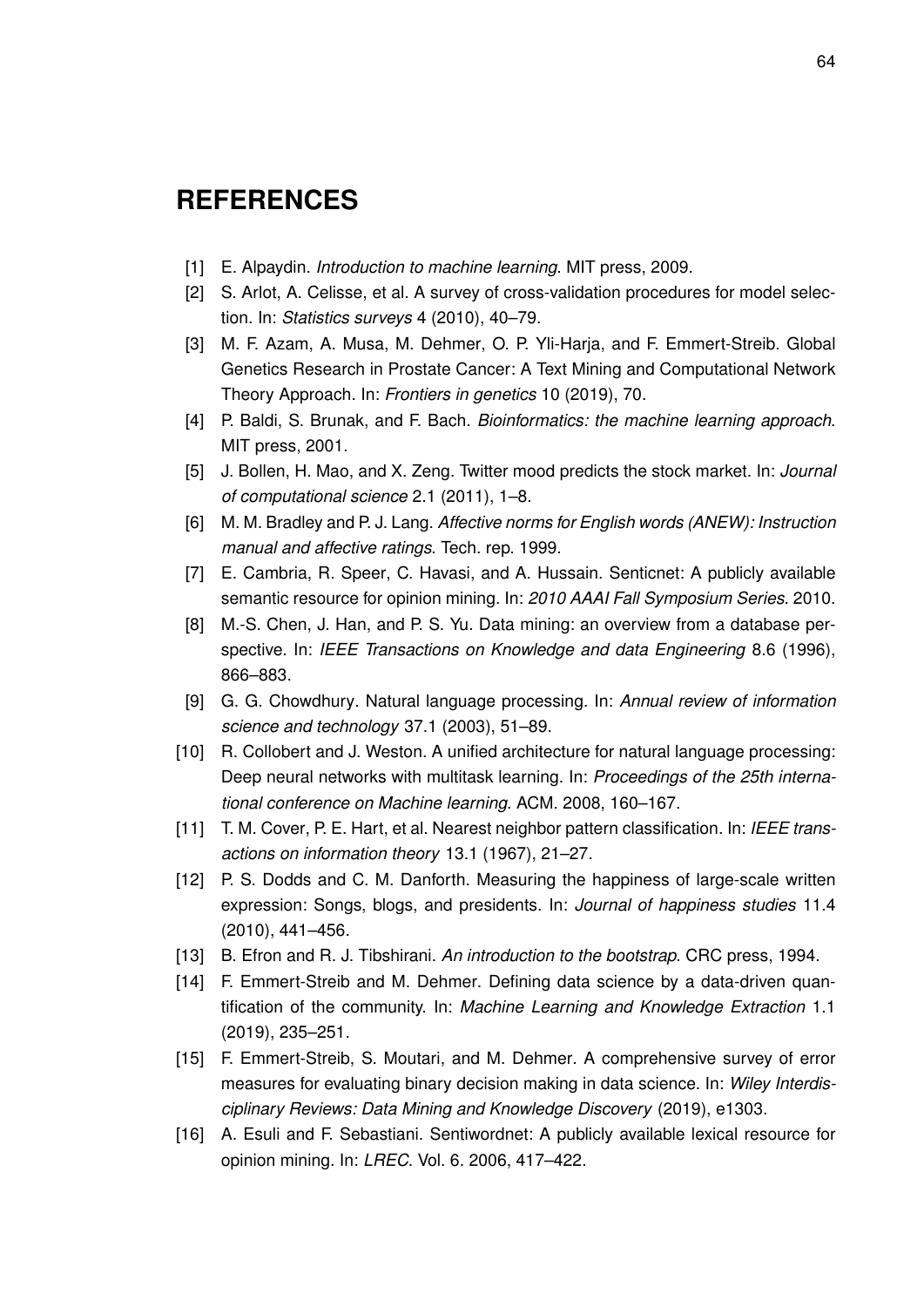# REFERENCES

[1] E. Alpaydin. *Introduction to machine learning*. MIT press, 2009.

[2] S. Arlot, A. Celisse, et al. A survey of cross-validation procedures for model selection. In: *Statistics surveys* 4 (2010), 40–79.

[3] M. F. Azam, A. Musa, M. Dehmer, O. P. Yli-Harja, and F. Emmert-Streib. Global Genetics Research in Prostate Cancer: A Text Mining and Computational Network Theory Approach. In: *Frontiers in genetics* 10 (2019), 70.

[4] P. Baldi, S. Brunak, and F. Bach. *Bioinformatics: the machine learning approach*. MIT press, 2001.

[5] J. Bollen, H. Mao, and X. Zeng. Twitter mood predicts the stock market. In: *Journal of computational science* 2.1 (2011), 1–8.

[6] M. M. Bradley and P. J. Lang. *Affective norms for English words (ANEW): Instruction manual and affective ratings*. Tech. rep. 1999.

[7] E. Cambria, R. Speer, C. Havasi, and A. Hussain. Senticnet: A publicly available semantic resource for opinion mining. In: *2010 AAAI Fall Symposium Series*. 2010.

[8] M.-S. Chen, J. Han, and P. S. Yu. Data mining: an overview from a database perspective. In: *IEEE Transactions on Knowledge and data Engineering* 8.6 (1996), 866–883.

[9] G. G. Chowdhury. Natural language processing. In: *Annual review of information science and technology* 37.1 (2003), 51–89.

[10] R. Collobert and J. Weston. A unified architecture for natural language processing: Deep neural networks with multitask learning. In: *Proceedings of the 25th international conference on Machine learning*. ACM. 2008, 160–167.

[11] T. M. Cover, P. E. Hart, et al. Nearest neighbor pattern classification. In: *IEEE transactions on information theory* 13.1 (1967), 21–27.

[12] P. S. Dodds and C. M. Danforth. Measuring the happiness of large-scale written expression: Songs, blogs, and presidents. In: *Journal of happiness studies* 11.4 (2010), 441–456.

[13] B. Efron and R. J. Tibshirani. *An introduction to the bootstrap*. CRC press, 1994.

[14] F. Emmert-Streib and M. Dehmer. Defining data science by a data-driven quantification of the community. In: *Machine Learning and Knowledge Extraction* 1.1 (2019), 235–251.

[15] F. Emmert-Streib, S. Moutari, and M. Dehmer. A comprehensive survey of error measures for evaluating binary decision making in data science. In: *Wiley Interdisciplinary Reviews: Data Mining and Knowledge Discovery* (2019), e1303.

[16] A. Esuli and F. Sebastiani. Sentiwordnet: A publicly available lexical resource for opinion mining. In: *LREC*. Vol. 6. 2006, 417–422.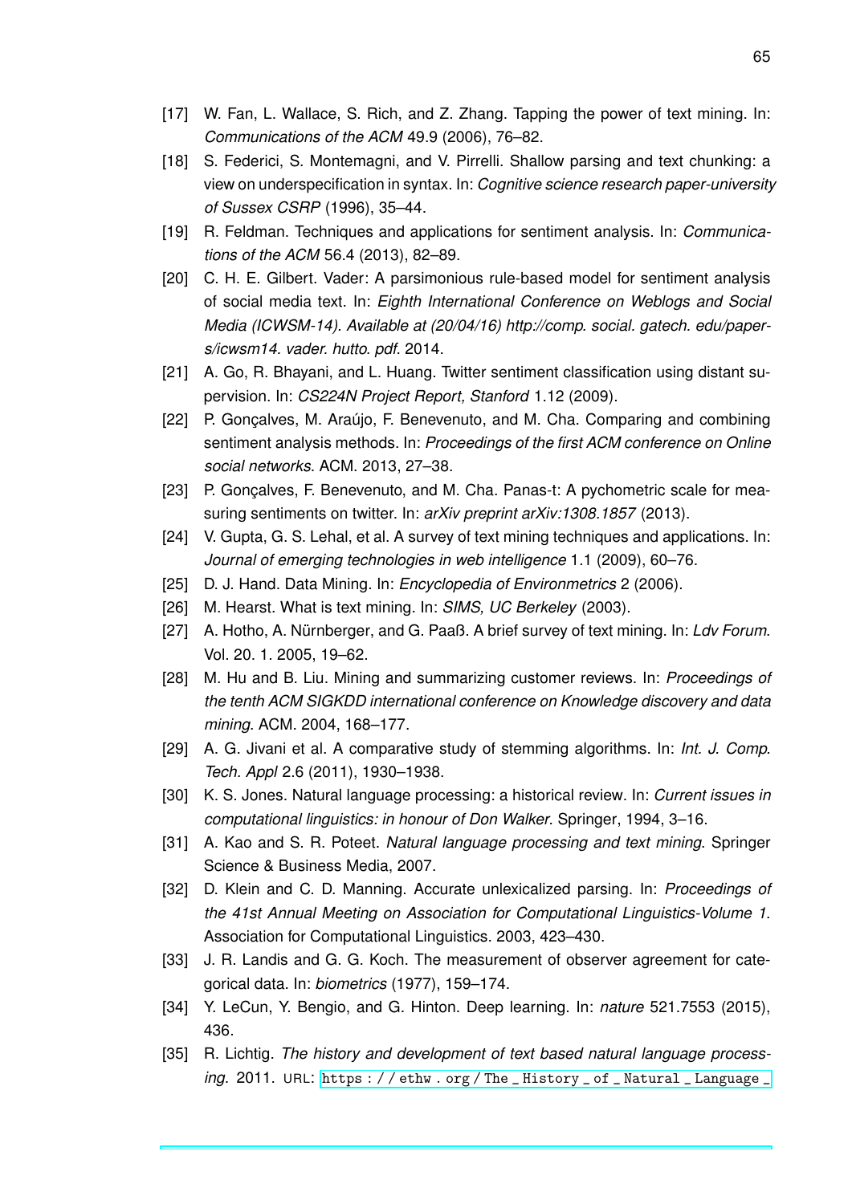[17] W. Fan, L. Wallace, S. Rich, and Z. Zhang. Tapping the power of text mining. In: *Communications of the ACM* 49.9 (2006), 76–82.

[18] S. Federici, S. Montemagni, and V. Pirrelli. Shallow parsing and text chunking: a view on underspecification in syntax. In: *Cognitive science research paper-university of Sussex CSRP* (1996), 35–44.

[19] R. Feldman. Techniques and applications for sentiment analysis. In: *Communications of the ACM* 56.4 (2013), 82–89.

[20] C. H. E. Gilbert. Vader: A parsimonious rule-based model for sentiment analysis of social media text. In: *Eighth International Conference on Weblogs and Social Media (ICWSM-14). Available at (20/04/16) http://comp. social. gatech. edu/papers/icwsm14. vader. hutto. pdf*. 2014.

[21] A. Go, R. Bhayani, and L. Huang. Twitter sentiment classification using distant supervision. In: *CS224N Project Report, Stanford* 1.12 (2009).

[22] P. Gonçalves, M. Araújo, F. Benevenuto, and M. Cha. Comparing and combining sentiment analysis methods. In: *Proceedings of the first ACM conference on Online social networks*. ACM. 2013, 27–38.

[23] P. Gonçalves, F. Benevenuto, and M. Cha. Panas-t: A pychometric scale for measuring sentiments on twitter. In: *arXiv preprint arXiv:1308.1857* (2013).

[24] V. Gupta, G. S. Lehal, et al. A survey of text mining techniques and applications. In: *Journal of emerging technologies in web intelligence* 1.1 (2009), 60–76.

[25] D. J. Hand. Data Mining. In: *Encyclopedia of Environmetrics* 2 (2006).

[26] M. Hearst. What is text mining. In: *SIMS, UC Berkeley* (2003).

[27] A. Hotho, A. Nürnberger, and G. Paaß. A brief survey of text mining. In: *Ldv Forum*. Vol. 20. 1. 2005, 19–62.

[28] M. Hu and B. Liu. Mining and summarizing customer reviews. In: *Proceedings of the tenth ACM SIGKDD international conference on Knowledge discovery and data mining*. ACM. 2004, 168–177.

[29] A. G. Jivani et al. A comparative study of stemming algorithms. In: *Int. J. Comp. Tech. Appl* 2.6 (2011), 1930–1938.

[30] K. S. Jones. Natural language processing: a historical review. In: *Current issues in computational linguistics: in honour of Don Walker*. Springer, 1994, 3–16.

[31] A. Kao and S. R. Poteet. *Natural language processing and text mining*. Springer Science & Business Media, 2007.

[32] D. Klein and C. D. Manning. Accurate unlexicalized parsing. In: *Proceedings of the 41st Annual Meeting on Association for Computational Linguistics-Volume 1*. Association for Computational Linguistics. 2003, 423–430.

[33] J. R. Landis and G. G. Koch. The measurement of observer agreement for categorical data. In: *biometrics* (1977), 159–174.

[34] Y. LeCun, Y. Bengio, and G. Hinton. Deep learning. In: *nature* 521.7553 (2015), 436.

[35] R. Lichtig. *The history and development of text based natural language processing*. 2011. URL: https://ethw.org/The_History_of_Natural_Language_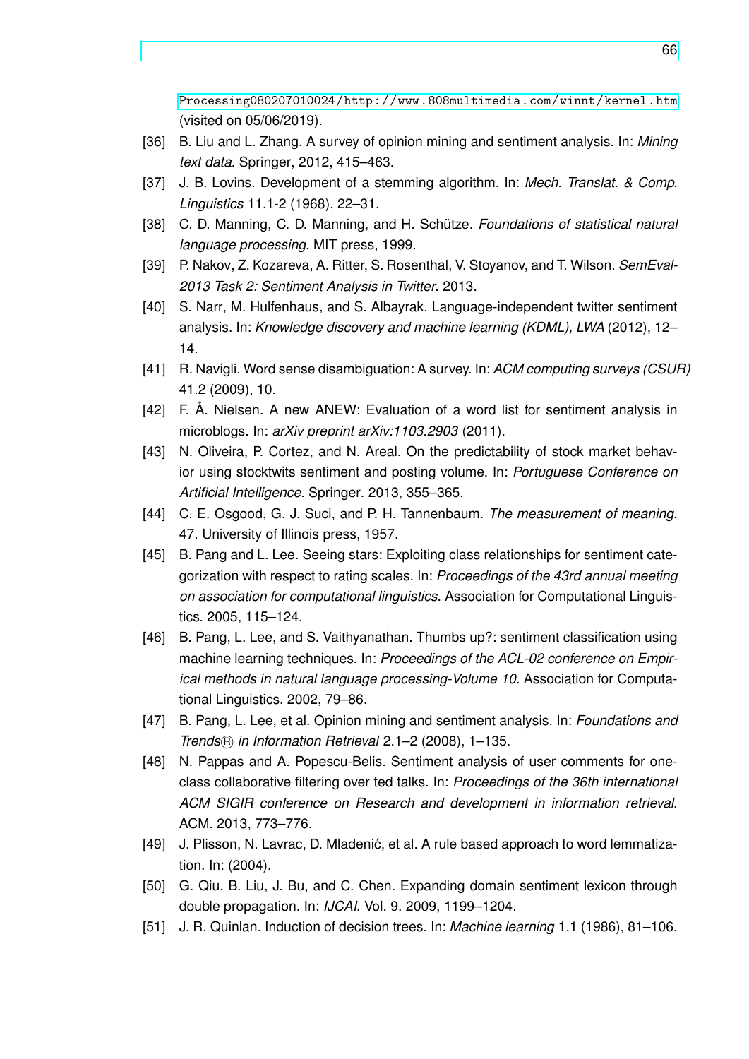Processing080207010024/http://www.808multimedia.com/winnt/kernel.htm (visited on 05/06/2019).

[36] B. Liu and L. Zhang. A survey of opinion mining and sentiment analysis. In: *Mining text data*. Springer, 2012, 415–463.

[37] J. B. Lovins. Development of a stemming algorithm. In: *Mech. Translat. & Comp. Linguistics* 11.1-2 (1968), 22–31.

[38] C. D. Manning, C. D. Manning, and H. Schütze. *Foundations of statistical natural language processing*. MIT press, 1999.

[39] P. Nakov, Z. Kozareva, A. Ritter, S. Rosenthal, V. Stoyanov, and T. Wilson. *SemEval-2013 Task 2: Sentiment Analysis in Twitter*. 2013.

[40] S. Narr, M. Hulfenhaus, and S. Albayrak. Language-independent twitter sentiment analysis. In: *Knowledge discovery and machine learning (KDML), LWA* (2012), 12–14.

[41] R. Navigli. Word sense disambiguation: A survey. In: *ACM computing surveys (CSUR)* 41.2 (2009), 10.

[42] F. Å. Nielsen. A new ANEW: Evaluation of a word list for sentiment analysis in microblogs. In: *arXiv preprint arXiv:1103.2903* (2011).

[43] N. Oliveira, P. Cortez, and N. Areal. On the predictability of stock market behavior using stocktwits sentiment and posting volume. In: *Portuguese Conference on Artificial Intelligence*. Springer. 2013, 355–365.

[44] C. E. Osgood, G. J. Suci, and P. H. Tannenbaum. *The measurement of meaning*. 47. University of Illinois press, 1957.

[45] B. Pang and L. Lee. Seeing stars: Exploiting class relationships for sentiment categorization with respect to rating scales. In: *Proceedings of the 43rd annual meeting on association for computational linguistics*. Association for Computational Linguistics. 2005, 115–124.

[46] B. Pang, L. Lee, and S. Vaithyanathan. Thumbs up?: sentiment classification using machine learning techniques. In: *Proceedings of the ACL-02 conference on Empirical methods in natural language processing-Volume 10*. Association for Computational Linguistics. 2002, 79–86.

[47] B. Pang, L. Lee, et al. Opinion mining and sentiment analysis. In: *Foundations and Trends® in Information Retrieval* 2.1–2 (2008), 1–135.

[48] N. Pappas and A. Popescu-Belis. Sentiment analysis of user comments for one-class collaborative filtering over ted talks. In: *Proceedings of the 36th international ACM SIGIR conference on Research and development in information retrieval*. ACM. 2013, 773–776.

[49] J. Plisson, N. Lavrac, D. Mladenić, et al. A rule based approach to word lemmatization. In: (2004).

[50] G. Qiu, B. Liu, J. Bu, and C. Chen. Expanding domain sentiment lexicon through double propagation. In: *IJCAI*. Vol. 9. 2009, 1199–1204.

[51] J. R. Quinlan. Induction of decision trees. In: *Machine learning* 1.1 (1986), 81–106.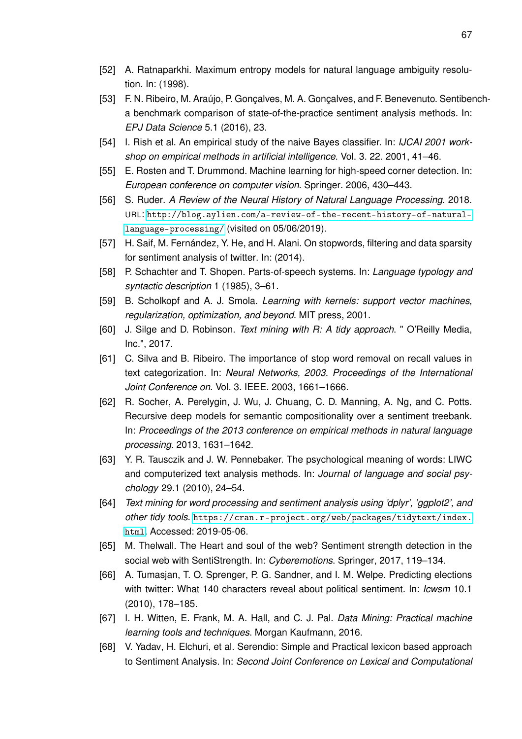[52] A. Ratnaparkhi. Maximum entropy models for natural language ambiguity resolution. In: (1998).

[53] F. N. Ribeiro, M. Araújo, P. Gonçalves, M. A. Gonçalves, and F. Benevenuto. Sentibench-a benchmark comparison of state-of-the-practice sentiment analysis methods. In: *EPJ Data Science* 5.1 (2016), 23.

[54] I. Rish et al. An empirical study of the naive Bayes classifier. In: *IJCAI 2001 workshop on empirical methods in artificial intelligence*. Vol. 3. 22. 2001, 41–46.

[55] E. Rosten and T. Drummond. Machine learning for high-speed corner detection. In: *European conference on computer vision*. Springer. 2006, 430–443.

[56] S. Ruder. *A Review of the Neural History of Natural Language Processing*. 2018. URL: http://blog.aylien.com/a-review-of-the-recent-history-of-natural-language-processing/ (visited on 05/06/2019).

[57] H. Saif, M. Fernández, Y. He, and H. Alani. On stopwords, filtering and data sparsity for sentiment analysis of twitter. In: (2014).

[58] P. Schachter and T. Shopen. Parts-of-speech systems. In: *Language typology and syntactic description* 1 (1985), 3–61.

[59] B. Scholkopf and A. J. Smola. *Learning with kernels: support vector machines, regularization, optimization, and beyond*. MIT press, 2001.

[60] J. Silge and D. Robinson. *Text mining with R: A tidy approach*. " O'Reilly Media, Inc.", 2017.

[61] C. Silva and B. Ribeiro. The importance of stop word removal on recall values in text categorization. In: *Neural Networks, 2003. Proceedings of the International Joint Conference on*. Vol. 3. IEEE. 2003, 1661–1666.

[62] R. Socher, A. Perelygin, J. Wu, J. Chuang, C. D. Manning, A. Ng, and C. Potts. Recursive deep models for semantic compositionality over a sentiment treebank. In: *Proceedings of the 2013 conference on empirical methods in natural language processing*. 2013, 1631–1642.

[63] Y. R. Tausczik and J. W. Pennebaker. The psychological meaning of words: LIWC and computerized text analysis methods. In: *Journal of language and social psychology* 29.1 (2010), 24–54.

[64] *Text mining for word processing and sentiment analysis using 'dplyr', 'ggplot2', and other tidy tools*. https://cran.r-project.org/web/packages/tidytext/index.html. Accessed: 2019-05-06.

[65] M. Thelwall. The Heart and soul of the web? Sentiment strength detection in the social web with SentiStrength. In: *Cyberemotions*. Springer, 2017, 119–134.

[66] A. Tumasjan, T. O. Sprenger, P. G. Sandner, and I. M. Welpe. Predicting elections with twitter: What 140 characters reveal about political sentiment. In: *Icwsm* 10.1 (2010), 178–185.

[67] I. H. Witten, E. Frank, M. A. Hall, and C. J. Pal. *Data Mining: Practical machine learning tools and techniques*. Morgan Kaufmann, 2016.

[68] V. Yadav, H. Elchuri, et al. Serendio: Simple and Practical lexicon based approach to Sentiment Analysis. In: *Second Joint Conference on Lexical and Computational*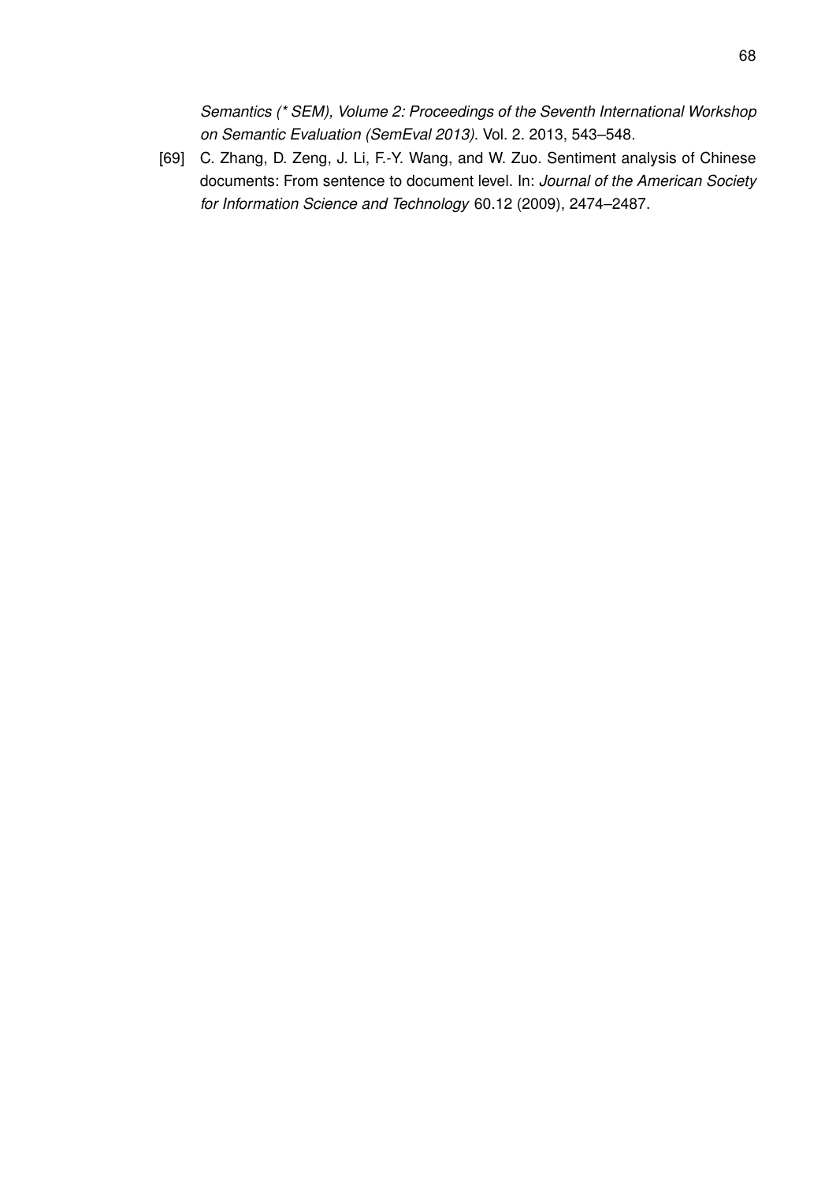*Semantics (* SEM), Volume 2: Proceedings of the Seventh International Workshop on Semantic Evaluation (SemEval 2013)*. Vol. 2. 2013, 543–548.

[69] C. Zhang, D. Zeng, J. Li, F.-Y. Wang, and W. Zuo. Sentiment analysis of Chinese documents: From sentence to document level. In: *Journal of the American Society for Information Science and Technology* 60.12 (2009), 2474–2487.